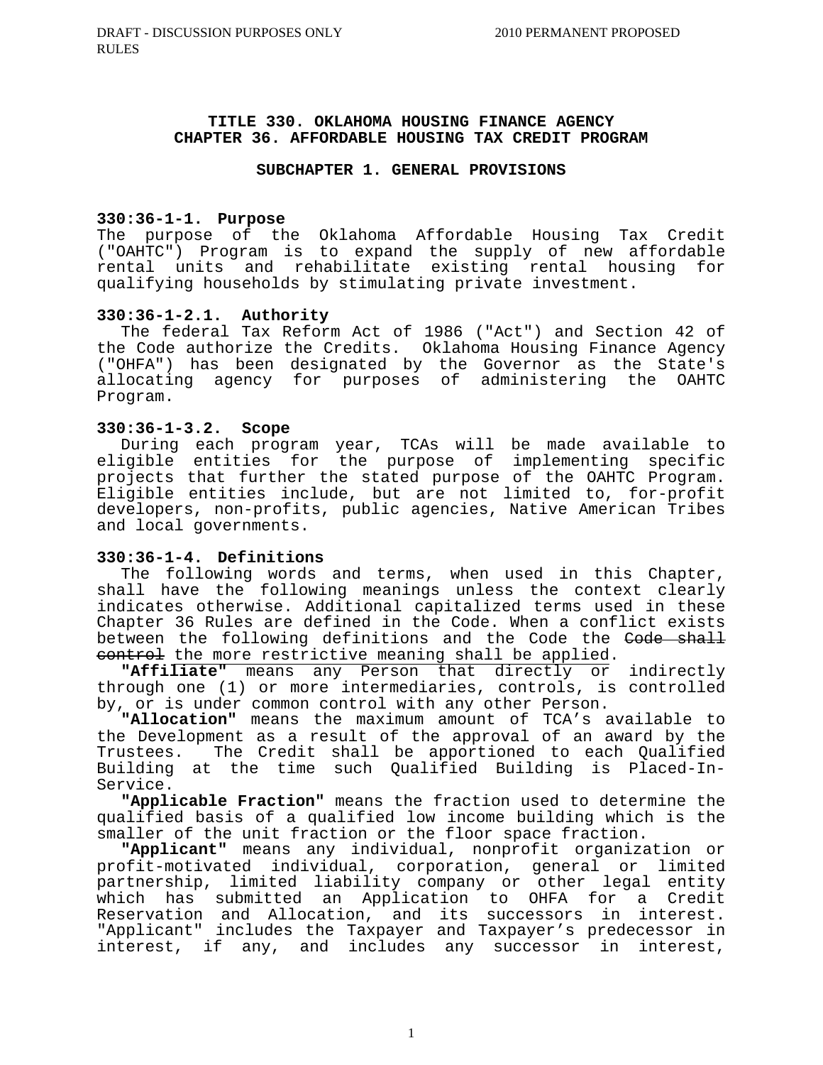# TITLE 330. OKLAHOMA HOUSING FINANCE AGENCY
# CHAPTER 36. AFFORDABLE HOUSING TAX CREDIT PROGRAM

## SUBCHAPTER 1. GENERAL PROVISIONS

**330:36-1-1. Purpose**
The purpose of the Oklahoma Affordable Housing Tax Credit ("OAHTC") Program is to expand the supply of new affordable rental units and rehabilitate existing rental housing for qualifying households by stimulating private investment.

**330:36-1-2.1. Authority**
The federal Tax Reform Act of 1986 ("Act") and Section 42 of the Code authorize the Credits. Oklahoma Housing Finance Agency ("OHFA") has been designated by the Governor as the State's allocating agency for purposes of administering the OAHTC Program.

**330:36-1-3.2. Scope**
During each program year, TCAs will be made available to eligible entities for the purpose of implementing specific projects that further the stated purpose of the OAHTC Program. Eligible entities include, but are not limited to, for-profit developers, non-profits, public agencies, Native American Tribes and local governments.

**330:36-1-4. Definitions**
The following words and terms, when used in this Chapter, shall have the following meanings unless the context clearly indicates otherwise. Additional capitalized terms used in these Chapter 36 Rules are defined in the Code. When a conflict exists between the following definitions and the Code the ~~Code shall control~~ the more restrictive meaning shall be applied.

**"Affiliate"** means any Person that directly or indirectly through one (1) or more intermediaries, controls, is controlled by, or is under common control with any other Person.

**"Allocation"** means the maximum amount of TCA's available to the Development as a result of the approval of an award by the Trustees. The Credit shall be apportioned to each Qualified Building at the time such Qualified Building is Placed-In-Service.

**"Applicable Fraction"** means the fraction used to determine the qualified basis of a qualified low income building which is the smaller of the unit fraction or the floor space fraction.

**"Applicant"** means any individual, nonprofit organization or profit-motivated individual, corporation, general or limited partnership, limited liability company or other legal entity which has submitted an Application to OHFA for a Credit Reservation and Allocation, and its successors in interest. "Applicant" includes the Taxpayer and Taxpayer's predecessor in interest, if any, and includes any successor in interest,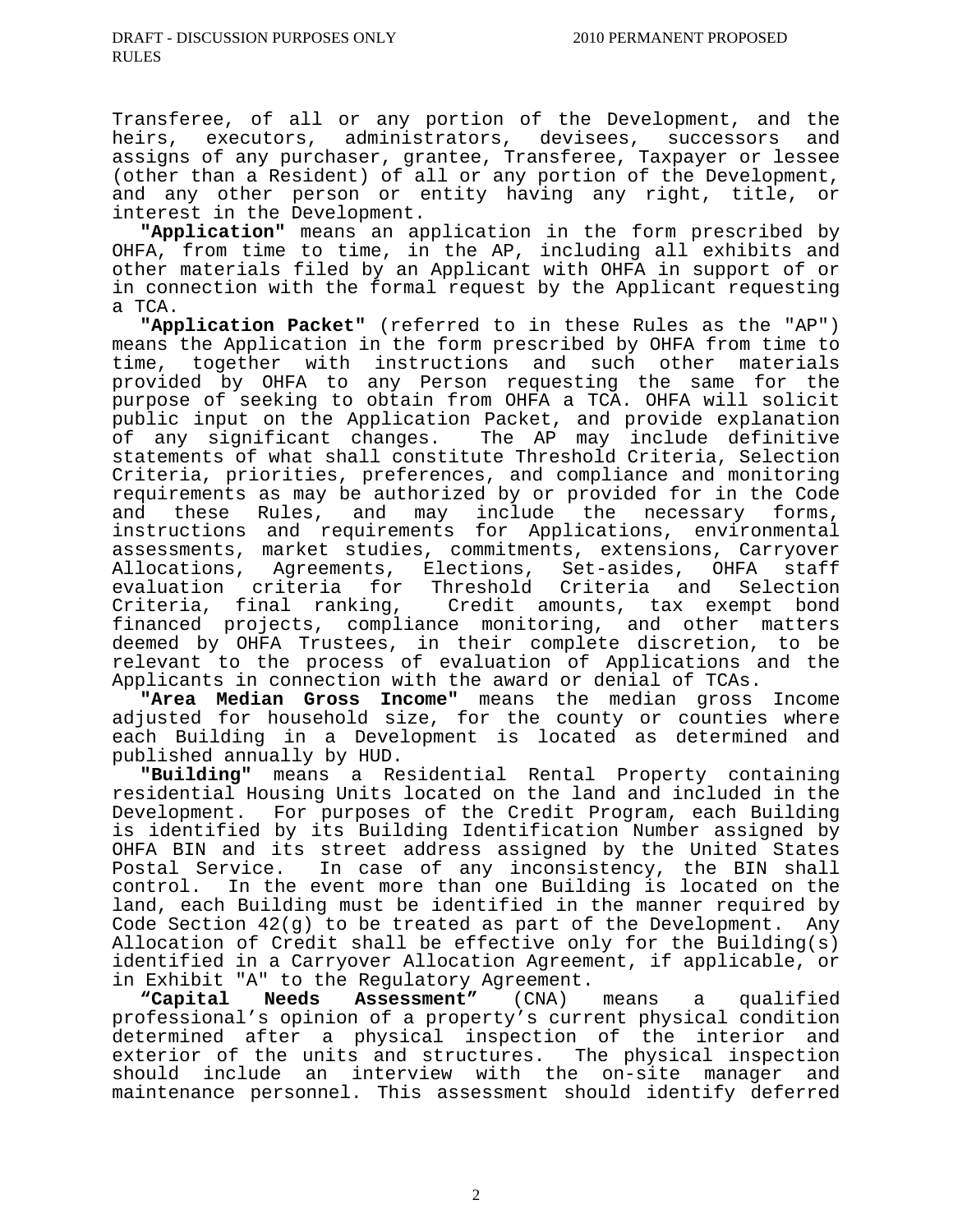Transferee, of all or any portion of the Development, and the heirs, executors, administrators, devisees, successors and assigns of any purchaser, grantee, Transferee, Taxpayer or lessee (other than a Resident) of all or any portion of the Development, and any other person or entity having any right, title, or interest in the Development.

**"Application"** means an application in the form prescribed by OHFA, from time to time, in the AP, including all exhibits and other materials filed by an Applicant with OHFA in support of or in connection with the formal request by the Applicant requesting a TCA.

**"Application Packet"** (referred to in these Rules as the "AP") means the Application in the form prescribed by OHFA from time to time, together with instructions and such other materials provided by OHFA to any Person requesting the same for the purpose of seeking to obtain from OHFA a TCA. OHFA will solicit public input on the Application Packet, and provide explanation of any significant changes. The AP may include definitive statements of what shall constitute Threshold Criteria, Selection Criteria, priorities, preferences, and compliance and monitoring requirements as may be authorized by or provided for in the Code and these Rules, and may include the necessary forms, instructions and requirements for Applications, environmental assessments, market studies, commitments, extensions, Carryover Allocations, Agreements, Elections, Set-asides, OHFA staff evaluation criteria for Threshold Criteria and Selection Criteria, final ranking, Credit amounts, tax exempt bond financed projects, compliance monitoring, and other matters deemed by OHFA Trustees, in their complete discretion, to be relevant to the process of evaluation of Applications and the Applicants in connection with the award or denial of TCAs.

**"Area Median Gross Income"** means the median gross Income adjusted for household size, for the county or counties where each Building in a Development is located as determined and published annually by HUD.

**"Building"** means a Residential Rental Property containing residential Housing Units located on the land and included in the Development. For purposes of the Credit Program, each Building is identified by its Building Identification Number assigned by OHFA BIN and its street address assigned by the United States Postal Service. In case of any inconsistency, the BIN shall control. In the event more than one Building is located on the land, each Building must be identified in the manner required by Code Section 42(g) to be treated as part of the Development. Any Allocation of Credit shall be effective only for the Building(s) identified in a Carryover Allocation Agreement, if applicable, or in Exhibit "A" to the Regulatory Agreement.

**"Capital Needs Assessment"** (CNA) means a qualified professional's opinion of a property's current physical condition determined after a physical inspection of the interior and exterior of the units and structures. The physical inspection should include an interview with the on-site manager and maintenance personnel. This assessment should identify deferred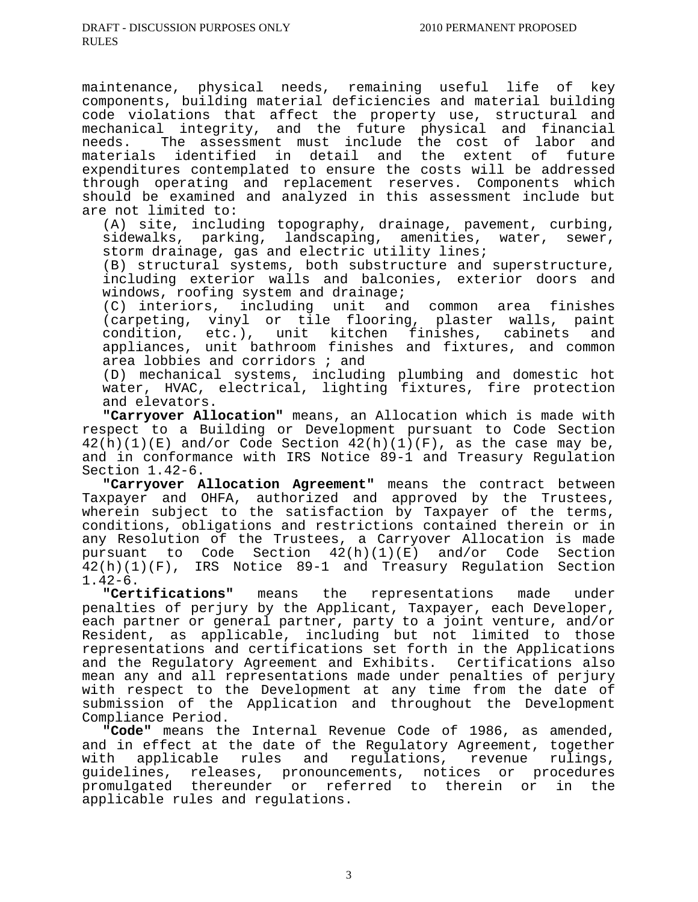maintenance, physical needs, remaining useful life of key components, building material deficiencies and material building code violations that affect the property use, structural and mechanical integrity, and the future physical and financial needs. The assessment must include the cost of labor and materials identified in detail and the extent of future expenditures contemplated to ensure the costs will be addressed through operating and replacement reserves. Components which should be examined and analyzed in this assessment include but are not limited to:

(A) site, including topography, drainage, pavement, curbing, sidewalks, parking, landscaping, amenities, water, sewer, storm drainage, gas and electric utility lines;

(B) structural systems, both substructure and superstructure, including exterior walls and balconies, exterior doors and windows, roofing system and drainage;

(C) interiors, including unit and common area finishes (carpeting, vinyl or tile flooring, plaster walls, paint condition, etc.), unit kitchen finishes, cabinets and appliances, unit bathroom finishes and fixtures, and common area lobbies and corridors ; and

(D) mechanical systems, including plumbing and domestic hot water, HVAC, electrical, lighting fixtures, fire protection and elevators.

**"Carryover Allocation"** means, an Allocation which is made with respect to a Building or Development pursuant to Code Section 42(h)(1)(E) and/or Code Section 42(h)(1)(F), as the case may be, and in conformance with IRS Notice 89-1 and Treasury Regulation Section 1.42-6.

**"Carryover Allocation Agreement"** means the contract between Taxpayer and OHFA, authorized and approved by the Trustees, wherein subject to the satisfaction by Taxpayer of the terms, conditions, obligations and restrictions contained therein or in any Resolution of the Trustees, a Carryover Allocation is made pursuant to Code Section 42(h)(1)(E) and/or Code Section 42(h)(1)(F), IRS Notice 89-1 and Treasury Regulation Section 1.42-6.

**"Certifications"** means the representations made under penalties of perjury by the Applicant, Taxpayer, each Developer, each partner or general partner, party to a joint venture, and/or Resident, as applicable, including but not limited to those representations and certifications set forth in the Applications and the Regulatory Agreement and Exhibits. Certifications also mean any and all representations made under penalties of perjury with respect to the Development at any time from the date of submission of the Application and throughout the Development Compliance Period.

**"Code"** means the Internal Revenue Code of 1986, as amended, and in effect at the date of the Regulatory Agreement, together with applicable rules and regulations, revenue rulings, guidelines, releases, pronouncements, notices or procedures promulgated thereunder or referred to therein or in the applicable rules and regulations.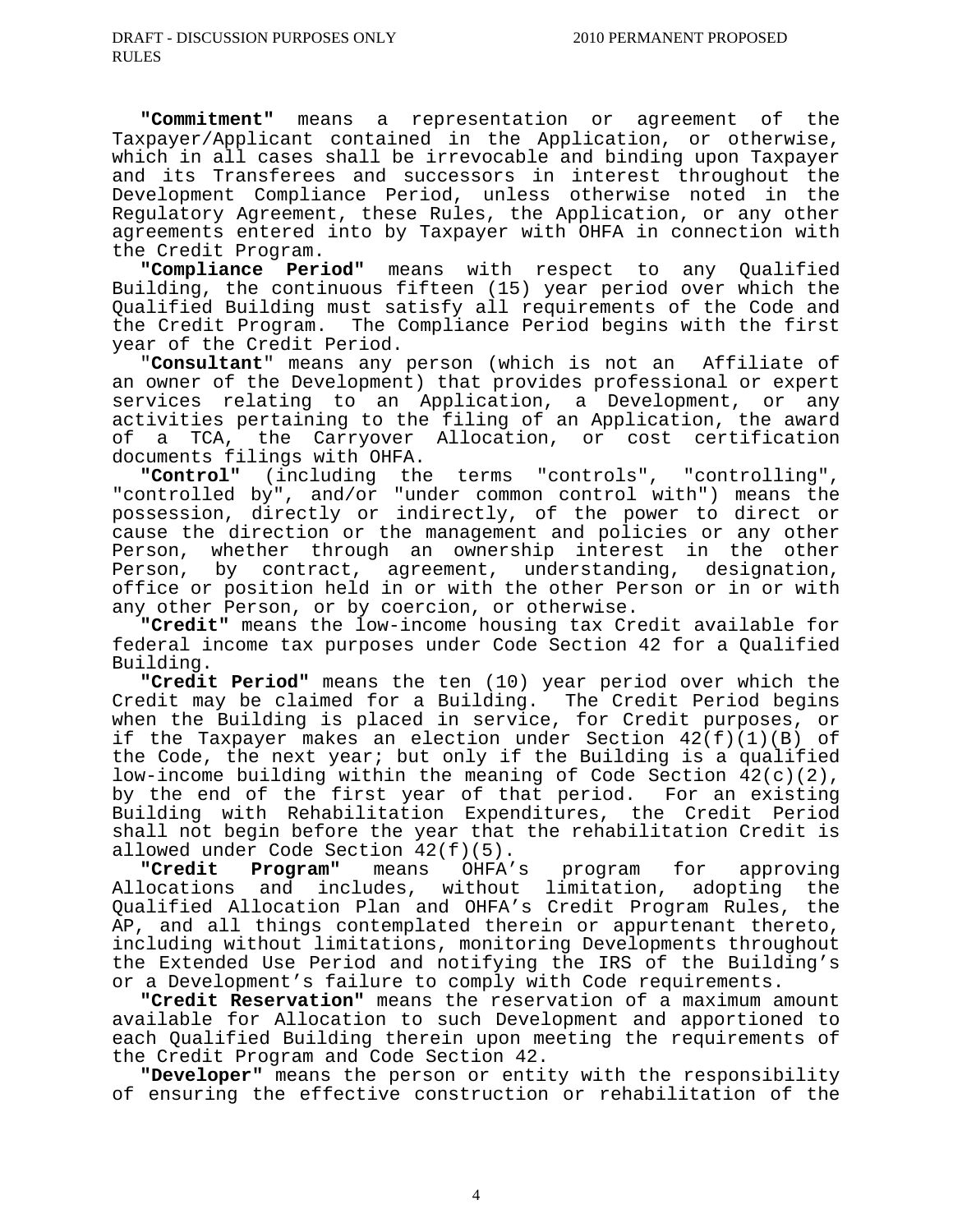**"Commitment"** means a representation or agreement of the Taxpayer/Applicant contained in the Application, or otherwise, which in all cases shall be irrevocable and binding upon Taxpayer and its Transferees and successors in interest throughout the Development Compliance Period, unless otherwise noted in the Regulatory Agreement, these Rules, the Application, or any other agreements entered into by Taxpayer with OHFA in connection with the Credit Program.

**"Compliance Period"** means with respect to any Qualified Building, the continuous fifteen (15) year period over which the Qualified Building must satisfy all requirements of the Code and the Credit Program. The Compliance Period begins with the first year of the Credit Period.

"**Consultant**" means any person (which is not an Affiliate of an owner of the Development) that provides professional or expert services relating to an Application, a Development, or any activities pertaining to the filing of an Application, the award of a TCA, the Carryover Allocation, or cost certification documents filings with OHFA.

**"Control"** (including the terms "controls", "controlling", "controlled by", and/or "under common control with") means the possession, directly or indirectly, of the power to direct or cause the direction or the management and policies or any other Person, whether through an ownership interest in the other Person, by contract, agreement, understanding, designation, office or position held in or with the other Person or in or with any other Person, or by coercion, or otherwise.

**"Credit"** means the low-income housing tax Credit available for federal income tax purposes under Code Section 42 for a Qualified Building.

**"Credit Period"** means the ten (10) year period over which the Credit may be claimed for a Building. The Credit Period begins when the Building is placed in service, for Credit purposes, or if the Taxpayer makes an election under Section 42(f)(1)(B) of the Code, the next year; but only if the Building is a qualified low-income building within the meaning of Code Section 42(c)(2), by the end of the first year of that period. For an existing Building with Rehabilitation Expenditures, the Credit Period shall not begin before the year that the rehabilitation Credit is allowed under Code Section 42(f)(5).

**"Credit Program"** means OHFA's program for approving Allocations and includes, without limitation, adopting the Qualified Allocation Plan and OHFA's Credit Program Rules, the AP, and all things contemplated therein or appurtenant thereto, including without limitations, monitoring Developments throughout the Extended Use Period and notifying the IRS of the Building's or a Development's failure to comply with Code requirements.

**"Credit Reservation"** means the reservation of a maximum amount available for Allocation to such Development and apportioned to each Qualified Building therein upon meeting the requirements of the Credit Program and Code Section 42.

**"Developer"** means the person or entity with the responsibility of ensuring the effective construction or rehabilitation of the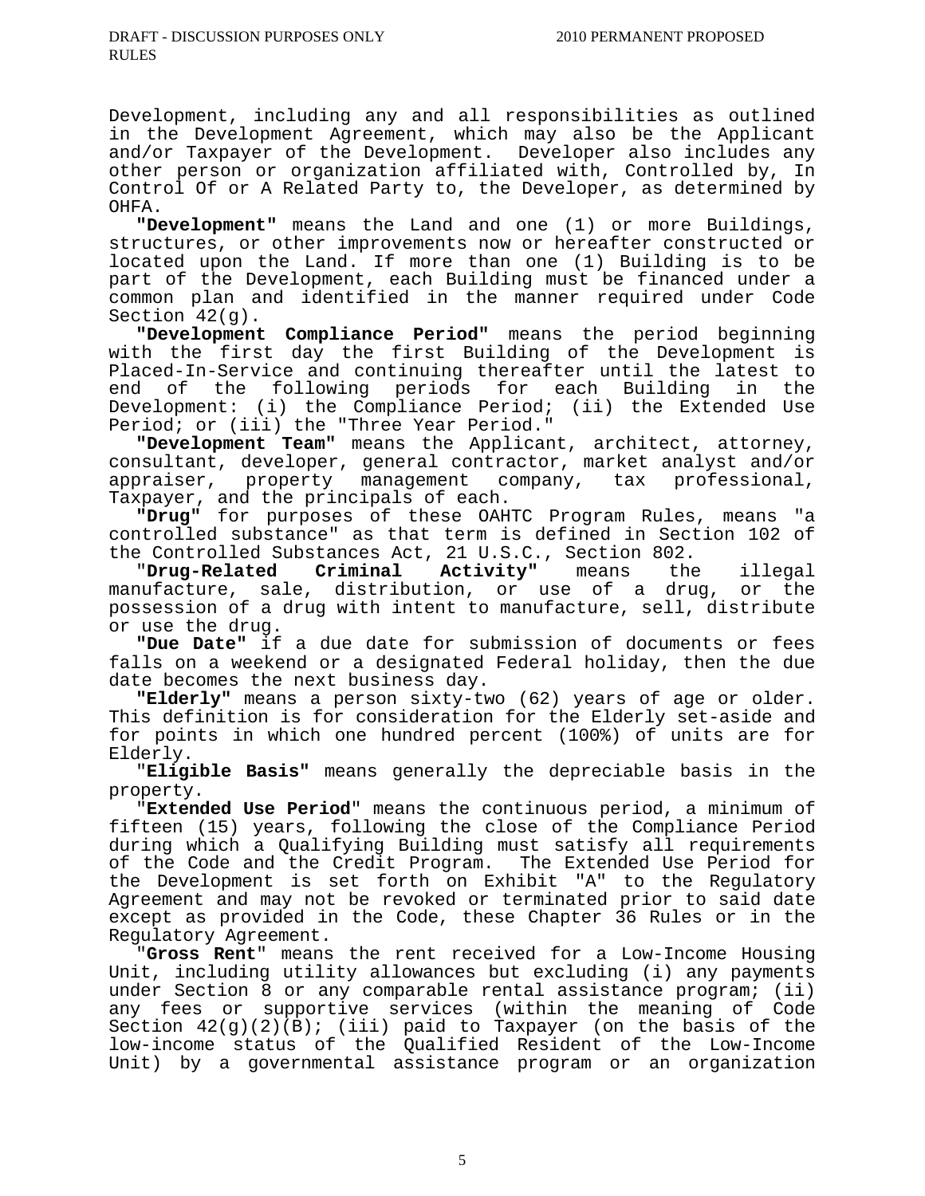Development, including any and all responsibilities as outlined in the Development Agreement, which may also be the Applicant and/or Taxpayer of the Development. Developer also includes any other person or organization affiliated with, Controlled by, In Control Of or A Related Party to, the Developer, as determined by OHFA.

**"Development"** means the Land and one (1) or more Buildings, structures, or other improvements now or hereafter constructed or located upon the Land. If more than one (1) Building is to be part of the Development, each Building must be financed under a common plan and identified in the manner required under Code Section 42(g).

**"Development Compliance Period"** means the period beginning with the first day the first Building of the Development is Placed-In-Service and continuing thereafter until the latest to end of the following periods for each Building in the Development: (i) the Compliance Period; (ii) the Extended Use Period; or (iii) the "Three Year Period."

**"Development Team"** means the Applicant, architect, attorney, consultant, developer, general contractor, market analyst and/or appraiser, property management company, tax professional, Taxpayer, and the principals of each.

**"Drug"** for purposes of these OAHTC Program Rules, means "a controlled substance" as that term is defined in Section 102 of the Controlled Substances Act, 21 U.S.C., Section 802.

"**Drug-Related Criminal Activity"** means the illegal manufacture, sale, distribution, or use of a drug, or the possession of a drug with intent to manufacture, sell, distribute or use the drug.

**"Due Date"** if a due date for submission of documents or fees falls on a weekend or a designated Federal holiday, then the due date becomes the next business day.

**"Elderly"** means a person sixty-two (62) years of age or older. This definition is for consideration for the Elderly set-aside and for points in which one hundred percent (100%) of units are for Elderly.

"**Eligible Basis"** means generally the depreciable basis in the property.

"**Extended Use Period**" means the continuous period, a minimum of fifteen (15) years, following the close of the Compliance Period during which a Qualifying Building must satisfy all requirements of the Code and the Credit Program. The Extended Use Period for the Development is set forth on Exhibit "A" to the Regulatory Agreement and may not be revoked or terminated prior to said date except as provided in the Code, these Chapter 36 Rules or in the Regulatory Agreement.

"**Gross Rent**" means the rent received for a Low-Income Housing Unit, including utility allowances but excluding (i) any payments under Section 8 or any comparable rental assistance program; (ii) any fees or supportive services (within the meaning of Code Section 42(g)(2)(B); (iii) paid to Taxpayer (on the basis of the low-income status of the Qualified Resident of the Low-Income Unit) by a governmental assistance program or an organization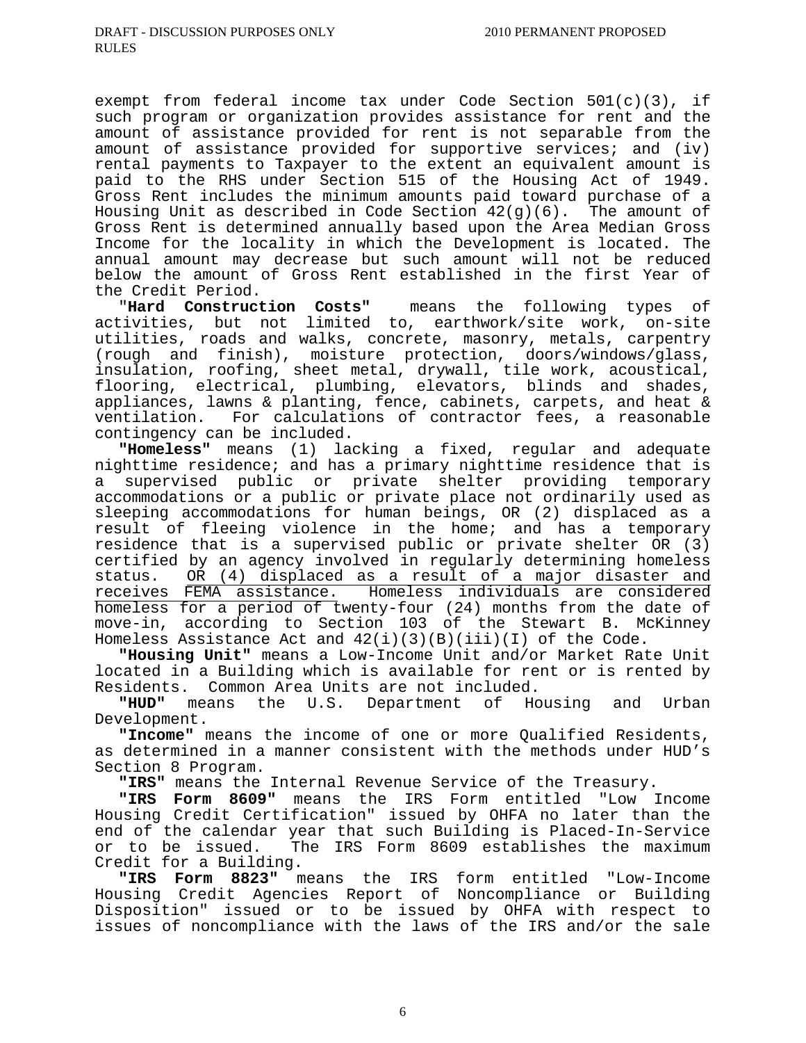exempt from federal income tax under Code Section 501(c)(3), if such program or organization provides assistance for rent and the amount of assistance provided for rent is not separable from the amount of assistance provided for supportive services; and (iv) rental payments to Taxpayer to the extent an equivalent amount is paid to the RHS under Section 515 of the Housing Act of 1949. Gross Rent includes the minimum amounts paid toward purchase of a Housing Unit as described in Code Section 42(g)(6). The amount of Gross Rent is determined annually based upon the Area Median Gross Income for the locality in which the Development is located. The annual amount may decrease but such amount will not be reduced below the amount of Gross Rent established in the first Year of the Credit Period.

"**Hard Construction Costs"** means the following types of activities, but not limited to, earthwork/site work, on-site utilities, roads and walks, concrete, masonry, metals, carpentry (rough and finish), moisture protection, doors/windows/glass, insulation, roofing, sheet metal, drywall, tile work, acoustical, flooring, electrical, plumbing, elevators, blinds and shades, appliances, lawns & planting, fence, cabinets, carpets, and heat & ventilation. For calculations of contractor fees, a reasonable contingency can be included.

**"Homeless"** means (1) lacking a fixed, regular and adequate nighttime residence; and has a primary nighttime residence that is a supervised public or private shelter providing temporary accommodations or a public or private place not ordinarily used as sleeping accommodations for human beings, OR (2) displaced as a result of fleeing violence in the home; and has a temporary residence that is a supervised public or private shelter OR (3) certified by an agency involved in regularly determining homeless status. <u>OR (4) displaced as a result of a major disaster and receives FEMA assistance.</u> Homeless individuals are considered homeless for a period of twenty-four (24) months from the date of move-in, according to Section 103 of the Stewart B. McKinney Homeless Assistance Act and 42(i)(3)(B)(iii)(I) of the Code.

**"Housing Unit"** means a Low-Income Unit and/or Market Rate Unit located in a Building which is available for rent or is rented by Residents. Common Area Units are not included.

**"HUD"** means the U.S. Department of Housing and Urban Development.

**"Income"** means the income of one or more Qualified Residents, as determined in a manner consistent with the methods under HUD's Section 8 Program.

**"IRS"** means the Internal Revenue Service of the Treasury.

**"IRS Form 8609"** means the IRS Form entitled "Low Income Housing Credit Certification" issued by OHFA no later than the end of the calendar year that such Building is Placed-In-Service or to be issued. The IRS Form 8609 establishes the maximum Credit for a Building.

**"IRS Form 8823"** means the IRS form entitled "Low-Income Housing Credit Agencies Report of Noncompliance or Building Disposition" issued or to be issued by OHFA with respect to issues of noncompliance with the laws of the IRS and/or the sale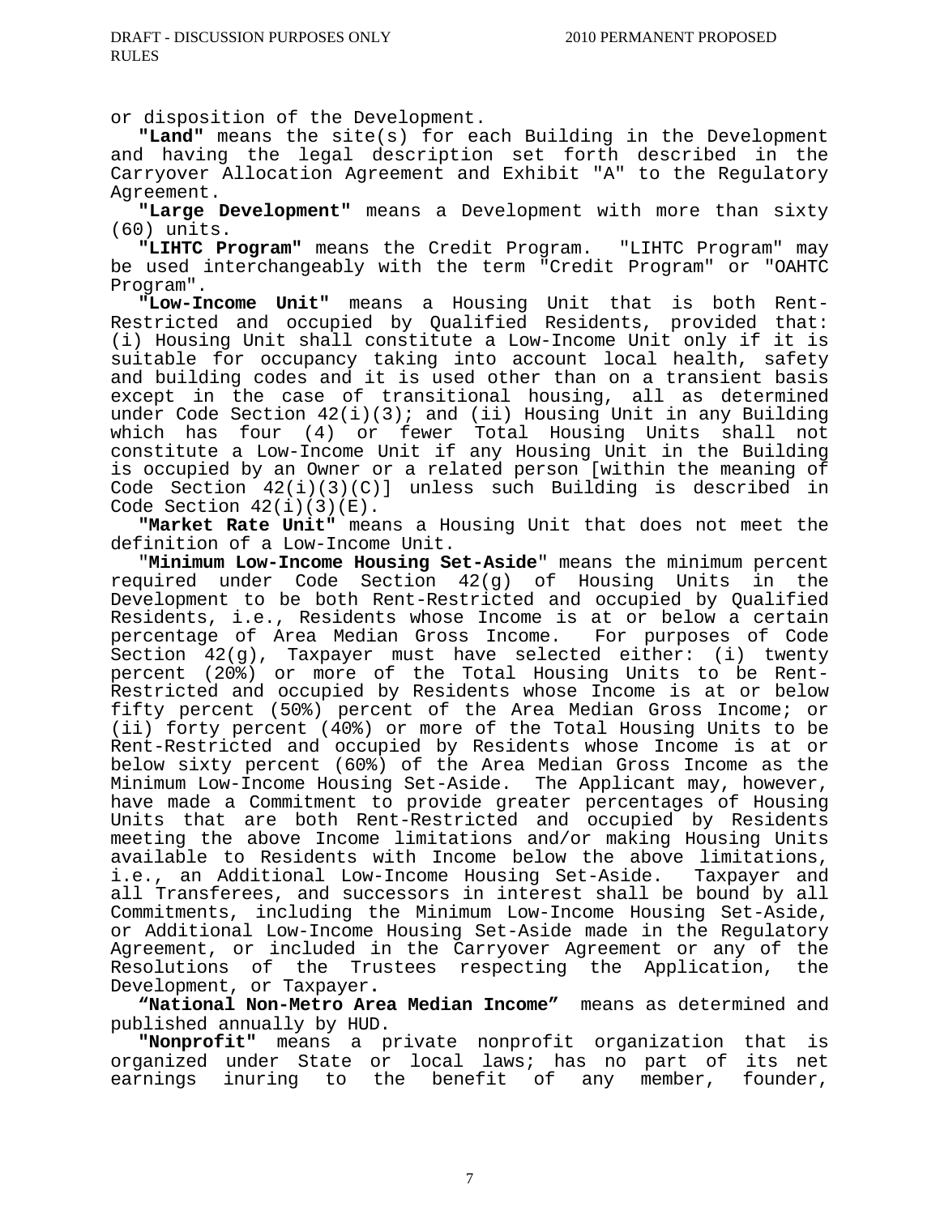or disposition of the Development.

**"Land"** means the site(s) for each Building in the Development and having the legal description set forth described in the Carryover Allocation Agreement and Exhibit "A" to the Regulatory Agreement.

**"Large Development"** means a Development with more than sixty (60) units.

**"LIHTC Program"** means the Credit Program. "LIHTC Program" may be used interchangeably with the term "Credit Program" or "OAHTC Program".

**"Low-Income Unit"** means a Housing Unit that is both Rent-Restricted and occupied by Qualified Residents, provided that: (i) Housing Unit shall constitute a Low-Income Unit only if it is suitable for occupancy taking into account local health, safety and building codes and it is used other than on a transient basis except in the case of transitional housing, all as determined under Code Section 42(i)(3); and (ii) Housing Unit in any Building which has four (4) or fewer Total Housing Units shall not constitute a Low-Income Unit if any Housing Unit in the Building is occupied by an Owner or a related person [within the meaning of Code Section 42(i)(3)(C)] unless such Building is described in Code Section 42(i)(3)(E).

**"Market Rate Unit"** means a Housing Unit that does not meet the definition of a Low-Income Unit.

"**Minimum Low-Income Housing Set-Aside**" means the minimum percent required under Code Section 42(g) of Housing Units in the Development to be both Rent-Restricted and occupied by Qualified Residents, i.e., Residents whose Income is at or below a certain percentage of Area Median Gross Income. For purposes of Code Section 42(g), Taxpayer must have selected either: (i) twenty percent (20%) or more of the Total Housing Units to be Rent-Restricted and occupied by Residents whose Income is at or below fifty percent (50%) percent of the Area Median Gross Income; or (ii) forty percent (40%) or more of the Total Housing Units to be Rent-Restricted and occupied by Residents whose Income is at or below sixty percent (60%) of the Area Median Gross Income as the Minimum Low-Income Housing Set-Aside. The Applicant may, however, have made a Commitment to provide greater percentages of Housing Units that are both Rent-Restricted and occupied by Residents meeting the above Income limitations and/or making Housing Units available to Residents with Income below the above limitations, i.e., an Additional Low-Income Housing Set-Aside. Taxpayer and all Transferees, and successors in interest shall be bound by all Commitments, including the Minimum Low-Income Housing Set-Aside, or Additional Low-Income Housing Set-Aside made in the Regulatory Agreement, or included in the Carryover Agreement or any of the Resolutions of the Trustees respecting the Application, the Development, or Taxpayer.

**"National Non-Metro Area Median Income"** means as determined and published annually by HUD.

**"Nonprofit"** means a private nonprofit organization that is organized under State or local laws; has no part of its net earnings inuring to the benefit of any member, founder,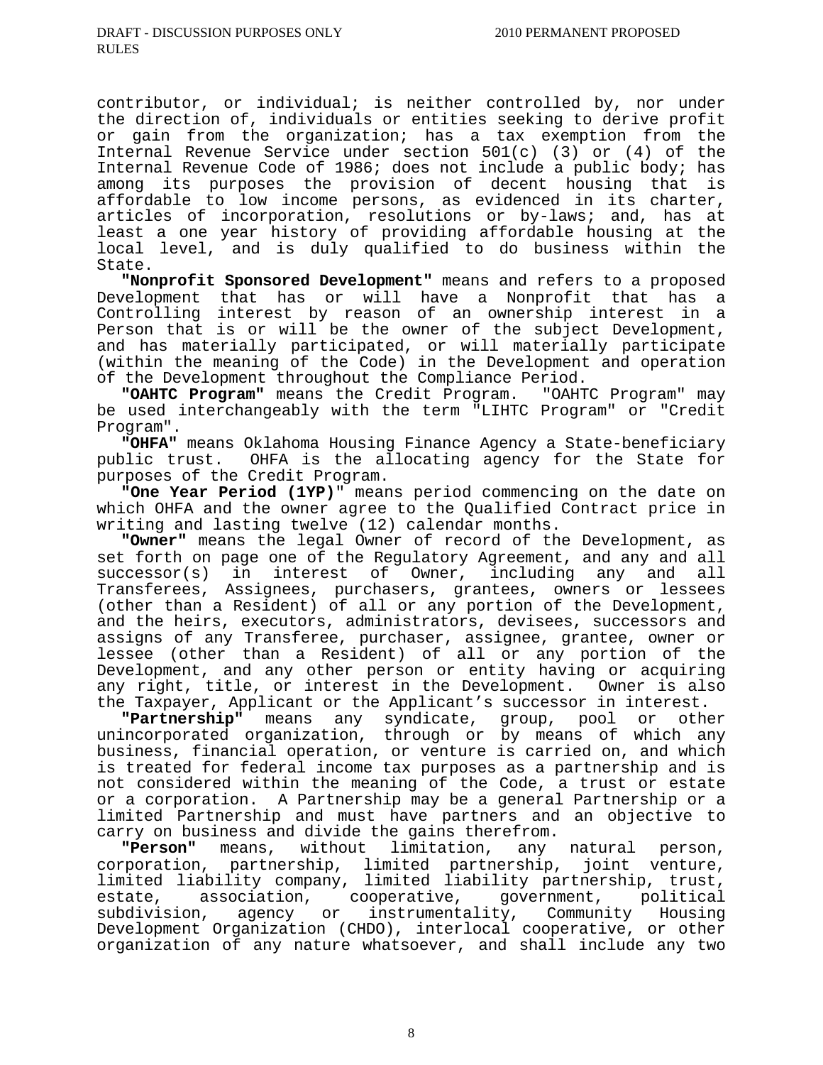contributor, or individual; is neither controlled by, nor under the direction of, individuals or entities seeking to derive profit or gain from the organization; has a tax exemption from the Internal Revenue Service under section 501(c) (3) or (4) of the Internal Revenue Code of 1986; does not include a public body; has among its purposes the provision of decent housing that is affordable to low income persons, as evidenced in its charter, articles of incorporation, resolutions or by-laws; and, has at least a one year history of providing affordable housing at the local level, and is duly qualified to do business within the State.

**"Nonprofit Sponsored Development"** means and refers to a proposed Development that has or will have a Nonprofit that has a Controlling interest by reason of an ownership interest in a Person that is or will be the owner of the subject Development, and has materially participated, or will materially participate (within the meaning of the Code) in the Development and operation of the Development throughout the Compliance Period.

**"OAHTC Program"** means the Credit Program. "OAHTC Program" may be used interchangeably with the term "LIHTC Program" or "Credit Program".

**"OHFA"** means Oklahoma Housing Finance Agency a State-beneficiary public trust. OHFA is the allocating agency for the State for purposes of the Credit Program.

**"One Year Period (1YP)**" means period commencing on the date on which OHFA and the owner agree to the Qualified Contract price in writing and lasting twelve (12) calendar months.

**"Owner"** means the legal Owner of record of the Development, as set forth on page one of the Regulatory Agreement, and any and all successor(s) in interest of Owner, including any and all Transferees, Assignees, purchasers, grantees, owners or lessees (other than a Resident) of all or any portion of the Development, and the heirs, executors, administrators, devisees, successors and assigns of any Transferee, purchaser, assignee, grantee, owner or lessee (other than a Resident) of all or any portion of the Development, and any other person or entity having or acquiring any right, title, or interest in the Development. Owner is also the Taxpayer, Applicant or the Applicant's successor in interest.

**"Partnership"** means any syndicate, group, pool or other unincorporated organization, through or by means of which any business, financial operation, or venture is carried on, and which is treated for federal income tax purposes as a partnership and is not considered within the meaning of the Code, a trust or estate or a corporation. A Partnership may be a general Partnership or a limited Partnership and must have partners and an objective to carry on business and divide the gains therefrom.

**"Person"** means, without limitation, any natural person, corporation, partnership, limited partnership, joint venture, limited liability company, limited liability partnership, trust, estate, association, cooperative, government, political subdivision, agency or instrumentality, Community Housing Development Organization (CHDO), interlocal cooperative, or other organization of any nature whatsoever, and shall include any two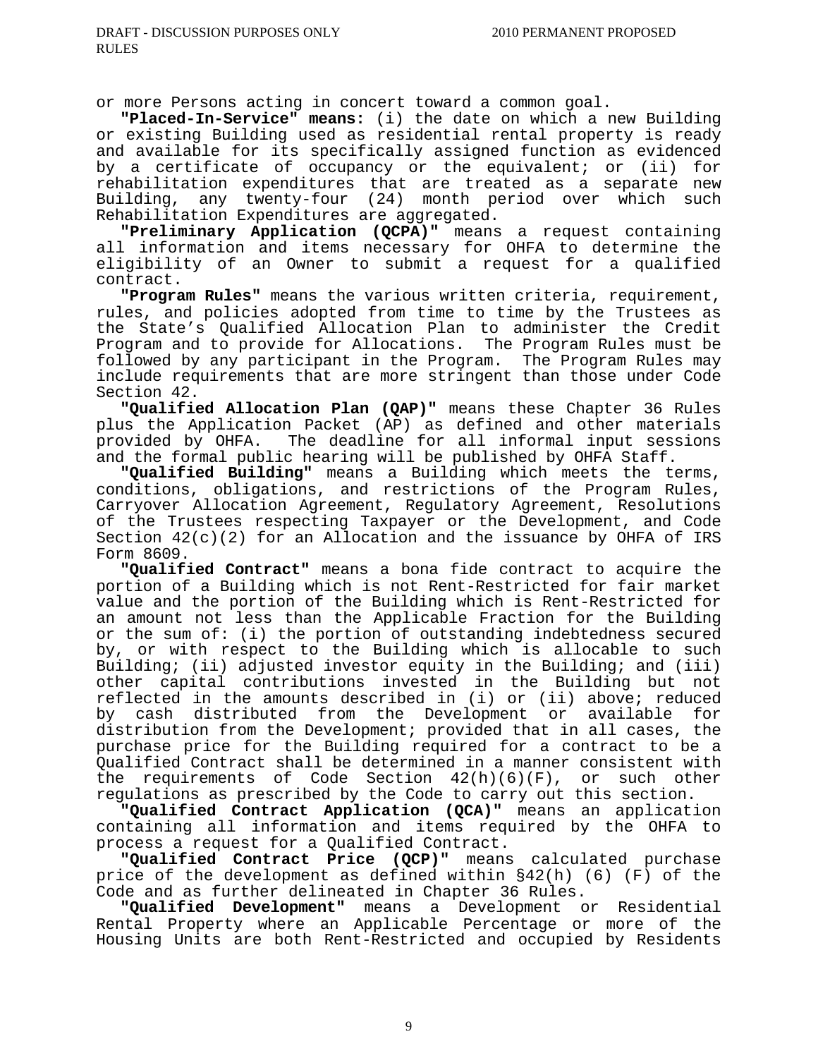or more Persons acting in concert toward a common goal.

**"Placed-In-Service" means:** (i) the date on which a new Building or existing Building used as residential rental property is ready and available for its specifically assigned function as evidenced by a certificate of occupancy or the equivalent; or (ii) for rehabilitation expenditures that are treated as a separate new Building, any twenty-four (24) month period over which such Rehabilitation Expenditures are aggregated.

**"Preliminary Application (QCPA)"** means a request containing all information and items necessary for OHFA to determine the eligibility of an Owner to submit a request for a qualified contract.

**"Program Rules"** means the various written criteria, requirement, rules, and policies adopted from time to time by the Trustees as the State's Qualified Allocation Plan to administer the Credit Program and to provide for Allocations. The Program Rules must be followed by any participant in the Program. The Program Rules may include requirements that are more stringent than those under Code Section 42.

**"Qualified Allocation Plan (QAP)"** means these Chapter 36 Rules plus the Application Packet (AP) as defined and other materials provided by OHFA. The deadline for all informal input sessions and the formal public hearing will be published by OHFA Staff.

**"Qualified Building"** means a Building which meets the terms, conditions, obligations, and restrictions of the Program Rules, Carryover Allocation Agreement, Regulatory Agreement, Resolutions of the Trustees respecting Taxpayer or the Development, and Code Section 42(c)(2) for an Allocation and the issuance by OHFA of IRS Form 8609.

**"Qualified Contract"** means a bona fide contract to acquire the portion of a Building which is not Rent-Restricted for fair market value and the portion of the Building which is Rent-Restricted for an amount not less than the Applicable Fraction for the Building or the sum of: (i) the portion of outstanding indebtedness secured by, or with respect to the Building which is allocable to such Building; (ii) adjusted investor equity in the Building; and (iii) other capital contributions invested in the Building but not reflected in the amounts described in (i) or (ii) above; reduced by cash distributed from the Development or available for distribution from the Development; provided that in all cases, the purchase price for the Building required for a contract to be a Qualified Contract shall be determined in a manner consistent with the requirements of Code Section 42(h)(6)(F), or such other regulations as prescribed by the Code to carry out this section.

**"Qualified Contract Application (QCA)"** means an application containing all information and items required by the OHFA to process a request for a Qualified Contract.

**"Qualified Contract Price (QCP)"** means calculated purchase price of the development as defined within §42(h) (6) (F) of the Code and as further delineated in Chapter 36 Rules.

**"Qualified Development"** means a Development or Residential Rental Property where an Applicable Percentage or more of the Housing Units are both Rent-Restricted and occupied by Residents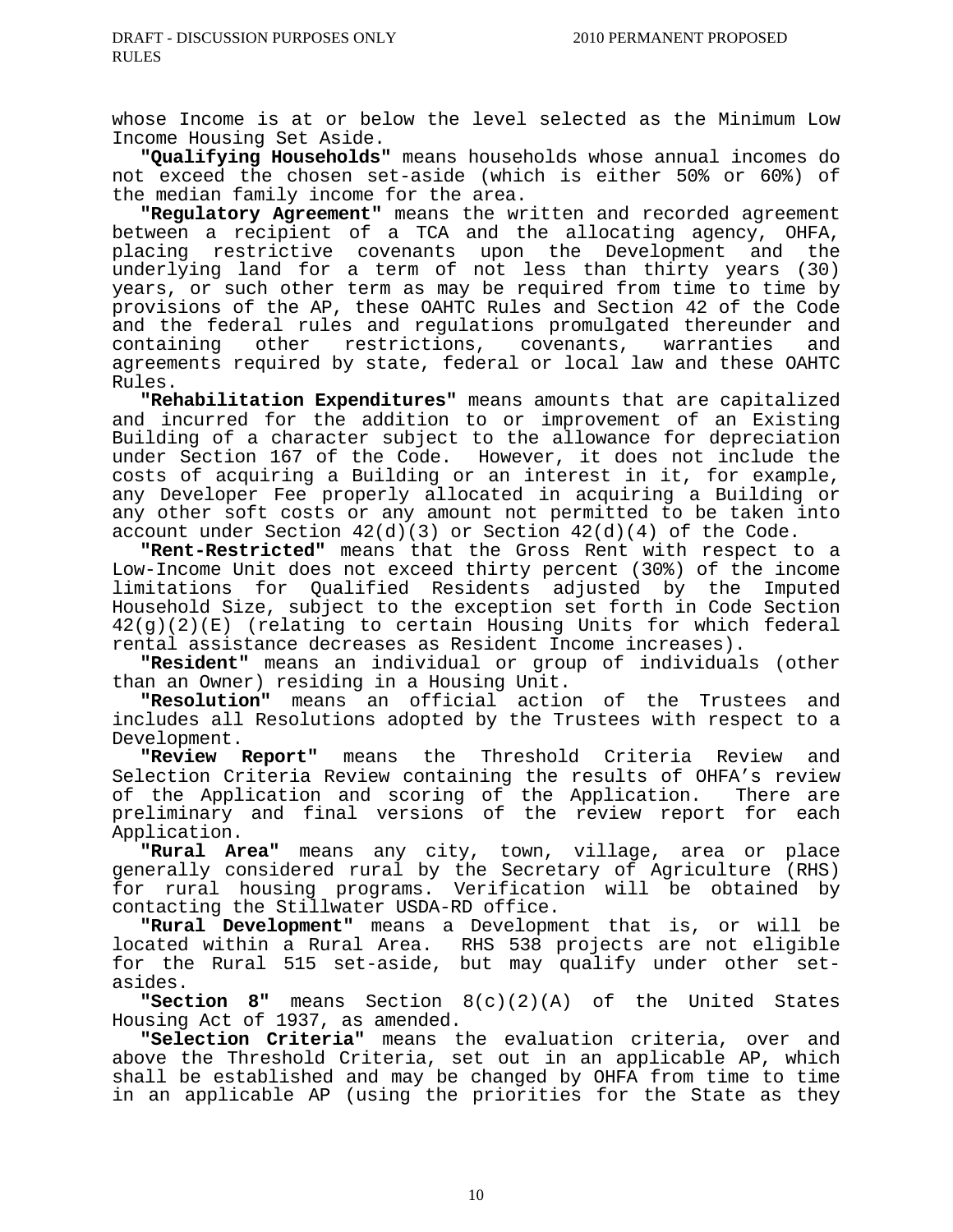whose Income is at or below the level selected as the Minimum Low Income Housing Set Aside.

**"Qualifying Households"** means households whose annual incomes do not exceed the chosen set-aside (which is either 50% or 60%) of the median family income for the area.

**"Regulatory Agreement"** means the written and recorded agreement between a recipient of a TCA and the allocating agency, OHFA, placing restrictive covenants upon the Development and the underlying land for a term of not less than thirty years (30) years, or such other term as may be required from time to time by provisions of the AP, these OAHTC Rules and Section 42 of the Code and the federal rules and regulations promulgated thereunder and containing other restrictions, covenants, warranties and agreements required by state, federal or local law and these OAHTC Rules.

**"Rehabilitation Expenditures"** means amounts that are capitalized and incurred for the addition to or improvement of an Existing Building of a character subject to the allowance for depreciation under Section 167 of the Code. However, it does not include the costs of acquiring a Building or an interest in it, for example, any Developer Fee properly allocated in acquiring a Building or any other soft costs or any amount not permitted to be taken into account under Section 42(d)(3) or Section 42(d)(4) of the Code.

**"Rent-Restricted"** means that the Gross Rent with respect to a Low-Income Unit does not exceed thirty percent (30%) of the income limitations for Qualified Residents adjusted by the Imputed Household Size, subject to the exception set forth in Code Section 42(g)(2)(E) (relating to certain Housing Units for which federal rental assistance decreases as Resident Income increases).

**"Resident"** means an individual or group of individuals (other than an Owner) residing in a Housing Unit.

**"Resolution"** means an official action of the Trustees and includes all Resolutions adopted by the Trustees with respect to a Development.

**"Review Report"** means the Threshold Criteria Review and Selection Criteria Review containing the results of OHFA's review of the Application and scoring of the Application. There are preliminary and final versions of the review report for each Application.

**"Rural Area"** means any city, town, village, area or place generally considered rural by the Secretary of Agriculture (RHS) for rural housing programs. Verification will be obtained by contacting the Stillwater USDA-RD office.

**"Rural Development"** means a Development that is, or will be located within a Rural Area. RHS 538 projects are not eligible for the Rural 515 set-aside, but may qualify under other set-asides.

**"Section 8"** means Section 8(c)(2)(A) of the United States Housing Act of 1937, as amended.

**"Selection Criteria"** means the evaluation criteria, over and above the Threshold Criteria, set out in an applicable AP, which shall be established and may be changed by OHFA from time to time in an applicable AP (using the priorities for the State as they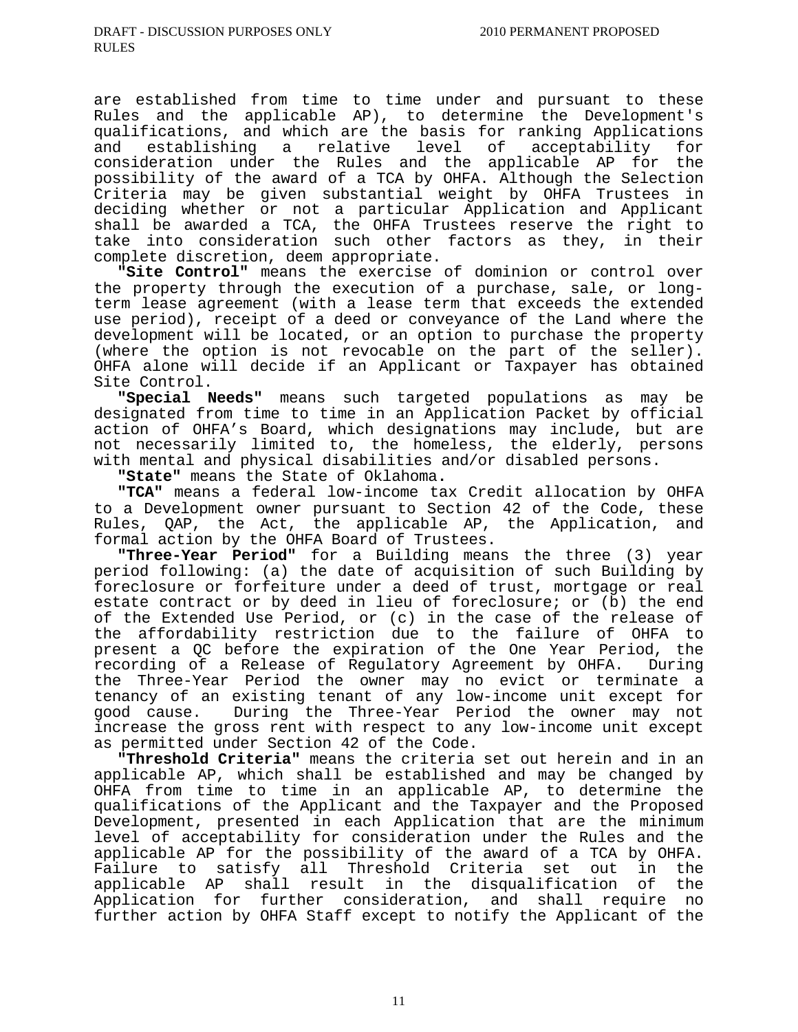are established from time to time under and pursuant to these Rules and the applicable AP), to determine the Development's qualifications, and which are the basis for ranking Applications and establishing a relative level of acceptability for consideration under the Rules and the applicable AP for the possibility of the award of a TCA by OHFA. Although the Selection Criteria may be given substantial weight by OHFA Trustees in deciding whether or not a particular Application and Applicant shall be awarded a TCA, the OHFA Trustees reserve the right to take into consideration such other factors as they, in their complete discretion, deem appropriate.

**"Site Control"** means the exercise of dominion or control over the property through the execution of a purchase, sale, or long-term lease agreement (with a lease term that exceeds the extended use period), receipt of a deed or conveyance of the Land where the development will be located, or an option to purchase the property (where the option is not revocable on the part of the seller). OHFA alone will decide if an Applicant or Taxpayer has obtained Site Control.

**"Special Needs"** means such targeted populations as may be designated from time to time in an Application Packet by official action of OHFA's Board, which designations may include, but are not necessarily limited to, the homeless, the elderly, persons with mental and physical disabilities and/or disabled persons.

**"State"** means the State of Oklahoma.

**"TCA"** means a federal low-income tax Credit allocation by OHFA to a Development owner pursuant to Section 42 of the Code, these Rules, QAP, the Act, the applicable AP, the Application, and formal action by the OHFA Board of Trustees.

**"Three-Year Period"** for a Building means the three (3) year period following: (a) the date of acquisition of such Building by foreclosure or forfeiture under a deed of trust, mortgage or real estate contract or by deed in lieu of foreclosure; or (b) the end of the Extended Use Period, or (c) in the case of the release of the affordability restriction due to the failure of OHFA to present a QC before the expiration of the One Year Period, the recording of a Release of Regulatory Agreement by OHFA. During the Three-Year Period the owner may no evict or terminate a tenancy of an existing tenant of any low-income unit except for good cause. During the Three-Year Period the owner may not increase the gross rent with respect to any low-income unit except as permitted under Section 42 of the Code.

**"Threshold Criteria"** means the criteria set out herein and in an applicable AP, which shall be established and may be changed by OHFA from time to time in an applicable AP, to determine the qualifications of the Applicant and the Taxpayer and the Proposed Development, presented in each Application that are the minimum level of acceptability for consideration under the Rules and the applicable AP for the possibility of the award of a TCA by OHFA. Failure to satisfy all Threshold Criteria set out in the applicable AP shall result in the disqualification of the Application for further consideration, and shall require no further action by OHFA Staff except to notify the Applicant of the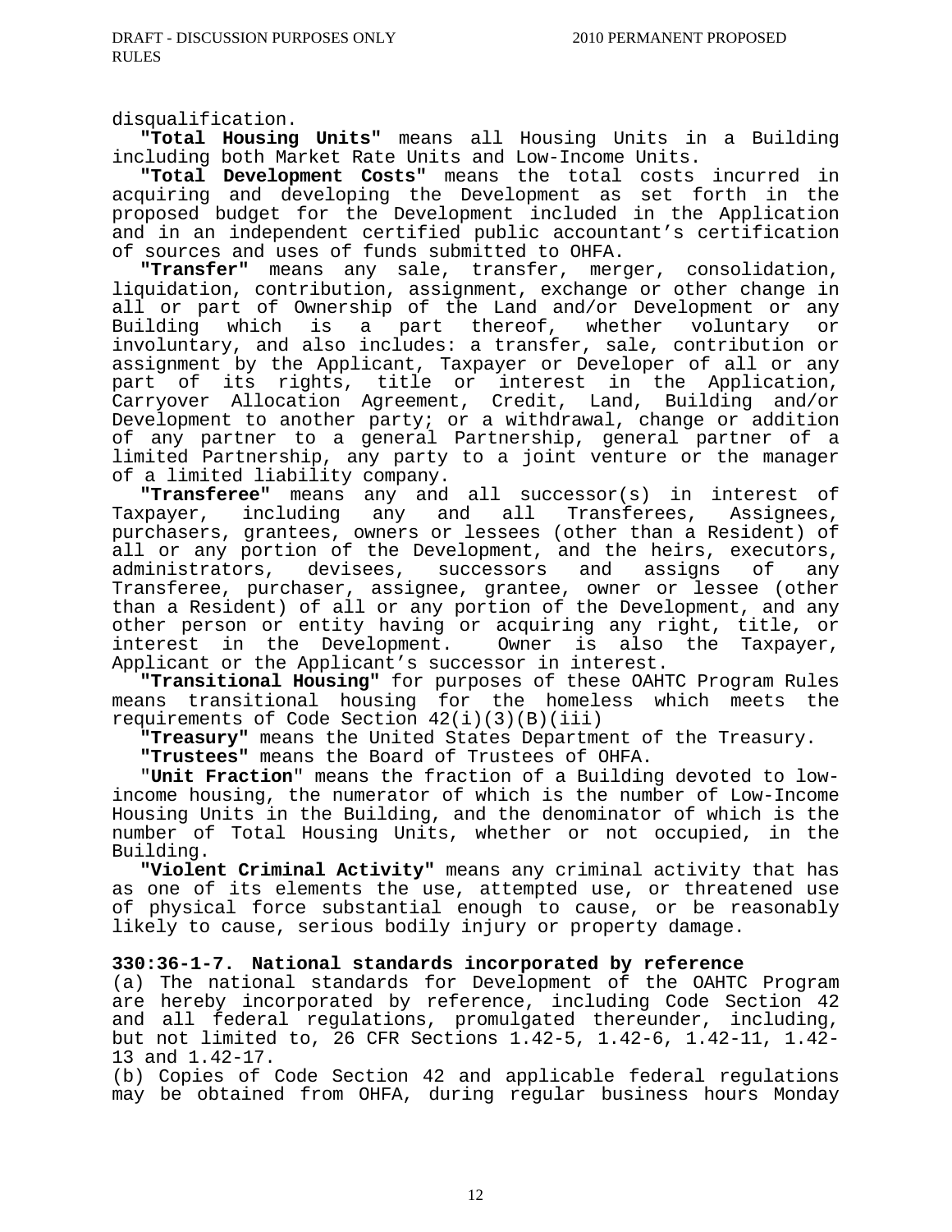disqualification.

**"Total Housing Units"** means all Housing Units in a Building including both Market Rate Units and Low-Income Units.

**"Total Development Costs"** means the total costs incurred in acquiring and developing the Development as set forth in the proposed budget for the Development included in the Application and in an independent certified public accountant's certification of sources and uses of funds submitted to OHFA.

**"Transfer"** means any sale, transfer, merger, consolidation, liquidation, contribution, assignment, exchange or other change in all or part of Ownership of the Land and/or Development or any Building which is a part thereof, whether voluntary or involuntary, and also includes: a transfer, sale, contribution or assignment by the Applicant, Taxpayer or Developer of all or any part of its rights, title or interest in the Application, Carryover Allocation Agreement, Credit, Land, Building and/or Development to another party; or a withdrawal, change or addition of any partner to a general Partnership, general partner of a limited Partnership, any party to a joint venture or the manager of a limited liability company.

**"Transferee"** means any and all successor(s) in interest of Taxpayer, including any and all Transferees, Assignees, purchasers, grantees, owners or lessees (other than a Resident) of all or any portion of the Development, and the heirs, executors, administrators, devisees, successors and assigns of any Transferee, purchaser, assignee, grantee, owner or lessee (other than a Resident) of all or any portion of the Development, and any other person or entity having or acquiring any right, title, or interest in the Development. Owner is also the Taxpayer, Applicant or the Applicant's successor in interest.

**"Transitional Housing"** for purposes of these OAHTC Program Rules means transitional housing for the homeless which meets the requirements of Code Section 42(i)(3)(B)(iii)

**"Treasury"** means the United States Department of the Treasury.

**"Trustees"** means the Board of Trustees of OHFA.

"**Unit Fraction**" means the fraction of a Building devoted to low-income housing, the numerator of which is the number of Low-Income Housing Units in the Building, and the denominator of which is the number of Total Housing Units, whether or not occupied, in the Building.

**"Violent Criminal Activity"** means any criminal activity that has as one of its elements the use, attempted use, or threatened use of physical force substantial enough to cause, or be reasonably likely to cause, serious bodily injury or property damage.

**330:36-1-7. National standards incorporated by reference**

(a) The national standards for Development of the OAHTC Program are hereby incorporated by reference, including Code Section 42 and all federal regulations, promulgated thereunder, including, but not limited to, 26 CFR Sections 1.42-5, 1.42-6, 1.42-11, 1.42-13 and 1.42-17.

(b) Copies of Code Section 42 and applicable federal regulations may be obtained from OHFA, during regular business hours Monday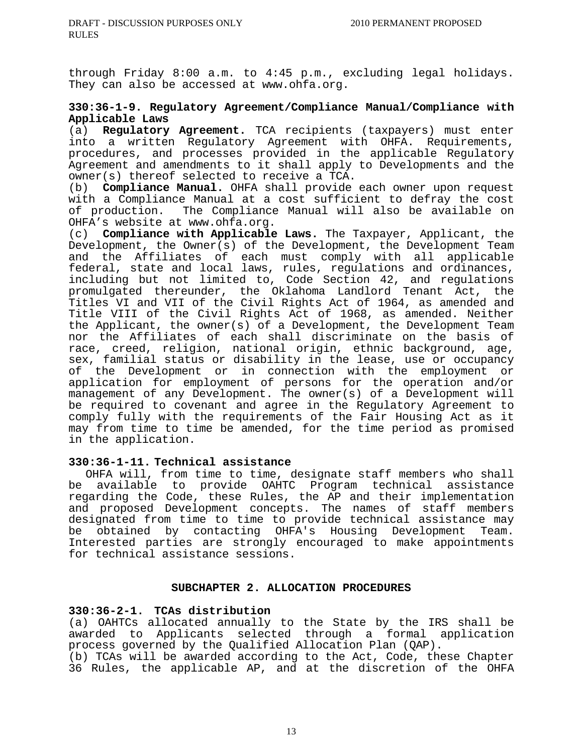through Friday 8:00 a.m. to 4:45 p.m., excluding legal holidays. They can also be accessed at www.ohfa.org.

**330:36-1-9. Regulatory Agreement/Compliance Manual/Compliance with Applicable Laws**

(a) **Regulatory Agreement.** TCA recipients (taxpayers) must enter into a written Regulatory Agreement with OHFA. Requirements, procedures, and processes provided in the applicable Regulatory Agreement and amendments to it shall apply to Developments and the owner(s) thereof selected to receive a TCA.

(b) **Compliance Manual.** OHFA shall provide each owner upon request with a Compliance Manual at a cost sufficient to defray the cost of production. The Compliance Manual will also be available on OHFA's website at www.ohfa.org.

(c) **Compliance with Applicable Laws.** The Taxpayer, Applicant, the Development, the Owner(s) of the Development, the Development Team and the Affiliates of each must comply with all applicable federal, state and local laws, rules, regulations and ordinances, including but not limited to, Code Section 42, and regulations promulgated thereunder, the Oklahoma Landlord Tenant Act, the Titles VI and VII of the Civil Rights Act of 1964, as amended and Title VIII of the Civil Rights Act of 1968, as amended. Neither the Applicant, the owner(s) of a Development, the Development Team nor the Affiliates of each shall discriminate on the basis of race, creed, religion, national origin, ethnic background, age, sex, familial status or disability in the lease, use or occupancy of the Development or in connection with the employment or application for employment of persons for the operation and/or management of any Development. The owner(s) of a Development will be required to covenant and agree in the Regulatory Agreement to comply fully with the requirements of the Fair Housing Act as it may from time to time be amended, for the time period as promised in the application.

**330:36-1-11. Technical assistance**

OHFA will, from time to time, designate staff members who shall be available to provide OAHTC Program technical assistance regarding the Code, these Rules, the AP and their implementation and proposed Development concepts. The names of staff members designated from time to time to provide technical assistance may be obtained by contacting OHFA's Housing Development Team. Interested parties are strongly encouraged to make appointments for technical assistance sessions.

## SUBCHAPTER 2. ALLOCATION PROCEDURES

**330:36-2-1. TCAs distribution**

(a) OAHTCs allocated annually to the State by the IRS shall be awarded to Applicants selected through a formal application process governed by the Qualified Allocation Plan (QAP).

(b) TCAs will be awarded according to the Act, Code, these Chapter 36 Rules, the applicable AP, and at the discretion of the OHFA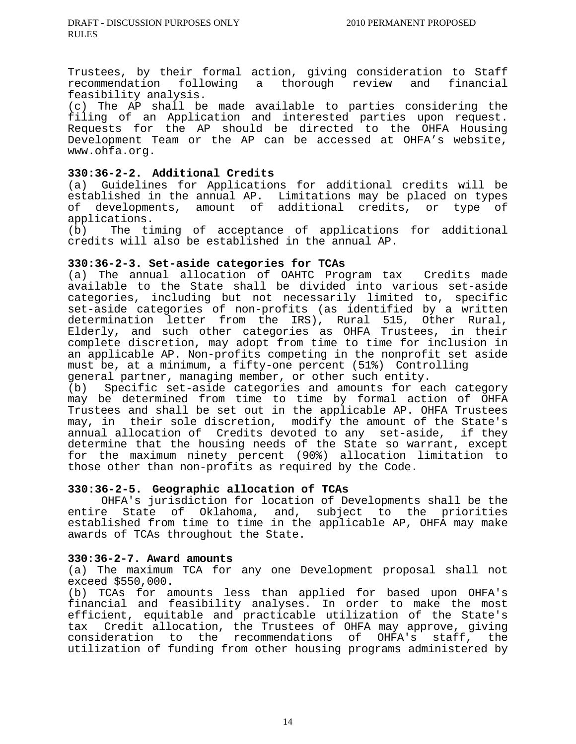Trustees, by their formal action, giving consideration to Staff recommendation following a thorough review and financial feasibility analysis.

(c) The AP shall be made available to parties considering the filing of an Application and interested parties upon request. Requests for the AP should be directed to the OHFA Housing Development Team or the AP can be accessed at OHFA's website, www.ohfa.org.

**330:36-2-2. Additional Credits**

(a) Guidelines for Applications for additional credits will be established in the annual AP. Limitations may be placed on types of developments, amount of additional credits, or type of applications.

(b) The timing of acceptance of applications for additional credits will also be established in the annual AP.

**330:36-2-3. Set-aside categories for TCAs**

(a) The annual allocation of OAHTC Program tax Credits made available to the State shall be divided into various set-aside categories, including but not necessarily limited to, specific set-aside categories of non-profits (as identified by a written determination letter from the IRS), Rural 515, Other Rural, Elderly, and such other categories as OHFA Trustees, in their complete discretion, may adopt from time to time for inclusion in an applicable AP. Non-profits competing in the nonprofit set aside must be, at a minimum, a fifty-one percent (51%) Controlling general partner, managing member, or other such entity.

(b) Specific set-aside categories and amounts for each category may be determined from time to time by formal action of OHFA Trustees and shall be set out in the applicable AP. OHFA Trustees may, in their sole discretion, modify the amount of the State's annual allocation of Credits devoted to any set-aside, if they determine that the housing needs of the State so warrant, except for the maximum ninety percent (90%) allocation limitation to those other than non-profits as required by the Code.

**330:36-2-5. Geographic allocation of TCAs**

OHFA's jurisdiction for location of Developments shall be the entire State of Oklahoma, and, subject to the priorities established from time to time in the applicable AP, OHFA may make awards of TCAs throughout the State.

**330:36-2-7. Award amounts**

(a) The maximum TCA for any one Development proposal shall not exceed $550,000.

(b) TCAs for amounts less than applied for based upon OHFA's financial and feasibility analyses. In order to make the most efficient, equitable and practicable utilization of the State's tax Credit allocation, the Trustees of OHFA may approve, giving consideration to the recommendations of OHFA's staff, the utilization of funding from other housing programs administered by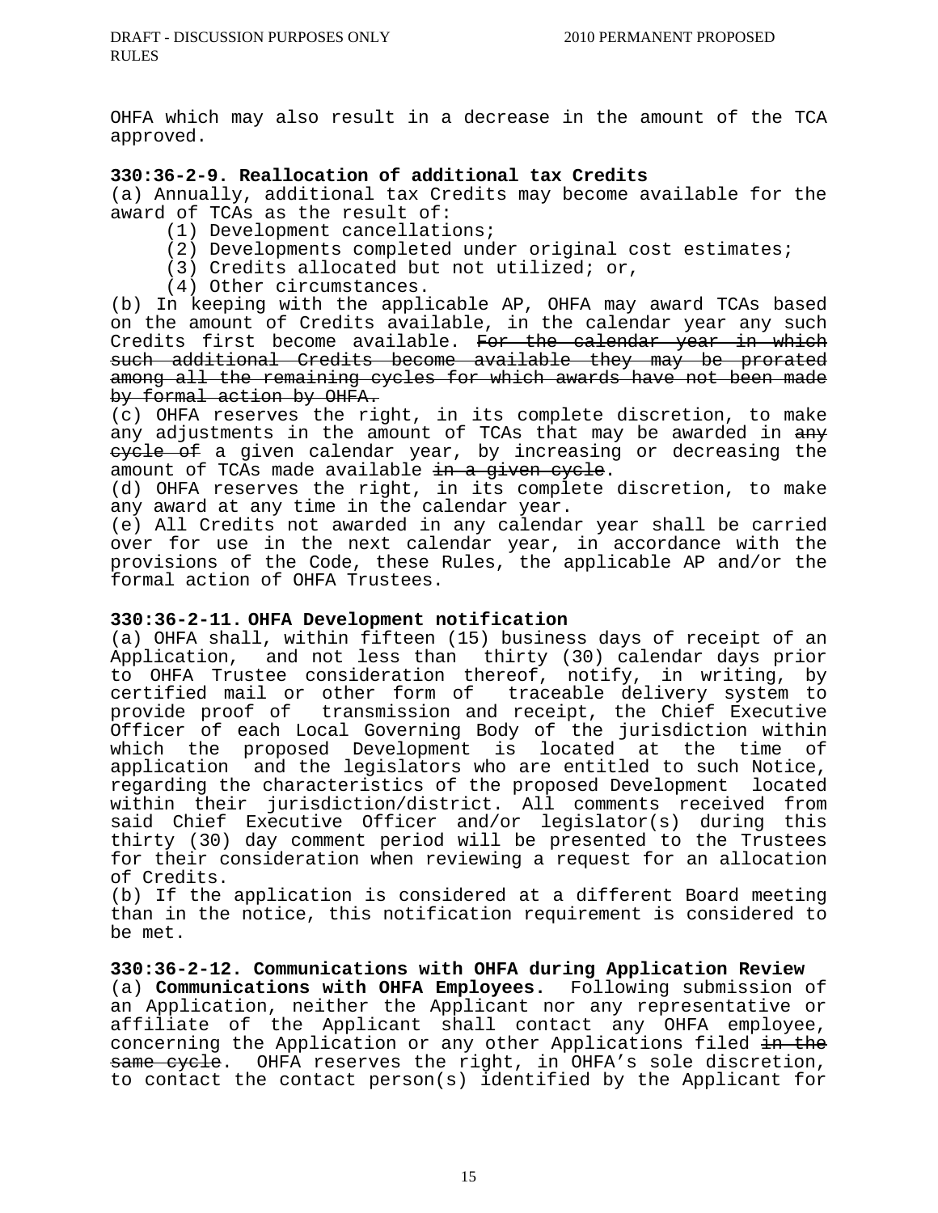OHFA which may also result in a decrease in the amount of the TCA approved.

**330:36-2-9. Reallocation of additional tax Credits**

(a) Annually, additional tax Credits may become available for the award of TCAs as the result of:

(1) Development cancellations;

(2) Developments completed under original cost estimates;

(3) Credits allocated but not utilized; or,

(4) Other circumstances.

(b) In keeping with the applicable AP, OHFA may award TCAs based on the amount of Credits available, in the calendar year any such Credits first become available. ~~For the calendar year in which such additional Credits become available they may be prorated among all the remaining cycles for which awards have not been made by formal action by OHFA.~~

(c) OHFA reserves the right, in its complete discretion, to make any adjustments in the amount of TCAs that may be awarded in ~~any cycle of~~ a given calendar year, by increasing or decreasing the amount of TCAs made available ~~in a given cycle~~.

(d) OHFA reserves the right, in its complete discretion, to make any award at any time in the calendar year.

(e) All Credits not awarded in any calendar year shall be carried over for use in the next calendar year, in accordance with the provisions of the Code, these Rules, the applicable AP and/or the formal action of OHFA Trustees.

**330:36-2-11. OHFA Development notification**

(a) OHFA shall, within fifteen (15) business days of receipt of an Application, and not less than thirty (30) calendar days prior to OHFA Trustee consideration thereof, notify, in writing, by certified mail or other form of traceable delivery system to provide proof of transmission and receipt, the Chief Executive Officer of each Local Governing Body of the jurisdiction within which the proposed Development is located at the time of application and the legislators who are entitled to such Notice, regarding the characteristics of the proposed Development located within their jurisdiction/district. All comments received from said Chief Executive Officer and/or legislator(s) during this thirty (30) day comment period will be presented to the Trustees for their consideration when reviewing a request for an allocation of Credits.

(b) If the application is considered at a different Board meeting than in the notice, this notification requirement is considered to be met.

**330:36-2-12. Communications with OHFA during Application Review**

(a) **Communications with OHFA Employees.** Following submission of an Application, neither the Applicant nor any representative or affiliate of the Applicant shall contact any OHFA employee, concerning the Application or any other Applications filed ~~in the same cycle~~. OHFA reserves the right, in OHFA's sole discretion, to contact the contact person(s) identified by the Applicant for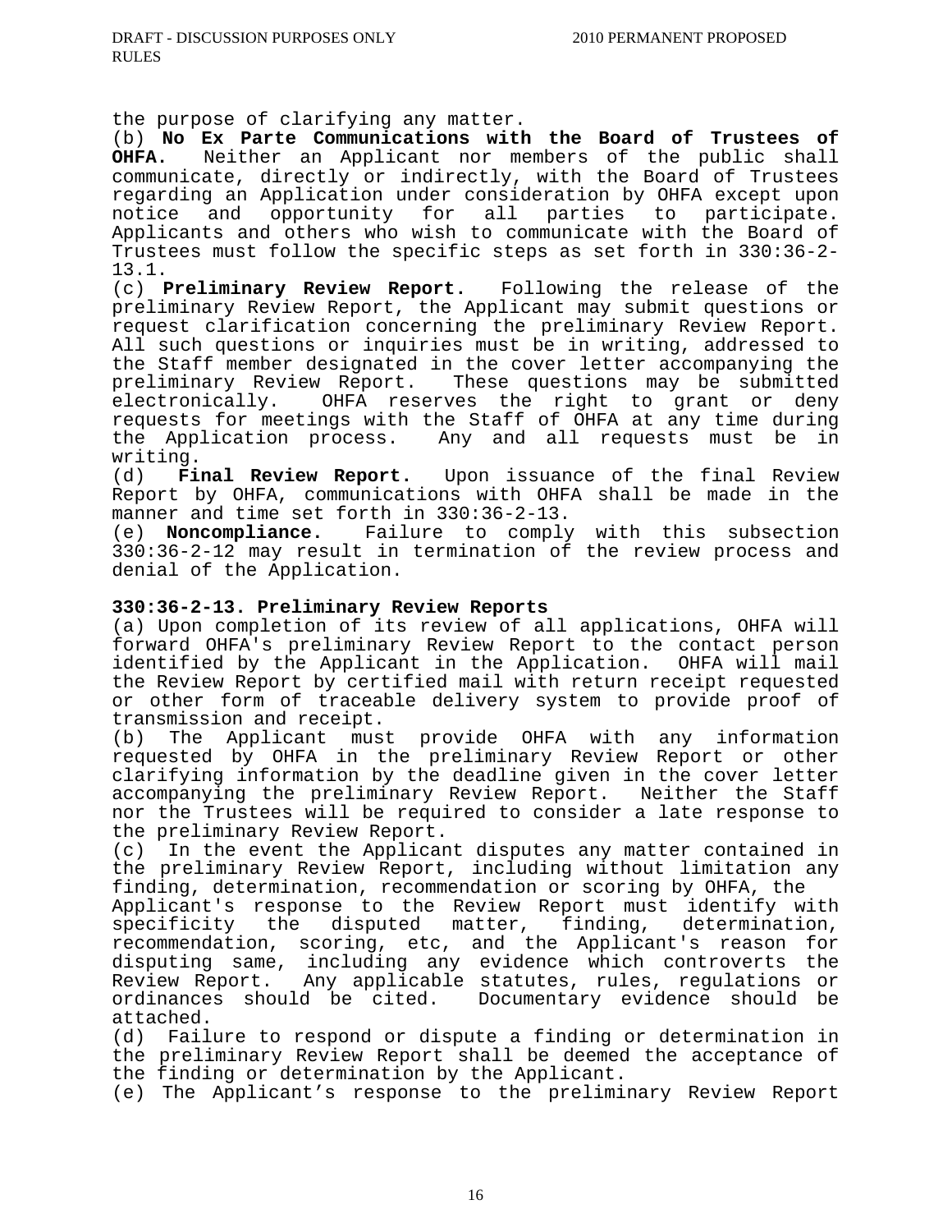the purpose of clarifying any matter.

(b) **No Ex Parte Communications with the Board of Trustees of OHFA.** Neither an Applicant nor members of the public shall communicate, directly or indirectly, with the Board of Trustees regarding an Application under consideration by OHFA except upon notice and opportunity for all parties to participate. Applicants and others who wish to communicate with the Board of Trustees must follow the specific steps as set forth in 330:36-2-13.1.

(c) **Preliminary Review Report.** Following the release of the preliminary Review Report, the Applicant may submit questions or request clarification concerning the preliminary Review Report. All such questions or inquiries must be in writing, addressed to the Staff member designated in the cover letter accompanying the preliminary Review Report. These questions may be submitted electronically. OHFA reserves the right to grant or deny requests for meetings with the Staff of OHFA at any time during the Application process. Any and all requests must be in writing.

(d) **Final Review Report.** Upon issuance of the final Review Report by OHFA, communications with OHFA shall be made in the manner and time set forth in 330:36-2-13.

(e) **Noncompliance.** Failure to comply with this subsection 330:36-2-12 may result in termination of the review process and denial of the Application.

### 330:36-2-13. Preliminary Review Reports

(a) Upon completion of its review of all applications, OHFA will forward OHFA's preliminary Review Report to the contact person identified by the Applicant in the Application. OHFA will mail the Review Report by certified mail with return receipt requested or other form of traceable delivery system to provide proof of transmission and receipt.

(b) The Applicant must provide OHFA with any information requested by OHFA in the preliminary Review Report or other clarifying information by the deadline given in the cover letter accompanying the preliminary Review Report. Neither the Staff nor the Trustees will be required to consider a late response to the preliminary Review Report.

(c) In the event the Applicant disputes any matter contained in the preliminary Review Report, including without limitation any finding, determination, recommendation or scoring by OHFA, the Applicant's response to the Review Report must identify with specificity the disputed matter, finding, determination, recommendation, scoring, etc, and the Applicant's reason for disputing same, including any evidence which controverts the Review Report. Any applicable statutes, rules, regulations or ordinances should be cited. Documentary evidence should be attached.

(d) Failure to respond or dispute a finding or determination in the preliminary Review Report shall be deemed the acceptance of the finding or determination by the Applicant.

(e) The Applicant’s response to the preliminary Review Report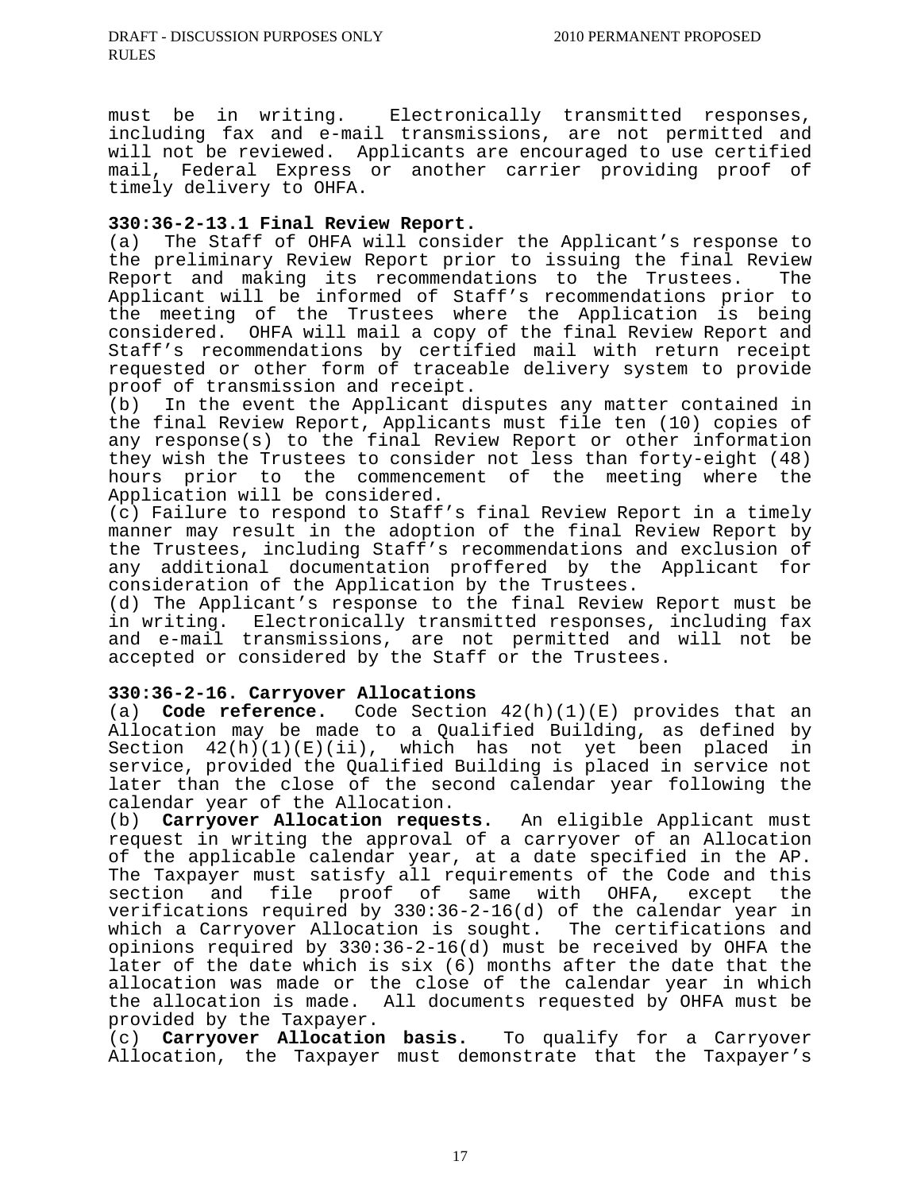must be in writing. Electronically transmitted responses, including fax and e-mail transmissions, are not permitted and will not be reviewed. Applicants are encouraged to use certified mail, Federal Express or another carrier providing proof of timely delivery to OHFA.

**330:36-2-13.1 Final Review Report.**

(a) The Staff of OHFA will consider the Applicant's response to the preliminary Review Report prior to issuing the final Review Report and making its recommendations to the Trustees. The Applicant will be informed of Staff's recommendations prior to the meeting of the Trustees where the Application is being considered. OHFA will mail a copy of the final Review Report and Staff's recommendations by certified mail with return receipt requested or other form of traceable delivery system to provide proof of transmission and receipt.

(b) In the event the Applicant disputes any matter contained in the final Review Report, Applicants must file ten (10) copies of any response(s) to the final Review Report or other information they wish the Trustees to consider not less than forty-eight (48) hours prior to the commencement of the meeting where the Application will be considered.

(c) Failure to respond to Staff's final Review Report in a timely manner may result in the adoption of the final Review Report by the Trustees, including Staff's recommendations and exclusion of any additional documentation proffered by the Applicant for consideration of the Application by the Trustees.

(d) The Applicant's response to the final Review Report must be in writing. Electronically transmitted responses, including fax and e-mail transmissions, are not permitted and will not be accepted or considered by the Staff or the Trustees.

**330:36-2-16. Carryover Allocations**

(a) **Code reference.** Code Section 42(h)(1)(E) provides that an Allocation may be made to a Qualified Building, as defined by Section 42(h)(1)(E)(ii), which has not yet been placed in service, provided the Qualified Building is placed in service not later than the close of the second calendar year following the calendar year of the Allocation.

(b) **Carryover Allocation requests.** An eligible Applicant must request in writing the approval of a carryover of an Allocation of the applicable calendar year, at a date specified in the AP. The Taxpayer must satisfy all requirements of the Code and this section and file proof of same with OHFA, except the verifications required by 330:36-2-16(d) of the calendar year in which a Carryover Allocation is sought. The certifications and opinions required by 330:36-2-16(d) must be received by OHFA the later of the date which is six (6) months after the date that the allocation was made or the close of the calendar year in which the allocation is made. All documents requested by OHFA must be provided by the Taxpayer.

(c) **Carryover Allocation basis.** To qualify for a Carryover Allocation, the Taxpayer must demonstrate that the Taxpayer's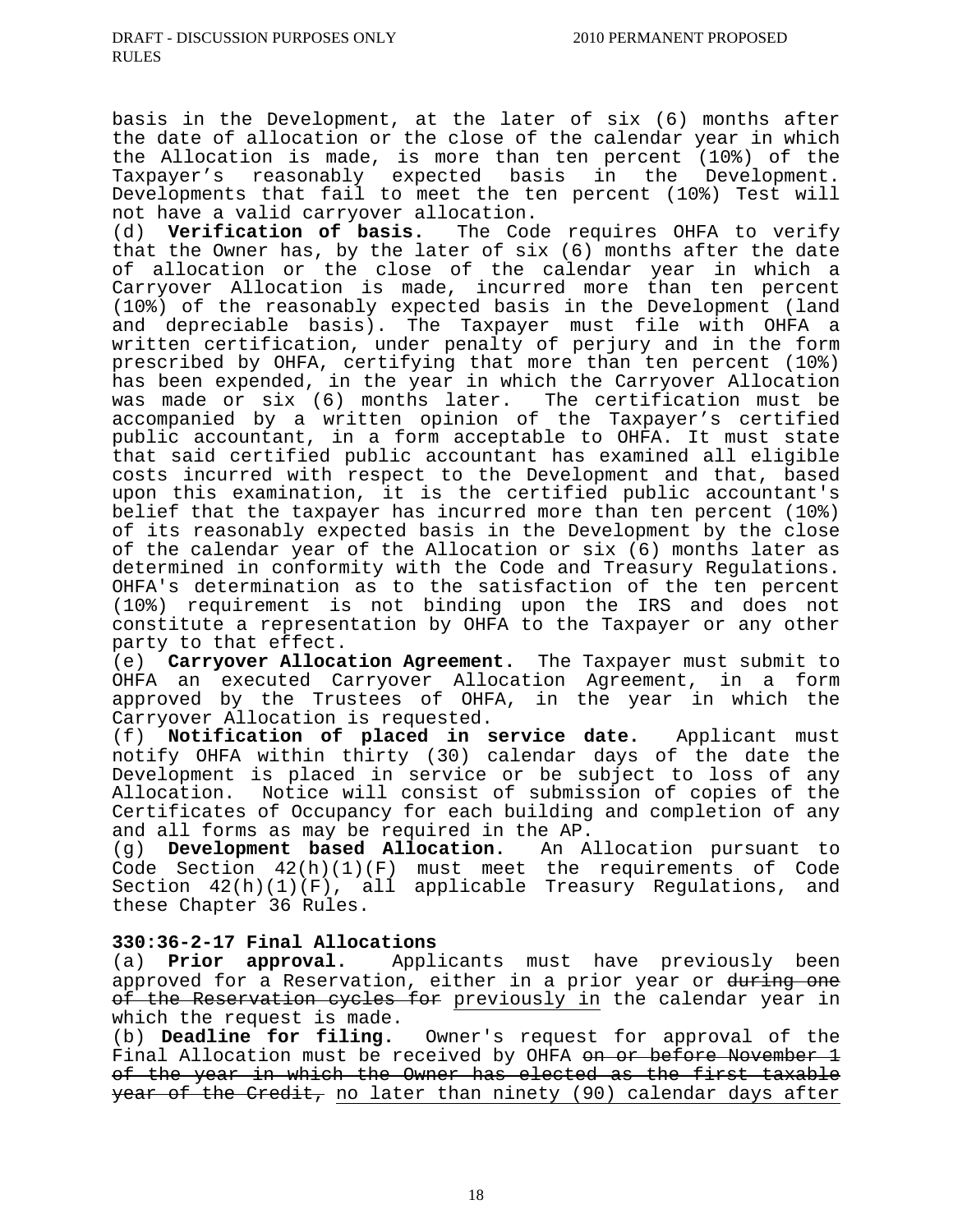basis in the Development, at the later of six (6) months after the date of allocation or the close of the calendar year in which the Allocation is made, is more than ten percent (10%) of the Taxpayer's reasonably expected basis in the Development. Developments that fail to meet the ten percent (10%) Test will not have a valid carryover allocation.

(d) **Verification of basis.** The Code requires OHFA to verify that the Owner has, by the later of six (6) months after the date of allocation or the close of the calendar year in which a Carryover Allocation is made, incurred more than ten percent (10%) of the reasonably expected basis in the Development (land and depreciable basis). The Taxpayer must file with OHFA a written certification, under penalty of perjury and in the form prescribed by OHFA, certifying that more than ten percent (10%) has been expended, in the year in which the Carryover Allocation was made or six (6) months later. The certification must be accompanied by a written opinion of the Taxpayer's certified public accountant, in a form acceptable to OHFA. It must state that said certified public accountant has examined all eligible costs incurred with respect to the Development and that, based upon this examination, it is the certified public accountant's belief that the taxpayer has incurred more than ten percent (10%) of its reasonably expected basis in the Development by the close of the calendar year of the Allocation or six (6) months later as determined in conformity with the Code and Treasury Regulations. OHFA's determination as to the satisfaction of the ten percent (10%) requirement is not binding upon the IRS and does not constitute a representation by OHFA to the Taxpayer or any other party to that effect.

(e) **Carryover Allocation Agreement.** The Taxpayer must submit to OHFA an executed Carryover Allocation Agreement, in a form approved by the Trustees of OHFA, in the year in which the Carryover Allocation is requested.

(f) **Notification of placed in service date.** Applicant must notify OHFA within thirty (30) calendar days of the date the Development is placed in service or be subject to loss of any Allocation. Notice will consist of submission of copies of the Certificates of Occupancy for each building and completion of any and all forms as may be required in the AP.

(g) **Development based Allocation.** An Allocation pursuant to Code Section 42(h)(1)(F) must meet the requirements of Code Section 42(h)(1)(F), all applicable Treasury Regulations, and these Chapter 36 Rules.

**330:36-2-17 Final Allocations**

(a) **Prior approval.** Applicants must have previously been approved for a Reservation, either in a prior year or ~~during one of the Reservation cycles for~~ <u>previously in</u> the calendar year in which the request is made.

(b) **Deadline for filing.** Owner's request for approval of the Final Allocation must be received by OHFA ~~on or before November 1 of the year in which the Owner has elected as the first taxable year of the Credit,~~ <u>no later than ninety (90) calendar days after</u>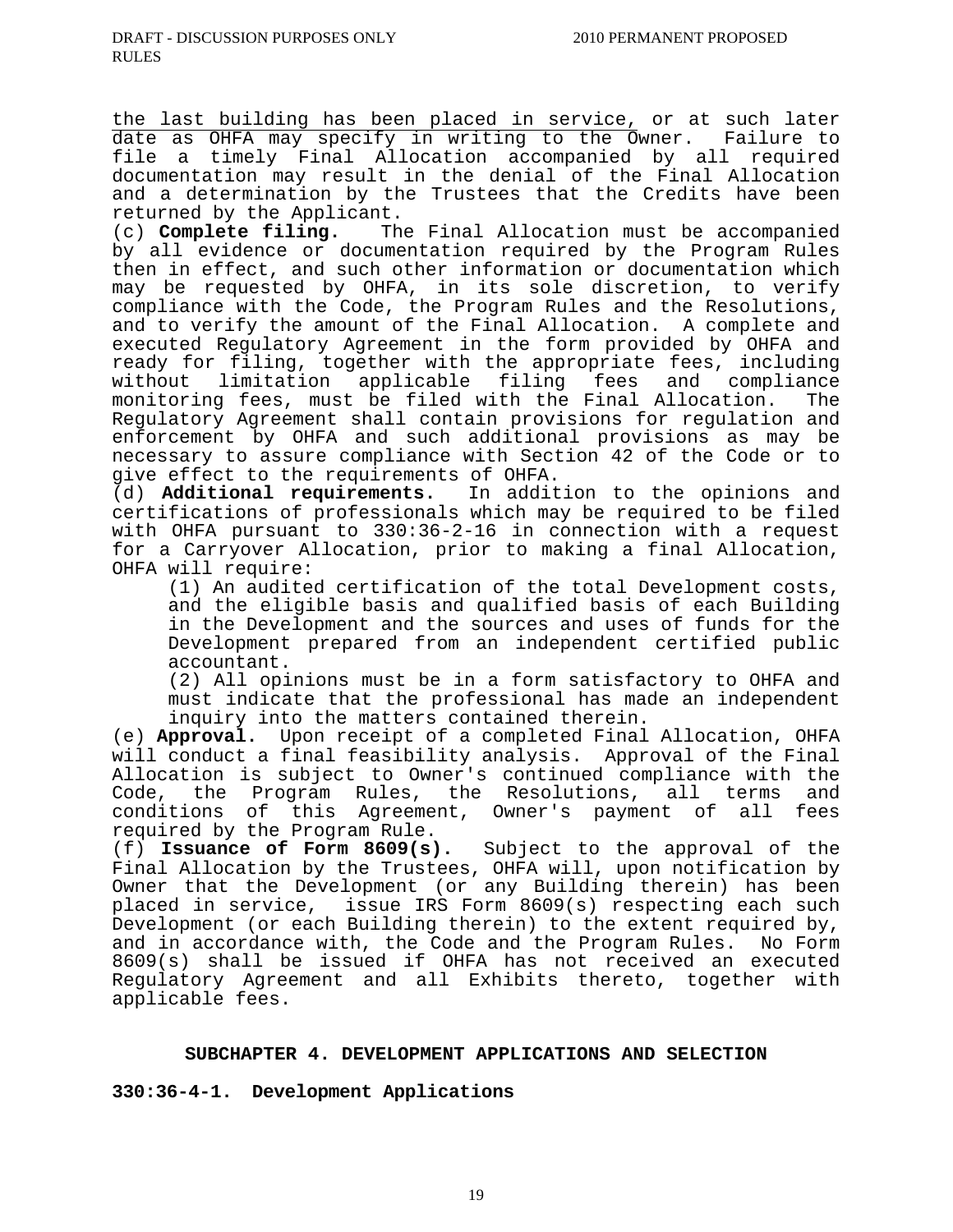the last building has been placed in service, or at such later date as OHFA may specify in writing to the Owner. Failure to file a timely Final Allocation accompanied by all required documentation may result in the denial of the Final Allocation and a determination by the Trustees that the Credits have been returned by the Applicant.

(c) **Complete filing.** The Final Allocation must be accompanied by all evidence or documentation required by the Program Rules then in effect, and such other information or documentation which may be requested by OHFA, in its sole discretion, to verify compliance with the Code, the Program Rules and the Resolutions, and to verify the amount of the Final Allocation. A complete and executed Regulatory Agreement in the form provided by OHFA and ready for filing, together with the appropriate fees, including without limitation applicable filing fees and compliance monitoring fees, must be filed with the Final Allocation. The Regulatory Agreement shall contain provisions for regulation and enforcement by OHFA and such additional provisions as may be necessary to assure compliance with Section 42 of the Code or to give effect to the requirements of OHFA.

(d) **Additional requirements.** In addition to the opinions and certifications of professionals which may be required to be filed with OHFA pursuant to 330:36-2-16 in connection with a request for a Carryover Allocation, prior to making a final Allocation, OHFA will require:

(1) An audited certification of the total Development costs, and the eligible basis and qualified basis of each Building in the Development and the sources and uses of funds for the Development prepared from an independent certified public accountant.

(2) All opinions must be in a form satisfactory to OHFA and must indicate that the professional has made an independent inquiry into the matters contained therein.

(e) **Approval.** Upon receipt of a completed Final Allocation, OHFA will conduct a final feasibility analysis. Approval of the Final Allocation is subject to Owner's continued compliance with the Code, the Program Rules, the Resolutions, all terms and conditions of this Agreement, Owner's payment of all fees required by the Program Rule.

(f) **Issuance of Form 8609(s).** Subject to the approval of the Final Allocation by the Trustees, OHFA will, upon notification by Owner that the Development (or any Building therein) has been placed in service, issue IRS Form 8609(s) respecting each such Development (or each Building therein) to the extent required by, and in accordance with, the Code and the Program Rules. No Form 8609(s) shall be issued if OHFA has not received an executed Regulatory Agreement and all Exhibits thereto, together with applicable fees.

## SUBCHAPTER 4. DEVELOPMENT APPLICATIONS AND SELECTION

### 330:36-4-1. Development Applications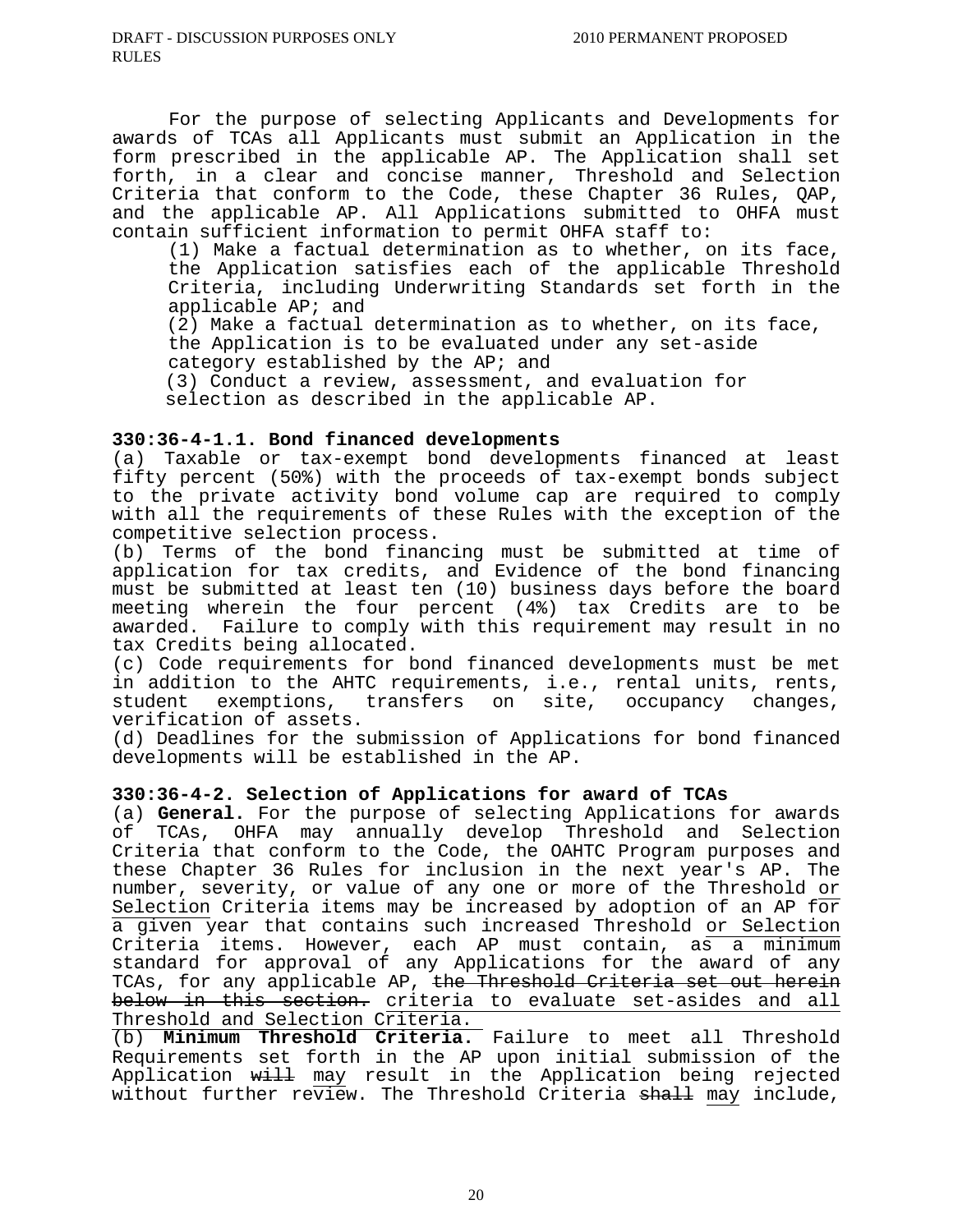For the purpose of selecting Applicants and Developments for awards of TCAs all Applicants must submit an Application in the form prescribed in the applicable AP. The Application shall set forth, in a clear and concise manner, Threshold and Selection Criteria that conform to the Code, these Chapter 36 Rules, QAP, and the applicable AP. All Applications submitted to OHFA must contain sufficient information to permit OHFA staff to:

(1) Make a factual determination as to whether, on its face, the Application satisfies each of the applicable Threshold Criteria, including Underwriting Standards set forth in the applicable AP; and

(2) Make a factual determination as to whether, on its face, the Application is to be evaluated under any set-aside category established by the AP; and

(3) Conduct a review, assessment, and evaluation for selection as described in the applicable AP.

**330:36-4-1.1. Bond financed developments**

(a) Taxable or tax-exempt bond developments financed at least fifty percent (50%) with the proceeds of tax-exempt bonds subject to the private activity bond volume cap are required to comply with all the requirements of these Rules with the exception of the competitive selection process.

(b) Terms of the bond financing must be submitted at time of application for tax credits, and Evidence of the bond financing must be submitted at least ten (10) business days before the board meeting wherein the four percent (4%) tax Credits are to be awarded. Failure to comply with this requirement may result in no tax Credits being allocated.

(c) Code requirements for bond financed developments must be met in addition to the AHTC requirements, i.e., rental units, rents, student exemptions, transfers on site, occupancy changes, verification of assets.

(d) Deadlines for the submission of Applications for bond financed developments will be established in the AP.

**330:36-4-2. Selection of Applications for award of TCAs**

(a) **General.** For the purpose of selecting Applications for awards of TCAs, OHFA may annually develop Threshold and Selection Criteria that conform to the Code, the OAHTC Program purposes and these Chapter 36 Rules for inclusion in the next year's AP. The number, severity, or value of any one or more of the Threshold or Selection Criteria items may be increased by adoption of an AP for a given year that contains such increased Threshold or Selection Criteria items. However, each AP must contain, as a minimum standard for approval of any Applications for the award of any TCAs, for any applicable AP, ~~the Threshold Criteria set out herein below in this section.~~ criteria to evaluate set-asides and all Threshold and Selection Criteria.

(b) **Minimum Threshold Criteria.** Failure to meet all Threshold Requirements set forth in the AP upon initial submission of the Application ~~will~~ may result in the Application being rejected without further review. The Threshold Criteria ~~shall~~ may include,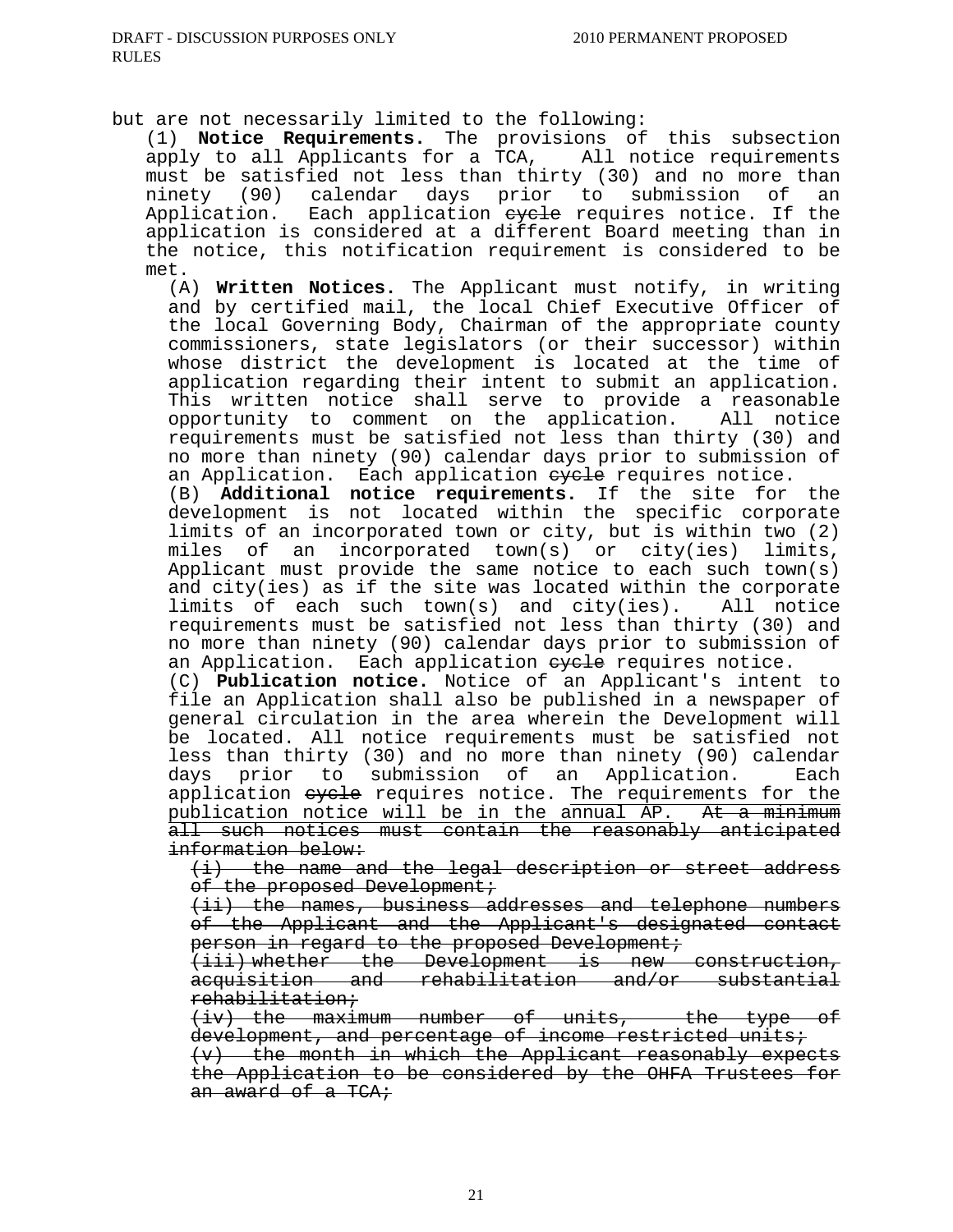but are not necessarily limited to the following:

(1) **Notice Requirements.** The provisions of this subsection apply to all Applicants for a TCA, All notice requirements must be satisfied not less than thirty (30) and no more than ninety (90) calendar days prior to submission of an Application. Each application ~~cycle~~ requires notice. If the application is considered at a different Board meeting than in the notice, this notification requirement is considered to be met.

(A) **Written Notices.** The Applicant must notify, in writing and by certified mail, the local Chief Executive Officer of the local Governing Body, Chairman of the appropriate county commissioners, state legislators (or their successor) within whose district the development is located at the time of application regarding their intent to submit an application. This written notice shall serve to provide a reasonable opportunity to comment on the application. All notice requirements must be satisfied not less than thirty (30) and no more than ninety (90) calendar days prior to submission of an Application. Each application ~~cycle~~ requires notice.

(B) **Additional notice requirements.** If the site for the development is not located within the specific corporate limits of an incorporated town or city, but is within two (2) miles of an incorporated town(s) or city(ies) limits, Applicant must provide the same notice to each such town(s) and city(ies) as if the site was located within the corporate limits of each such town(s) and city(ies). All notice requirements must be satisfied not less than thirty (30) and no more than ninety (90) calendar days prior to submission of an Application. Each application ~~cycle~~ requires notice.

(C) **Publication notice.** Notice of an Applicant's intent to file an Application shall also be published in a newspaper of general circulation in the area wherein the Development will be located. All notice requirements must be satisfied not less than thirty (30) and no more than ninety (90) calendar days prior to submission of an Application. Each application ~~cycle~~ requires notice. <u>The requirements for the publication notice will be in the annual AP.</u> ~~At a minimum all such notices must contain the reasonably anticipated information below:~~

~~(i) the name and the legal description or street address of the proposed Development;~~

~~(ii) the names, business addresses and telephone numbers of the Applicant and the Applicant's designated contact person in regard to the proposed Development;~~

~~(iii) whether the Development is new construction, acquisition and rehabilitation and/or substantial rehabilitation;~~

~~(iv) the maximum number of units, the type of development, and percentage of income restricted units;~~

~~(v) the month in which the Applicant reasonably expects the Application to be considered by the OHFA Trustees for an award of a TCA;~~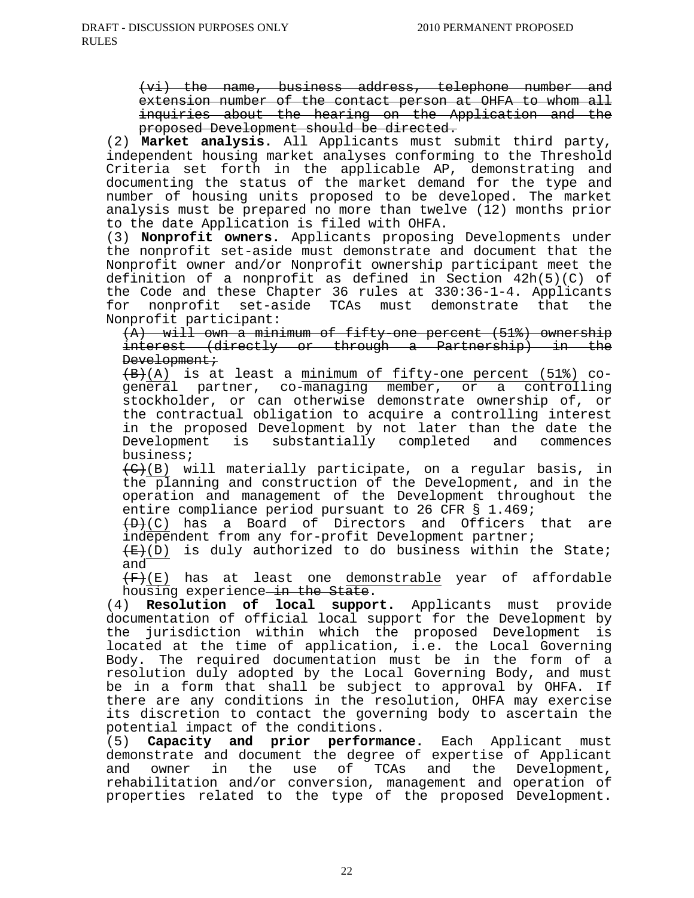~~(vi) the name, business address, telephone number and extension number of the contact person at OHFA to whom all inquiries about the hearing on the Application and the proposed Development should be directed.~~

(2) **Market analysis.** All Applicants must submit third party, independent housing market analyses conforming to the Threshold Criteria set forth in the applicable AP, demonstrating and documenting the status of the market demand for the type and number of housing units proposed to be developed. The market analysis must be prepared no more than twelve (12) months prior to the date Application is filed with OHFA.

(3) **Nonprofit owners.** Applicants proposing Developments under the nonprofit set-aside must demonstrate and document that the Nonprofit owner and/or Nonprofit ownership participant meet the definition of a nonprofit as defined in Section 42h(5)(C) of the Code and these Chapter 36 rules at 330:36-1-4. Applicants for nonprofit set-aside TCAs must demonstrate that the Nonprofit participant:

~~(A) will own a minimum of fifty-one percent (51%) ownership interest (directly or through a Partnership) in the Development;~~

~~(B)~~<u>(A)</u> is at least a <u>minimum of fifty-one percent (51%)</u> co-general partner, co-managing member, or a controlling stockholder, or can otherwise demonstrate ownership of, or the contractual obligation to acquire a controlling interest in the proposed Development by not later than the date the Development is substantially completed and commences business;

~~(C)~~<u>(B)</u> will materially participate, on a regular basis, in the planning and construction of the Development, and in the operation and management of the Development throughout the entire compliance period pursuant to 26 CFR § 1.469;

~~(D)~~<u>(C)</u> has a Board of Directors and Officers that are independent from any for-profit Development partner;

~~(E)~~<u>(D)</u> is duly authorized to do business within the State; and

~~(F)~~<u>(E)</u> has at least one <u>demonstrable</u> year of affordable housing experience~~ in the State~~.

(4) **Resolution of local support.** Applicants must provide documentation of official local support for the Development by the jurisdiction within which the proposed Development is located at the time of application, i.e. the Local Governing Body. The required documentation must be in the form of a resolution duly adopted by the Local Governing Body, and must be in a form that shall be subject to approval by OHFA. If there are any conditions in the resolution, OHFA may exercise its discretion to contact the governing body to ascertain the potential impact of the conditions.

(5) **Capacity and prior performance.** Each Applicant must demonstrate and document the degree of expertise of Applicant and owner in the use of TCAs and the Development, rehabilitation and/or conversion, management and operation of properties related to the type of the proposed Development.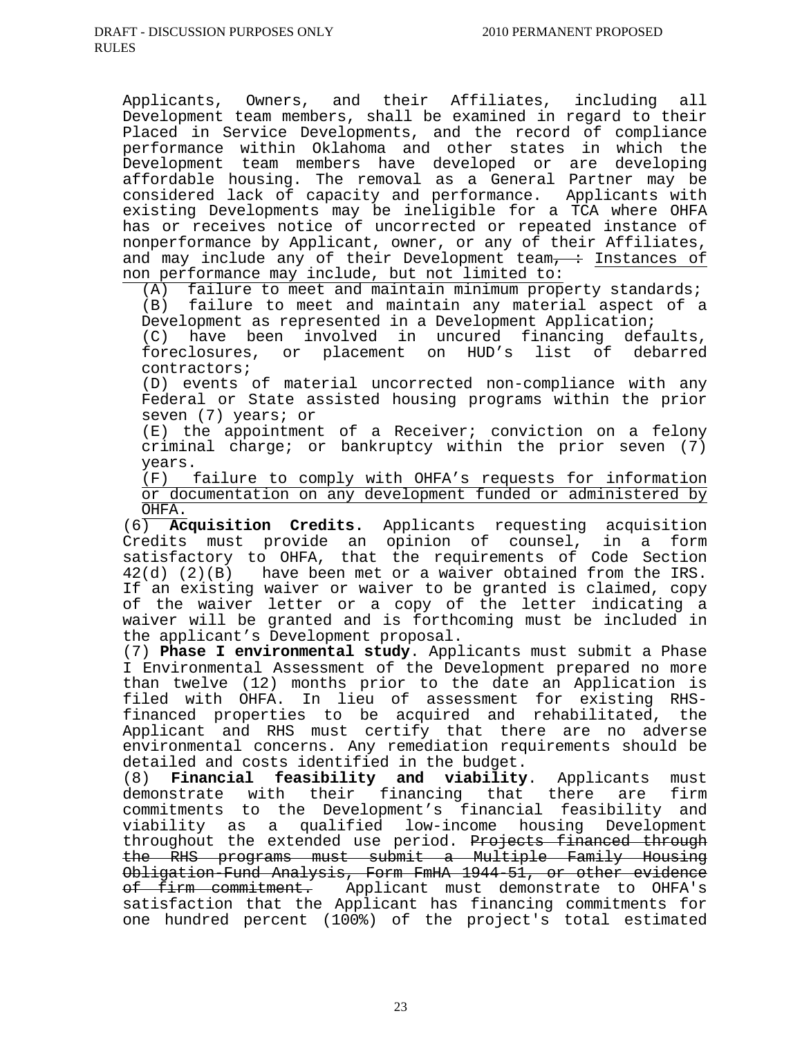Applicants, Owners, and their Affiliates, including all Development team members, shall be examined in regard to their Placed in Service Developments, and the record of compliance performance within Oklahoma and other states in which the Development team members have developed or are developing affordable housing. The removal as a General Partner may be considered lack of capacity and performance. Applicants with existing Developments may be ineligible for a TCA where OHFA has or receives notice of uncorrected or repeated instance of nonperformance by Applicant, owner, or any of their Affiliates, and may include any of their Development team~~, :~~ Instances of non performance may include, but not limited to:

(A) failure to meet and maintain minimum property standards;

(B) failure to meet and maintain any material aspect of a Development as represented in a Development Application;

(C) have been involved in uncured financing defaults, foreclosures, or placement on HUD's list of debarred contractors;

(D) events of material uncorrected non-compliance with any Federal or State assisted housing programs within the prior seven (7) years; or

(E) the appointment of a Receiver; conviction on a felony criminal charge; or bankruptcy within the prior seven (7) years.

(F) failure to comply with OHFA's requests for information or documentation on any development funded or administered by OHFA.

(6) **Acquisition Credits.** Applicants requesting acquisition Credits must provide an opinion of counsel, in a form satisfactory to OHFA, that the requirements of Code Section 42(d) (2)(B) have been met or a waiver obtained from the IRS. If an existing waiver or waiver to be granted is claimed, copy of the waiver letter or a copy of the letter indicating a waiver will be granted and is forthcoming must be included in the applicant's Development proposal.

(7) **Phase I environmental study**. Applicants must submit a Phase I Environmental Assessment of the Development prepared no more than twelve (12) months prior to the date an Application is filed with OHFA. In lieu of assessment for existing RHS-financed properties to be acquired and rehabilitated, the Applicant and RHS must certify that there are no adverse environmental concerns. Any remediation requirements should be detailed and costs identified in the budget.

(8) **Financial feasibility and viability**. Applicants must demonstrate with their financing that there are firm commitments to the Development's financial feasibility and viability as a qualified low-income housing Development throughout the extended use period. ~~Projects financed through the RHS programs must submit a Multiple Family Housing Obligation-Fund Analysis, Form FmHA 1944-51, or other evidence of firm commitment.~~ Applicant must demonstrate to OHFA's satisfaction that the Applicant has financing commitments for one hundred percent (100%) of the project's total estimated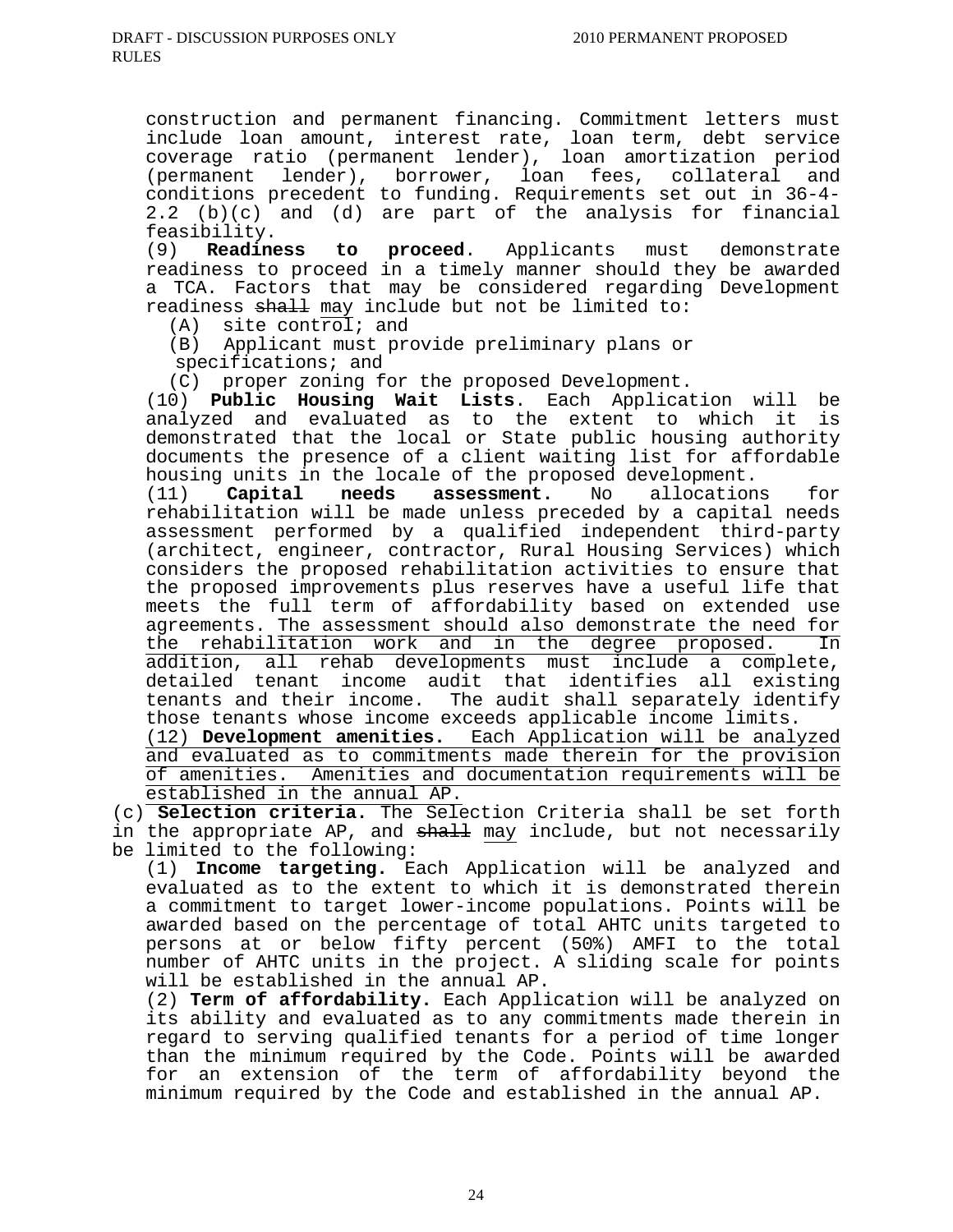construction and permanent financing. Commitment letters must include loan amount, interest rate, loan term, debt service coverage ratio (permanent lender), loan amortization period (permanent lender), borrower, loan fees, collateral and conditions precedent to funding. Requirements set out in 36-4-2.2 (b)(c) and (d) are part of the analysis for financial feasibility.

(9) **Readiness to proceed**. Applicants must demonstrate readiness to proceed in a timely manner should they be awarded a TCA. Factors that may be considered regarding Development readiness ~~shall~~ <u>may</u> include but not be limited to:

(A) site control; and

(B) Applicant must provide preliminary plans or specifications; and

(C) proper zoning for the proposed Development.

(10) **Public Housing Wait Lists**. Each Application will be analyzed and evaluated as to the extent to which it is demonstrated that the local or State public housing authority documents the presence of a client waiting list for affordable housing units in the locale of the proposed development.

(11) **Capital needs assessment.** No allocations for rehabilitation will be made unless preceded by a capital needs assessment performed by a qualified independent third-party (architect, engineer, contractor, Rural Housing Services) which considers the proposed rehabilitation activities to ensure that the proposed improvements plus reserves have a useful life that meets the full term of affordability based on extended use agreements. <u>The assessment should also demonstrate the need for the rehabilitation work and in the degree proposed. In addition, all rehab developments must include a complete, detailed tenant income audit that identifies all existing tenants and their income. The audit shall separately identify those tenants whose income exceeds applicable income limits.</u>

<u>(12) **Development amenities.** Each Application will be analyzed and evaluated as to commitments made therein for the provision of amenities. Amenities and documentation requirements will be established in the annual AP.</u>

(c) **Selection criteria.** The Selection Criteria shall be set forth in the appropriate AP, and ~~shall~~ <u>may</u> include, but not necessarily be limited to the following:

(1) **Income targeting.** Each Application will be analyzed and evaluated as to the extent to which it is demonstrated therein a commitment to target lower-income populations. Points will be awarded based on the percentage of total AHTC units targeted to persons at or below fifty percent (50%) AMFI to the total number of AHTC units in the project. A sliding scale for points will be established in the annual AP.

(2) **Term of affordability.** Each Application will be analyzed on its ability and evaluated as to any commitments made therein in regard to serving qualified tenants for a period of time longer than the minimum required by the Code. Points will be awarded for an extension of the term of affordability beyond the minimum required by the Code and established in the annual AP.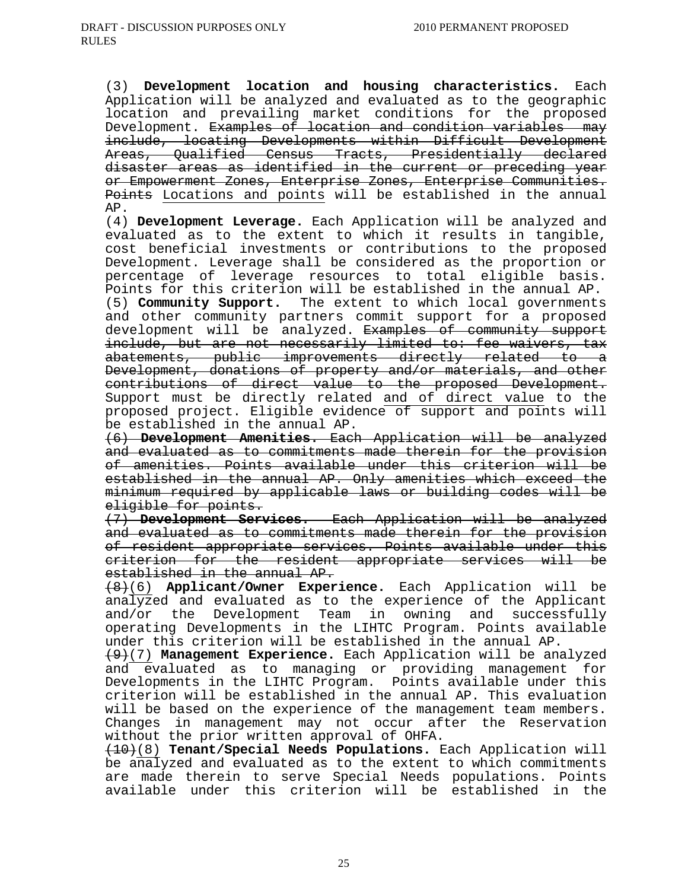(3) **Development location and housing characteristics.** Each Application will be analyzed and evaluated as to the geographic location and prevailing market conditions for the proposed Development. ~~Examples of location and condition variables may include, locating Developments within Difficult Development Areas, Qualified Census Tracts, Presidentially declared disaster areas as identified in the current or preceding year or Empowerment Zones, Enterprise Zones, Enterprise Communities. Points~~ Locations and points will be established in the annual AP.

(4) **Development Leverage.** Each Application will be analyzed and evaluated as to the extent to which it results in tangible, cost beneficial investments or contributions to the proposed Development. Leverage shall be considered as the proportion or percentage of leverage resources to total eligible basis. Points for this criterion will be established in the annual AP.

(5) **Community Support.** The extent to which local governments and other community partners commit support for a proposed development will be analyzed. ~~Examples of community support include, but are not necessarily limited to: fee waivers, tax abatements, public improvements directly related to a Development, donations of property and/or materials, and other contributions of direct value to the proposed Development.~~ Support must be directly related and of direct value to the proposed project. Eligible evidence of support and points will be established in the annual AP.

~~(6) **Development Amenities.** Each Application will be analyzed and evaluated as to commitments made therein for the provision of amenities. Points available under this criterion will be established in the annual AP. Only amenities which exceed the minimum required by applicable laws or building codes will be eligible for points.~~

~~(7) **Development Services.** Each Application will be analyzed and evaluated as to commitments made therein for the provision of resident appropriate services. Points available under this criterion for the resident appropriate services will be established in the annual AP.~~

~~(8)~~(6) **Applicant/Owner Experience.** Each Application will be analyzed and evaluated as to the experience of the Applicant and/or the Development Team in owning and successfully operating Developments in the LIHTC Program. Points available under this criterion will be established in the annual AP.

~~(9)~~(7) **Management Experience.** Each Application will be analyzed and evaluated as to managing or providing management for Developments in the LIHTC Program. Points available under this criterion will be established in the annual AP. This evaluation will be based on the experience of the management team members. Changes in management may not occur after the Reservation without the prior written approval of OHFA.

~~(10)~~(8) **Tenant/Special Needs Populations.** Each Application will be analyzed and evaluated as to the extent to which commitments are made therein to serve Special Needs populations. Points available under this criterion will be established in the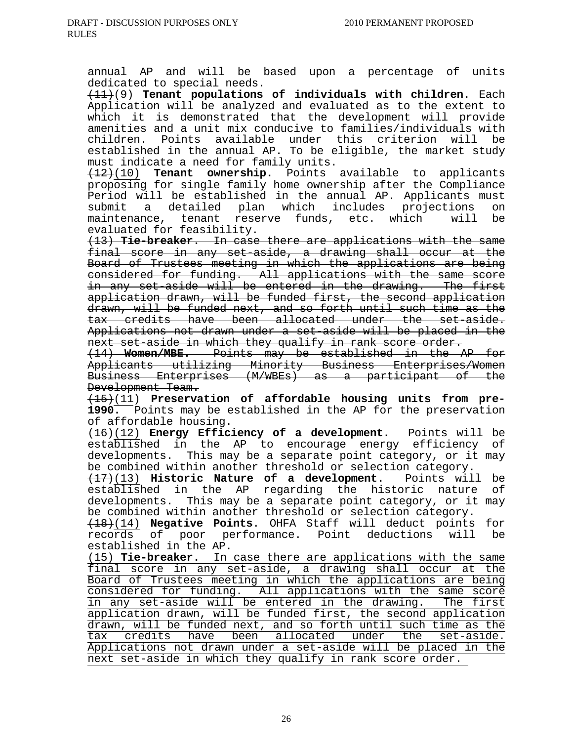annual AP and will be based upon a percentage of units dedicated to special needs.

~~(11)~~<u>(9)</u> **Tenant populations of individuals with children.** Each Application will be analyzed and evaluated as to the extent to which it is demonstrated that the development will provide amenities and a unit mix conducive to families/individuals with children. Points available under this criterion will be established in the annual AP. To be eligible, the market study must indicate a need for family units.

~~(12)~~<u>(10)</u> **Tenant ownership.** Points available to applicants proposing for single family home ownership after the Compliance Period will be established in the annual AP. Applicants must submit a detailed plan which includes projections on maintenance, tenant reserve funds, etc. which will be evaluated for feasibility.

~~(13) **Tie-breaker.** In case there are applications with the same final score in any set-aside, a drawing shall occur at the Board of Trustees meeting in which the applications are being considered for funding. All applications with the same score in any set-aside will be entered in the drawing. The first application drawn, will be funded first, the second application drawn, will be funded next, and so forth until such time as the tax credits have been allocated under the set-aside. Applications not drawn under a set-aside will be placed in the next set-aside in which they qualify in rank score order.~~

~~(14) **Women/MBE.** Points may be established in the AP for Applicants utilizing Minority Business Enterprises/Women Business Enterprises (M/WBEs) as a participant of the Development Team.~~

~~(15)~~<u>(11)</u> **Preservation of affordable housing units from pre-1990.** Points may be established in the AP for the preservation of affordable housing.

~~(16)~~<u>(12)</u> **Energy Efficiency of a development.** Points will be established in the AP to encourage energy efficiency of developments. This may be a separate point category, or it may be combined within another threshold or selection category.

~~(17)~~<u>(13)</u> **Historic Nature of a development.** Points will be established in the AP regarding the historic nature of developments. This may be a separate point category, or it may be combined within another threshold or selection category.

~~(18)~~<u>(14)</u> **Negative Points**. OHFA Staff will deduct points for records of poor performance. Point deductions will be established in the AP.

<u>(15) **Tie-breaker.** In case there are applications with the same final score in any set-aside, a drawing shall occur at the Board of Trustees meeting in which the applications are being considered for funding. All applications with the same score in any set-aside will be entered in the drawing. The first application drawn, will be funded first, the second application drawn, will be funded next, and so forth until such time as the tax credits have been allocated under the set-aside. Applications not drawn under a set-aside will be placed in the next set-aside in which they qualify in rank score order.</u>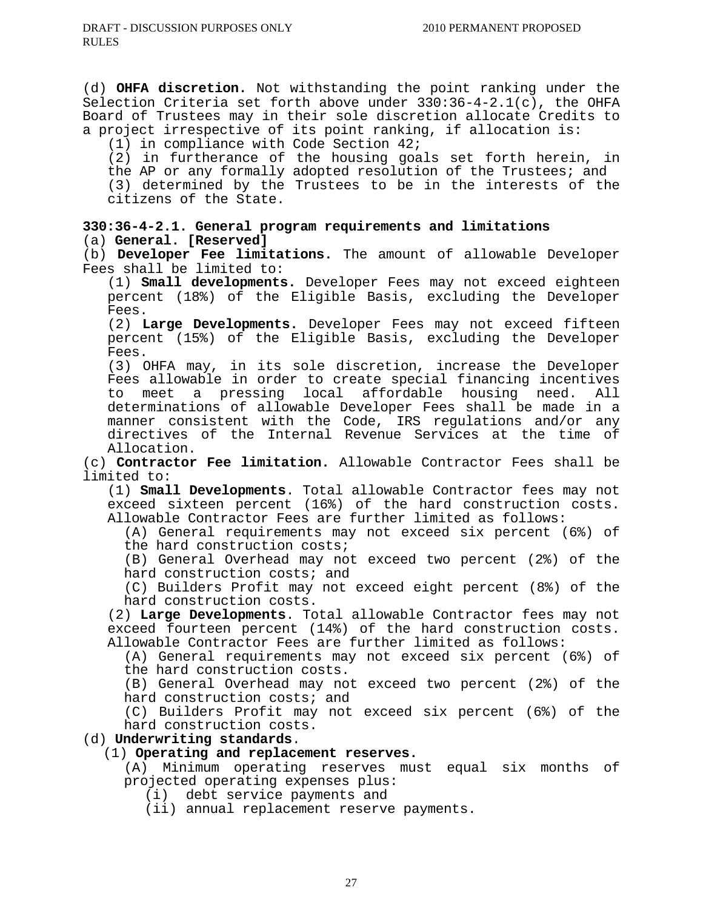(d) **OHFA discretion.** Not withstanding the point ranking under the Selection Criteria set forth above under 330:36-4-2.1(c), the OHFA Board of Trustees may in their sole discretion allocate Credits to a project irrespective of its point ranking, if allocation is:

(1) in compliance with Code Section 42;

(2) in furtherance of the housing goals set forth herein, in the AP or any formally adopted resolution of the Trustees; and

(3) determined by the Trustees to be in the interests of the citizens of the State.

**330:36-4-2.1. General program requirements and limitations**

(a) **General. [Reserved]**

(b) **Developer Fee limitations.** The amount of allowable Developer Fees shall be limited to:

(1) **Small developments.** Developer Fees may not exceed eighteen percent (18%) of the Eligible Basis, excluding the Developer Fees.

(2) **Large Developments.** Developer Fees may not exceed fifteen percent (15%) of the Eligible Basis, excluding the Developer Fees.

(3) OHFA may, in its sole discretion, increase the Developer Fees allowable in order to create special financing incentives to meet a pressing local affordable housing need. All determinations of allowable Developer Fees shall be made in a manner consistent with the Code, IRS regulations and/or any directives of the Internal Revenue Services at the time of Allocation.

(c) **Contractor Fee limitation.** Allowable Contractor Fees shall be limited to:

(1) **Small Developments**. Total allowable Contractor fees may not exceed sixteen percent (16%) of the hard construction costs. Allowable Contractor Fees are further limited as follows:

(A) General requirements may not exceed six percent (6%) of the hard construction costs;

(B) General Overhead may not exceed two percent (2%) of the hard construction costs; and

(C) Builders Profit may not exceed eight percent (8%) of the hard construction costs.

(2) **Large Developments**. Total allowable Contractor fees may not exceed fourteen percent (14%) of the hard construction costs. Allowable Contractor Fees are further limited as follows:

(A) General requirements may not exceed six percent (6%) of the hard construction costs.

(B) General Overhead may not exceed two percent (2%) of the hard construction costs; and

(C) Builders Profit may not exceed six percent (6%) of the hard construction costs.

(d) **Underwriting standards**.

(1) **Operating and replacement reserves.**

(A) Minimum operating reserves must equal six months of projected operating expenses plus:

(i) debt service payments and

(ii) annual replacement reserve payments.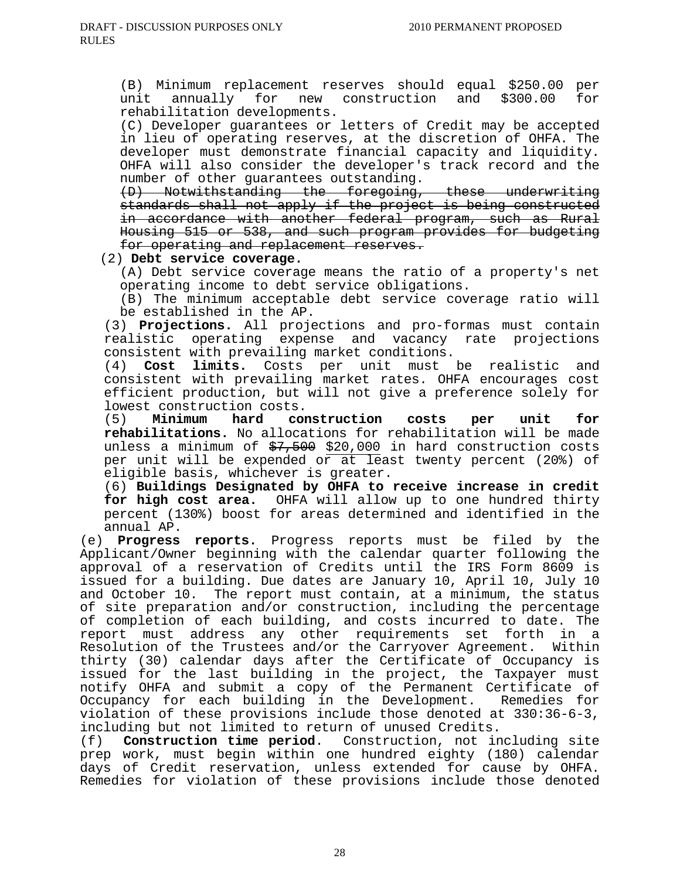(B) Minimum replacement reserves should equal $250.00 per unit annually for new construction and $300.00 for rehabilitation developments.

(C) Developer guarantees or letters of Credit may be accepted in lieu of operating reserves, at the discretion of OHFA. The developer must demonstrate financial capacity and liquidity. OHFA will also consider the developer's track record and the number of other guarantees outstanding.

~~(D) Notwithstanding the foregoing, these underwriting standards shall not apply if the project is being constructed in accordance with another federal program, such as Rural Housing 515 or 538, and such program provides for budgeting for operating and replacement reserves.~~

(2) **Debt service coverage.**

(A) Debt service coverage means the ratio of a property's net operating income to debt service obligations.

(B) The minimum acceptable debt service coverage ratio will be established in the AP.

(3) **Projections.** All projections and pro-formas must contain realistic operating expense and vacancy rate projections consistent with prevailing market conditions.

(4) **Cost limits.** Costs per unit must be realistic and consistent with prevailing market rates. OHFA encourages cost efficient production, but will not give a preference solely for lowest construction costs.

(5) **Minimum hard construction costs per unit for rehabilitations.** No allocations for rehabilitation will be made unless a minimum of ~~$7,500~~ $20,000 in hard construction costs per unit will be expended or at least twenty percent (20%) of eligible basis, whichever is greater.

(6) **Buildings Designated by OHFA to receive increase in credit for high cost area.** OHFA will allow up to one hundred thirty percent (130%) boost for areas determined and identified in the annual AP.

(e) **Progress reports.** Progress reports must be filed by the Applicant/Owner beginning with the calendar quarter following the approval of a reservation of Credits until the IRS Form 8609 is issued for a building. Due dates are January 10, April 10, July 10 and October 10. The report must contain, at a minimum, the status of site preparation and/or construction, including the percentage of completion of each building, and costs incurred to date. The report must address any other requirements set forth in a Resolution of the Trustees and/or the Carryover Agreement. Within thirty (30) calendar days after the Certificate of Occupancy is issued for the last building in the project, the Taxpayer must notify OHFA and submit a copy of the Permanent Certificate of Occupancy for each building in the Development. Remedies for violation of these provisions include those denoted at 330:36-6-3, including but not limited to return of unused Credits.

(f) **Construction time period.** Construction, not including site prep work, must begin within one hundred eighty (180) calendar days of Credit reservation, unless extended for cause by OHFA. Remedies for violation of these provisions include those denoted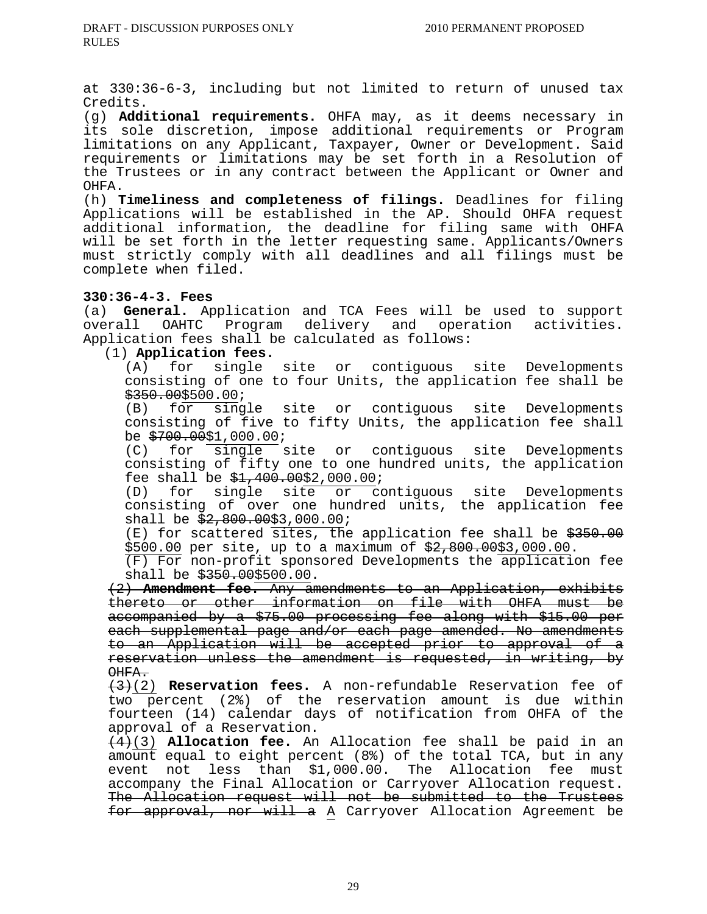at 330:36-6-3, including but not limited to return of unused tax Credits.

(g) **Additional requirements.** OHFA may, as it deems necessary in its sole discretion, impose additional requirements or Program limitations on any Applicant, Taxpayer, Owner or Development. Said requirements or limitations may be set forth in a Resolution of the Trustees or in any contract between the Applicant or Owner and OHFA.

(h) **Timeliness and completeness of filings.** Deadlines for filing Applications will be established in the AP. Should OHFA request additional information, the deadline for filing same with OHFA will be set forth in the letter requesting same. Applicants/Owners must strictly comply with all deadlines and all filings must be complete when filed.

**330:36-4-3. Fees**

(a) **General.** Application and TCA Fees will be used to support overall OAHTC Program delivery and operation activities. Application fees shall be calculated as follows:

(1) **Application fees.**

(A) for single site or contiguous site Developments consisting of one to four Units, the application fee shall be ~~$350.00~~$500.00;

(B) for single site or contiguous site Developments consisting of five to fifty Units, the application fee shall be ~~$700.00~~$1,000.00;

(C) for single site or contiguous site Developments consisting of fifty one to one hundred units, the application fee shall be ~~$1,400.00~~$2,000.00;

(D) for single site or contiguous site Developments consisting of over one hundred units, the application fee shall be ~~$2,800.00~~$3,000.00;

(E) for scattered sites, the application fee shall be ~~$350.00~~ $500.00 per site, up to a maximum of ~~$2,800.00~~$3,000.00.

(F) For non-profit sponsored Developments the application fee shall be ~~$350.00~~$500.00.

~~(2) **Amendment fee.** Any amendments to an Application, exhibits thereto or other information on file with OHFA must be accompanied by a $75.00 processing fee along with $15.00 per each supplemental page and/or each page amended. No amendments to an Application will be accepted prior to approval of a reservation unless the amendment is requested, in writing, by OHFA.~~

~~(3)~~(2) **Reservation fees.** A non-refundable Reservation fee of two percent (2%) of the reservation amount is due within fourteen (14) calendar days of notification from OHFA of the approval of a Reservation.

~~(4)~~(3) **Allocation fee.** An Allocation fee shall be paid in an amount equal to eight percent (8%) of the total TCA, but in any event not less than $1,000.00. The Allocation fee must accompany the Final Allocation or Carryover Allocation request. ~~The Allocation request will not be submitted to the Trustees for approval, nor will a~~ A Carryover Allocation Agreement be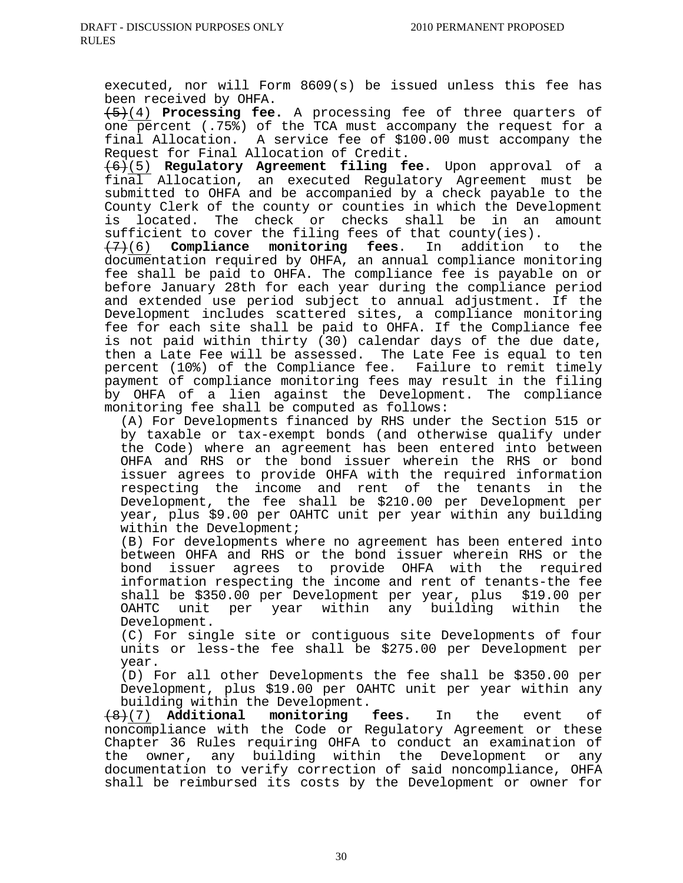executed, nor will Form 8609(s) be issued unless this fee has been received by OHFA.

~~(5)~~(4) **Processing fee.** A processing fee of three quarters of one percent (.75%) of the TCA must accompany the request for a final Allocation. A service fee of $100.00 must accompany the Request for Final Allocation of Credit.

~~(6)~~(5) **Regulatory Agreement filing fee.** Upon approval of a final Allocation, an executed Regulatory Agreement must be submitted to OHFA and be accompanied by a check payable to the County Clerk of the county or counties in which the Development is located. The check or checks shall be in an amount sufficient to cover the filing fees of that county(ies).

~~(7)~~(6) **Compliance monitoring fees**. In addition to the documentation required by OHFA, an annual compliance monitoring fee shall be paid to OHFA. The compliance fee is payable on or before January 28th for each year during the compliance period and extended use period subject to annual adjustment. If the Development includes scattered sites, a compliance monitoring fee for each site shall be paid to OHFA. If the Compliance fee is not paid within thirty (30) calendar days of the due date, then a Late Fee will be assessed. The Late Fee is equal to ten percent (10%) of the Compliance fee. Failure to remit timely payment of compliance monitoring fees may result in the filing by OHFA of a lien against the Development. The compliance monitoring fee shall be computed as follows:

(A) For Developments financed by RHS under the Section 515 or by taxable or tax-exempt bonds (and otherwise qualify under the Code) where an agreement has been entered into between OHFA and RHS or the bond issuer wherein the RHS or bond issuer agrees to provide OHFA with the required information respecting the income and rent of the tenants in the Development, the fee shall be $210.00 per Development per year, plus $9.00 per OAHTC unit per year within any building within the Development;

(B) For developments where no agreement has been entered into between OHFA and RHS or the bond issuer wherein RHS or the bond issuer agrees to provide OHFA with the required information respecting the income and rent of tenants-the fee shall be $350.00 per Development per year, plus $19.00 per OAHTC unit per year within any building within the Development.

(C) For single site or contiguous site Developments of four units or less-the fee shall be $275.00 per Development per year.

(D) For all other Developments the fee shall be $350.00 per Development, plus $19.00 per OAHTC unit per year within any building within the Development.

~~(8)~~(7) **Additional monitoring fees.** In the event of noncompliance with the Code or Regulatory Agreement or these Chapter 36 Rules requiring OHFA to conduct an examination of the owner, any building within the Development or any documentation to verify correction of said noncompliance, OHFA shall be reimbursed its costs by the Development or owner for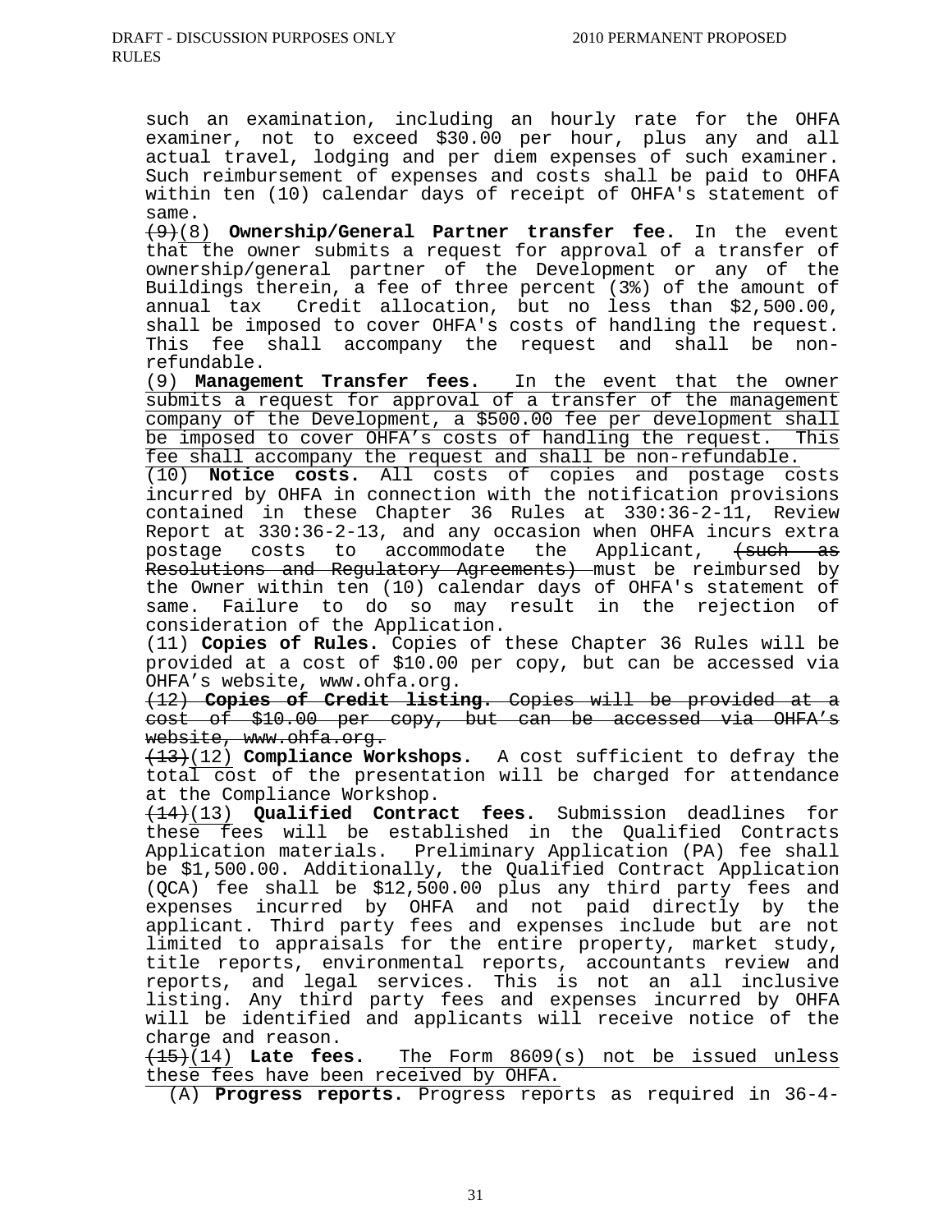such an examination, including an hourly rate for the OHFA examiner, not to exceed $30.00 per hour, plus any and all actual travel, lodging and per diem expenses of such examiner. Such reimbursement of expenses and costs shall be paid to OHFA within ten (10) calendar days of receipt of OHFA's statement of same.

~~(9)~~(8) **Ownership/General Partner transfer fee.** In the event that the owner submits a request for approval of a transfer of ownership/general partner of the Development or any of the Buildings therein, a fee of three percent (3%) of the amount of annual tax Credit allocation, but no less than $2,500.00, shall be imposed to cover OHFA's costs of handling the request. This fee shall accompany the request and shall be non-refundable.

(9) **Management Transfer fees.** In the event that the owner submits a request for approval of a transfer of the management company of the Development, a $500.00 fee per development shall be imposed to cover OHFA's costs of handling the request. This fee shall accompany the request and shall be non-refundable.

(10) **Notice costs.** All costs of copies and postage costs incurred by OHFA in connection with the notification provisions contained in these Chapter 36 Rules at 330:36-2-11, Review Report at 330:36-2-13, and any occasion when OHFA incurs extra postage costs to accommodate the Applicant, ~~(such as Resolutions and Regulatory Agreements)~~ must be reimbursed by the Owner within ten (10) calendar days of OHFA's statement of same. Failure to do so may result in the rejection of consideration of the Application.

(11) **Copies of Rules.** Copies of these Chapter 36 Rules will be provided at a cost of $10.00 per copy, but can be accessed via OHFA's website, www.ohfa.org.

~~(12) **Copies of Credit listing.** Copies will be provided at a cost of $10.00 per copy, but can be accessed via OHFA's website, www.ohfa.org.~~

~~(13)~~(12) **Compliance Workshops.** A cost sufficient to defray the total cost of the presentation will be charged for attendance at the Compliance Workshop.

~~(14)~~(13) **Qualified Contract fees.** Submission deadlines for these fees will be established in the Qualified Contracts Application materials. Preliminary Application (PA) fee shall be $1,500.00. Additionally, the Qualified Contract Application (QCA) fee shall be $12,500.00 plus any third party fees and expenses incurred by OHFA and not paid directly by the applicant. Third party fees and expenses include but are not limited to appraisals for the entire property, market study, title reports, environmental reports, accountants review and reports, and legal services. This is not an all inclusive listing. Any third party fees and expenses incurred by OHFA will be identified and applicants will receive notice of the charge and reason.

~~(15)~~(14) **Late fees.** The Form 8609(s) not be issued unless these fees have been received by OHFA.

(A) **Progress reports.** Progress reports as required in 36-4-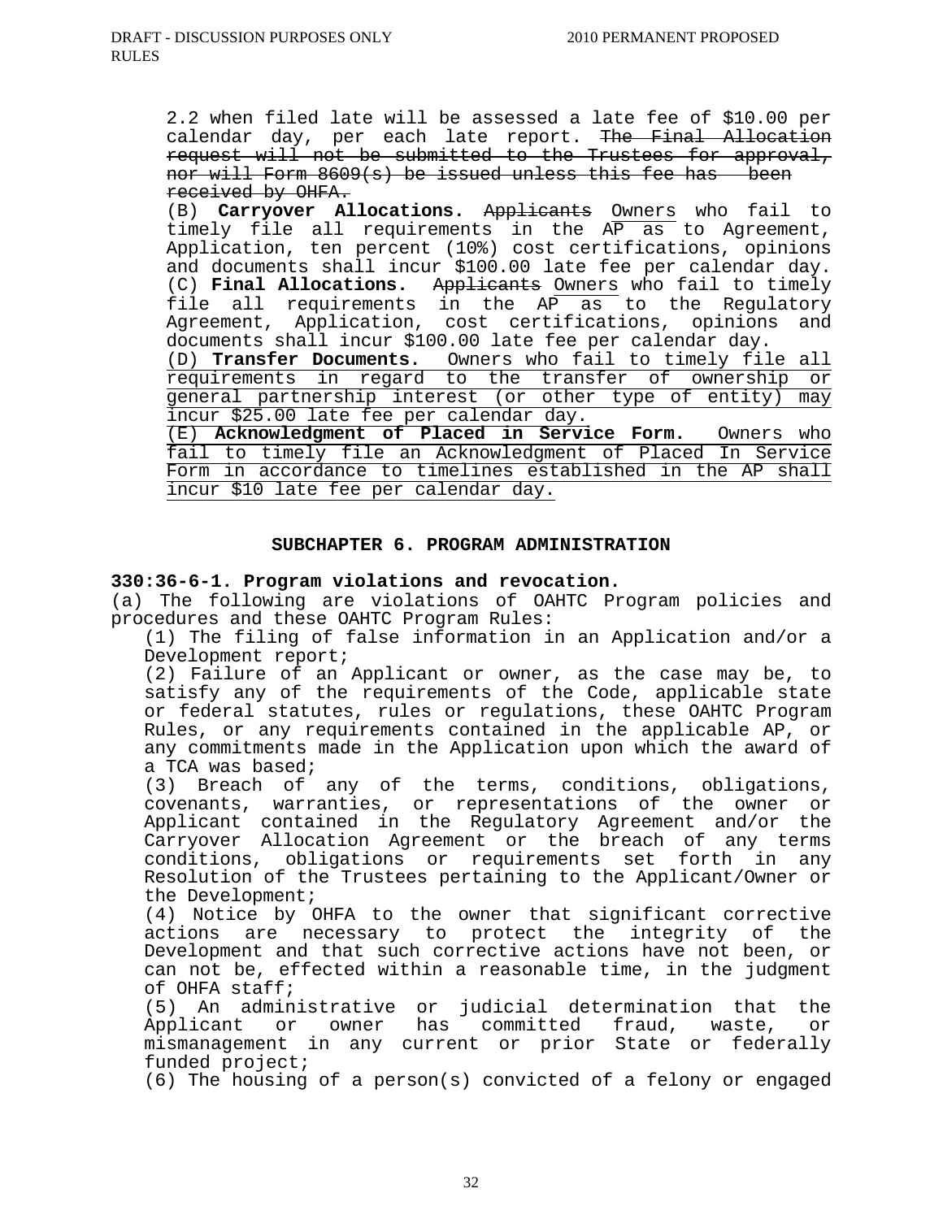2.2 when filed late will be assessed a late fee of $10.00 per calendar day, per each late report. ~~The Final Allocation request will not be submitted to the Trustees for approval, nor will Form 8609(s) be issued unless this fee has been received by OHFA.~~

(B) **Carryover Allocations.** ~~Applicants~~ Owners who fail to timely file all requirements in the AP as to Agreement, Application, ten percent (10%) cost certifications, opinions and documents shall incur $100.00 late fee per calendar day.

(C) **Final Allocations.** ~~Applicants~~ Owners who fail to timely file all requirements in the AP as to the Regulatory Agreement, Application, cost certifications, opinions and documents shall incur $100.00 late fee per calendar day.

(D) **Transfer Documents.** Owners who fail to timely file all requirements in regard to the transfer of ownership or general partnership interest (or other type of entity) may incur $25.00 late fee per calendar day.

(E) **Acknowledgment of Placed in Service Form.** Owners who fail to timely file an Acknowledgment of Placed In Service Form in accordance to timelines established in the AP shall incur $10 late fee per calendar day.

## SUBCHAPTER 6. PROGRAM ADMINISTRATION

### 330:36-6-1. Program violations and revocation.

(a) The following are violations of OAHTC Program policies and procedures and these OAHTC Program Rules:

(1) The filing of false information in an Application and/or a Development report;

(2) Failure of an Applicant or owner, as the case may be, to satisfy any of the requirements of the Code, applicable state or federal statutes, rules or regulations, these OAHTC Program Rules, or any requirements contained in the applicable AP, or any commitments made in the Application upon which the award of a TCA was based;

(3) Breach of any of the terms, conditions, obligations, covenants, warranties, or representations of the owner or Applicant contained in the Regulatory Agreement and/or the Carryover Allocation Agreement or the breach of any terms conditions, obligations or requirements set forth in any Resolution of the Trustees pertaining to the Applicant/Owner or the Development;

(4) Notice by OHFA to the owner that significant corrective actions are necessary to protect the integrity of the Development and that such corrective actions have not been, or can not be, effected within a reasonable time, in the judgment of OHFA staff;

(5) An administrative or judicial determination that the Applicant or owner has committed fraud, waste, or mismanagement in any current or prior State or federally funded project;

(6) The housing of a person(s) convicted of a felony or engaged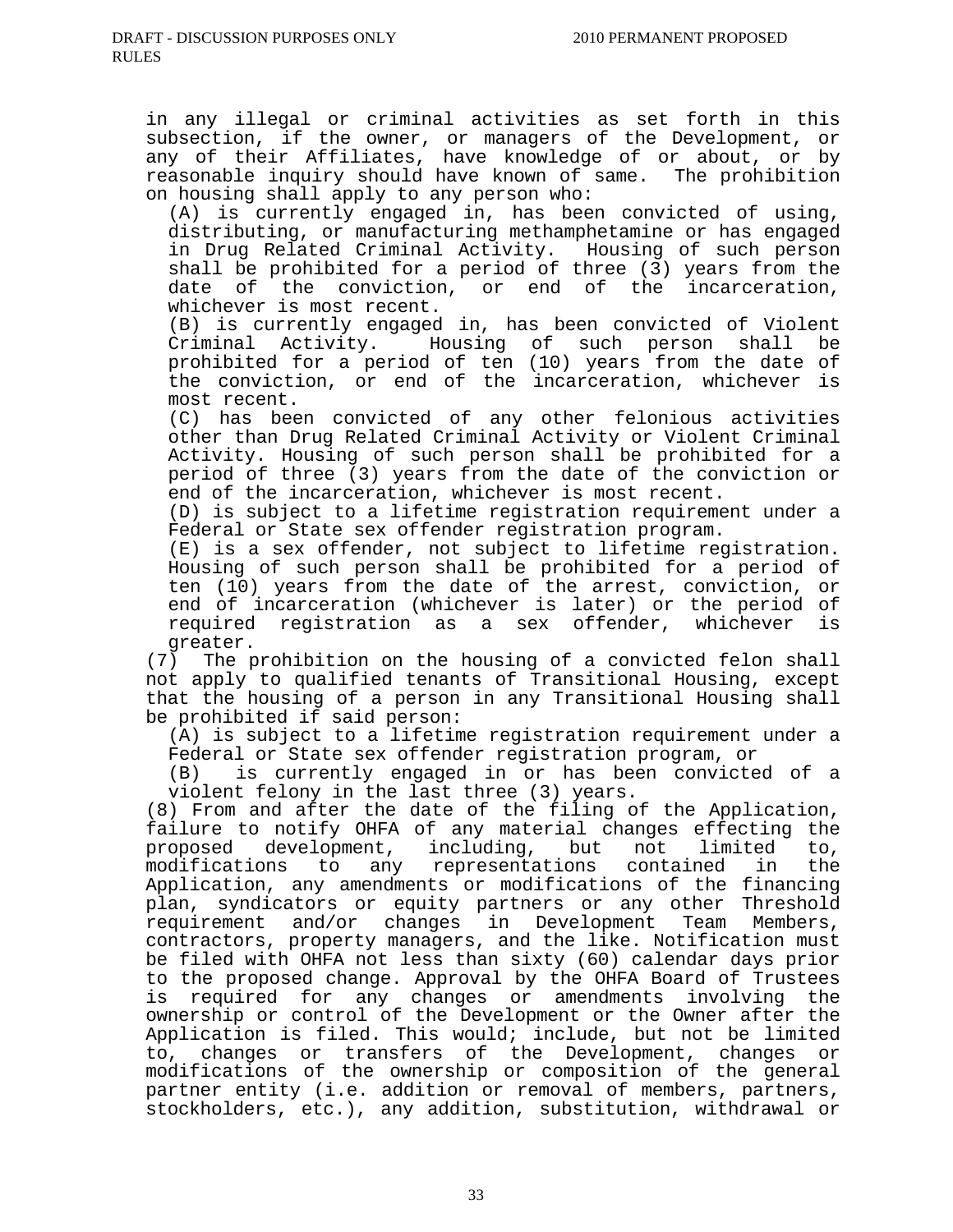in any illegal or criminal activities as set forth in this subsection, if the owner, or managers of the Development, or any of their Affiliates, have knowledge of or about, or by reasonable inquiry should have known of same. The prohibition on housing shall apply to any person who:

(A) is currently engaged in, has been convicted of using, distributing, or manufacturing methamphetamine or has engaged in Drug Related Criminal Activity. Housing of such person shall be prohibited for a period of three (3) years from the date of the conviction, or end of the incarceration, whichever is most recent.

(B) is currently engaged in, has been convicted of Violent Criminal Activity. Housing of such person shall be prohibited for a period of ten (10) years from the date of the conviction, or end of the incarceration, whichever is most recent.

(C) has been convicted of any other felonious activities other than Drug Related Criminal Activity or Violent Criminal Activity. Housing of such person shall be prohibited for a period of three (3) years from the date of the conviction or end of the incarceration, whichever is most recent.

(D) is subject to a lifetime registration requirement under a Federal or State sex offender registration program.

(E) is a sex offender, not subject to lifetime registration. Housing of such person shall be prohibited for a period of ten (10) years from the date of the arrest, conviction, or end of incarceration (whichever is later) or the period of required registration as a sex offender, whichever is greater.

(7) The prohibition on the housing of a convicted felon shall not apply to qualified tenants of Transitional Housing, except that the housing of a person in any Transitional Housing shall be prohibited if said person:

(A) is subject to a lifetime registration requirement under a Federal or State sex offender registration program, or

(B) is currently engaged in or has been convicted of a violent felony in the last three (3) years.

(8) From and after the date of the filing of the Application, failure to notify OHFA of any material changes effecting the proposed development, including, but not limited to, modifications to any representations contained in the Application, any amendments or modifications of the financing plan, syndicators or equity partners or any other Threshold requirement and/or changes in Development Team Members, contractors, property managers, and the like. Notification must be filed with OHFA not less than sixty (60) calendar days prior to the proposed change. Approval by the OHFA Board of Trustees is required for any changes or amendments involving the ownership or control of the Development or the Owner after the Application is filed. This would; include, but not be limited to, changes or transfers of the Development, changes or modifications of the ownership or composition of the general partner entity (i.e. addition or removal of members, partners, stockholders, etc.), any addition, substitution, withdrawal or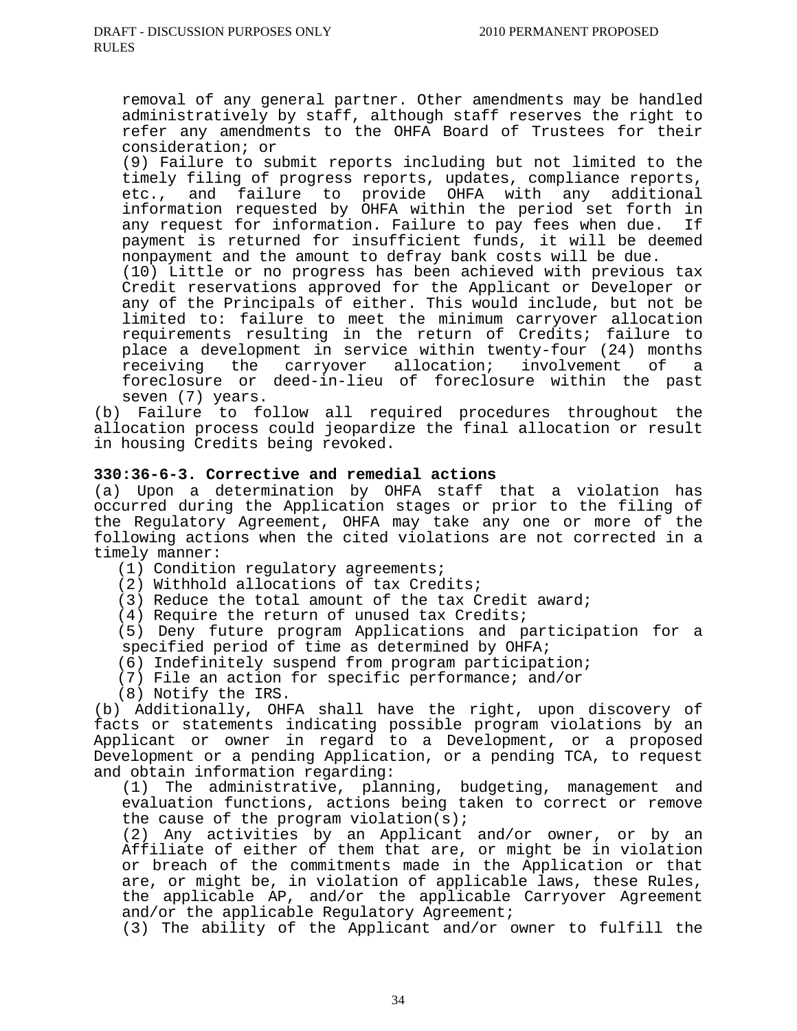removal of any general partner. Other amendments may be handled administratively by staff, although staff reserves the right to refer any amendments to the OHFA Board of Trustees for their consideration; or

(9) Failure to submit reports including but not limited to the timely filing of progress reports, updates, compliance reports, etc., and failure to provide OHFA with any additional information requested by OHFA within the period set forth in any request for information. Failure to pay fees when due. If payment is returned for insufficient funds, it will be deemed nonpayment and the amount to defray bank costs will be due.

(10) Little or no progress has been achieved with previous tax Credit reservations approved for the Applicant or Developer or any of the Principals of either. This would include, but not be limited to: failure to meet the minimum carryover allocation requirements resulting in the return of Credits; failure to place a development in service within twenty-four (24) months receiving the carryover allocation; involvement of a foreclosure or deed-in-lieu of foreclosure within the past seven (7) years.

(b) Failure to follow all required procedures throughout the allocation process could jeopardize the final allocation or result in housing Credits being revoked.

**330:36-6-3. Corrective and remedial actions**

(a) Upon a determination by OHFA staff that a violation has occurred during the Application stages or prior to the filing of the Regulatory Agreement, OHFA may take any one or more of the following actions when the cited violations are not corrected in a timely manner:

(1) Condition regulatory agreements;

(2) Withhold allocations of tax Credits;

(3) Reduce the total amount of the tax Credit award;

(4) Require the return of unused tax Credits;

(5) Deny future program Applications and participation for a specified period of time as determined by OHFA;

(6) Indefinitely suspend from program participation;

(7) File an action for specific performance; and/or

(8) Notify the IRS.

(b) Additionally, OHFA shall have the right, upon discovery of facts or statements indicating possible program violations by an Applicant or owner in regard to a Development, or a proposed Development or a pending Application, or a pending TCA, to request and obtain information regarding:

(1) The administrative, planning, budgeting, management and evaluation functions, actions being taken to correct or remove the cause of the program violation(s);

(2) Any activities by an Applicant and/or owner, or by an Affiliate of either of them that are, or might be in violation or breach of the commitments made in the Application or that are, or might be, in violation of applicable laws, these Rules, the applicable AP, and/or the applicable Carryover Agreement and/or the applicable Regulatory Agreement;

(3) The ability of the Applicant and/or owner to fulfill the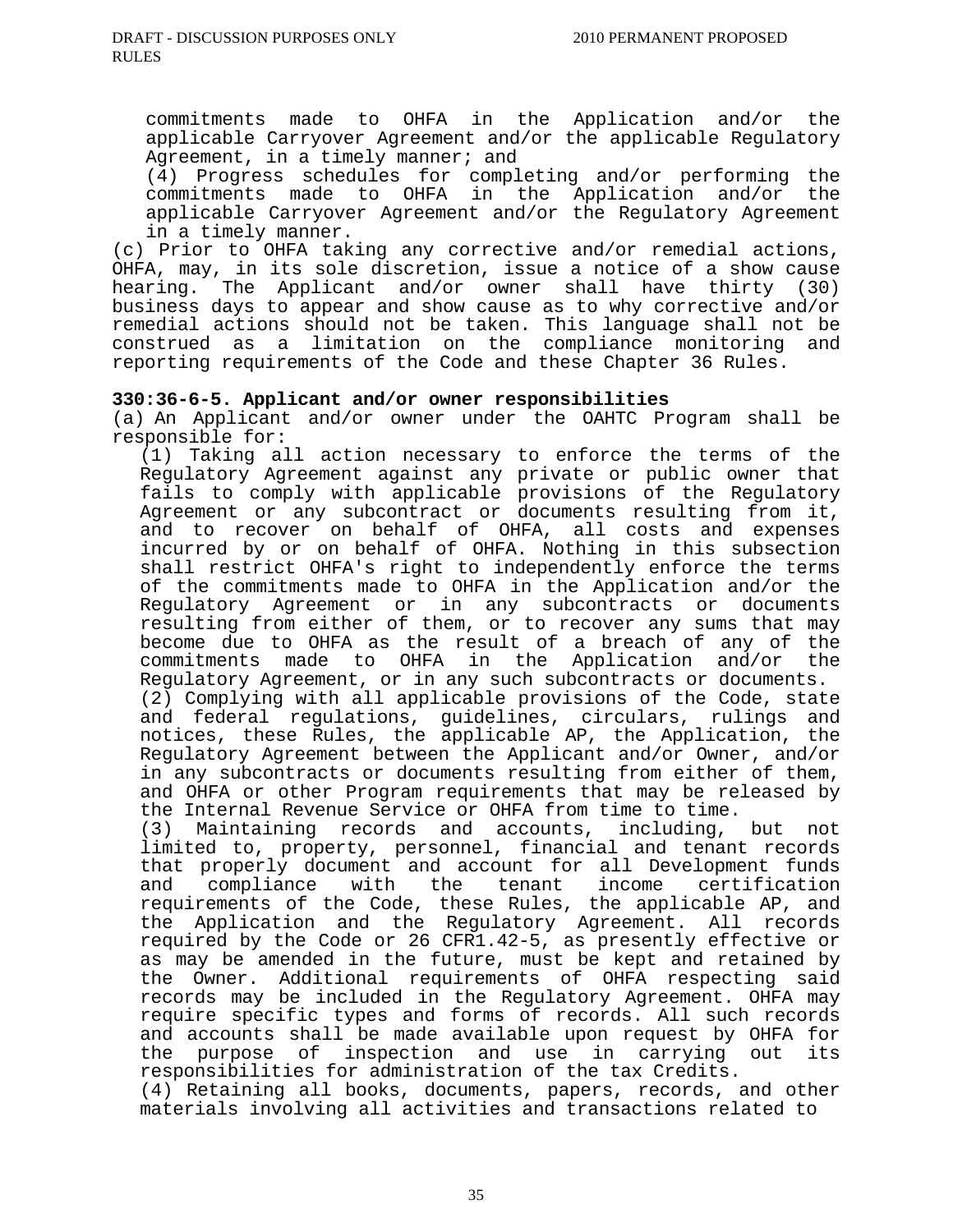commitments made to OHFA in the Application and/or the applicable Carryover Agreement and/or the applicable Regulatory Agreement, in a timely manner; and

(4) Progress schedules for completing and/or performing the commitments made to OHFA in the Application and/or the applicable Carryover Agreement and/or the Regulatory Agreement in a timely manner.

(c) Prior to OHFA taking any corrective and/or remedial actions, OHFA, may, in its sole discretion, issue a notice of a show cause hearing. The Applicant and/or owner shall have thirty (30) business days to appear and show cause as to why corrective and/or remedial actions should not be taken. This language shall not be construed as a limitation on the compliance monitoring and reporting requirements of the Code and these Chapter 36 Rules.

**330:36-6-5. Applicant and/or owner responsibilities**

(a) An Applicant and/or owner under the OAHTC Program shall be responsible for:

(1) Taking all action necessary to enforce the terms of the Regulatory Agreement against any private or public owner that fails to comply with applicable provisions of the Regulatory Agreement or any subcontract or documents resulting from it, and to recover on behalf of OHFA, all costs and expenses incurred by or on behalf of OHFA. Nothing in this subsection shall restrict OHFA's right to independently enforce the terms of the commitments made to OHFA in the Application and/or the Regulatory Agreement or in any subcontracts or documents resulting from either of them, or to recover any sums that may become due to OHFA as the result of a breach of any of the commitments made to OHFA in the Application and/or the Regulatory Agreement, or in any such subcontracts or documents.

(2) Complying with all applicable provisions of the Code, state and federal regulations, guidelines, circulars, rulings and notices, these Rules, the applicable AP, the Application, the Regulatory Agreement between the Applicant and/or Owner, and/or in any subcontracts or documents resulting from either of them, and OHFA or other Program requirements that may be released by the Internal Revenue Service or OHFA from time to time.

(3) Maintaining records and accounts, including, but not limited to, property, personnel, financial and tenant records that properly document and account for all Development funds and compliance with the tenant income certification requirements of the Code, these Rules, the applicable AP, and the Application and the Regulatory Agreement. All records required by the Code or 26 CFR1.42-5, as presently effective or as may be amended in the future, must be kept and retained by the Owner. Additional requirements of OHFA respecting said records may be included in the Regulatory Agreement. OHFA may require specific types and forms of records. All such records and accounts shall be made available upon request by OHFA for the purpose of inspection and use in carrying out its responsibilities for administration of the tax Credits.

(4) Retaining all books, documents, papers, records, and other materials involving all activities and transactions related to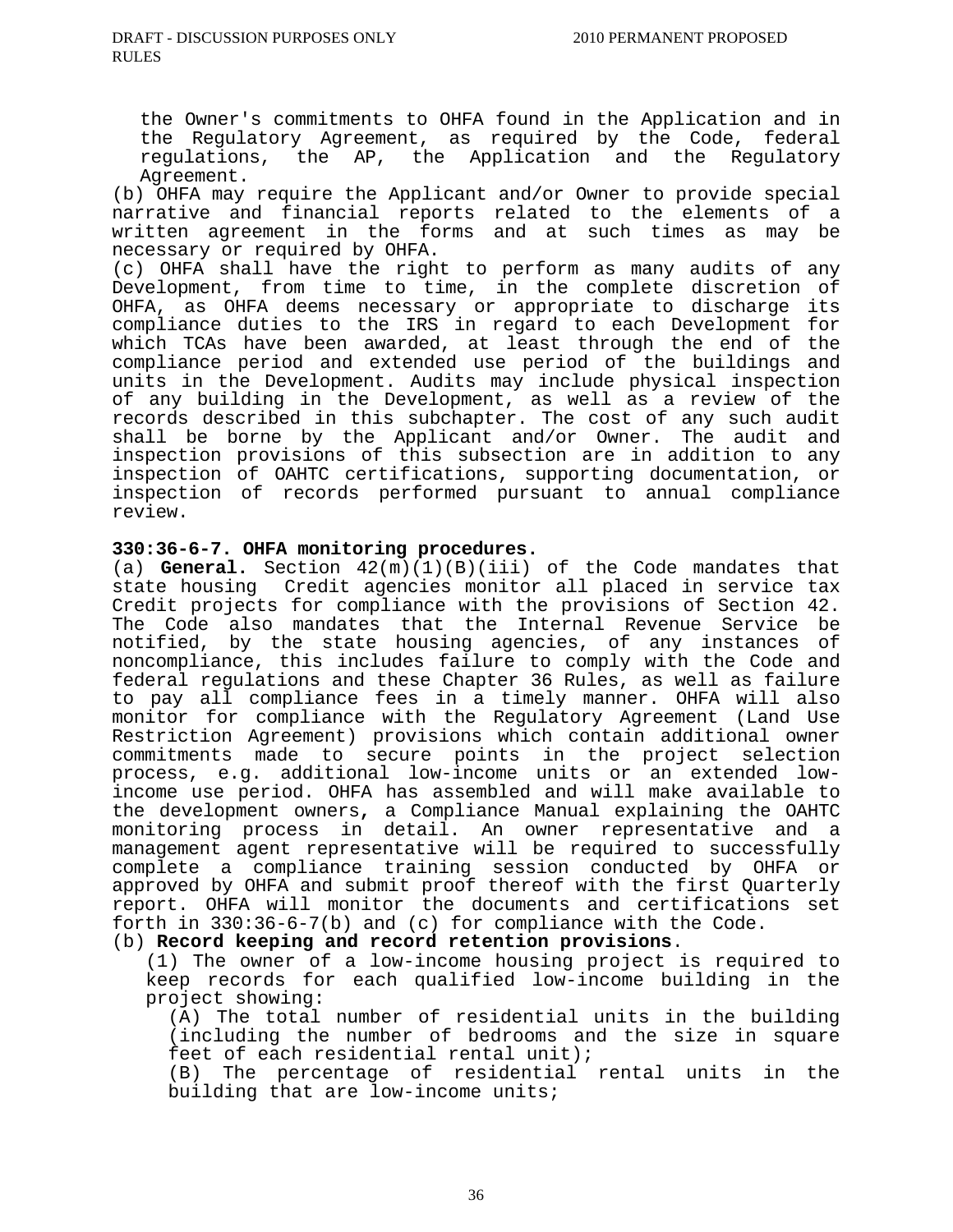the Owner's commitments to OHFA found in the Application and in the Regulatory Agreement, as required by the Code, federal regulations, the AP, the Application and the Regulatory Agreement.

(b) OHFA may require the Applicant and/or Owner to provide special narrative and financial reports related to the elements of a written agreement in the forms and at such times as may be necessary or required by OHFA.

(c) OHFA shall have the right to perform as many audits of any Development, from time to time, in the complete discretion of OHFA, as OHFA deems necessary or appropriate to discharge its compliance duties to the IRS in regard to each Development for which TCAs have been awarded, at least through the end of the compliance period and extended use period of the buildings and units in the Development. Audits may include physical inspection of any building in the Development, as well as a review of the records described in this subchapter. The cost of any such audit shall be borne by the Applicant and/or Owner. The audit and inspection provisions of this subsection are in addition to any inspection of OAHTC certifications, supporting documentation, or inspection of records performed pursuant to annual compliance review.

**330:36-6-7. OHFA monitoring procedures.**

(a) **General.** Section 42(m)(1)(B)(iii) of the Code mandates that state housing Credit agencies monitor all placed in service tax Credit projects for compliance with the provisions of Section 42. The Code also mandates that the Internal Revenue Service be notified, by the state housing agencies, of any instances of noncompliance, this includes failure to comply with the Code and federal regulations and these Chapter 36 Rules, as well as failure to pay all compliance fees in a timely manner. OHFA will also monitor for compliance with the Regulatory Agreement (Land Use Restriction Agreement) provisions which contain additional owner commitments made to secure points in the project selection process, e.g. additional low-income units or an extended low-income use period. OHFA has assembled and will make available to the development owners, a Compliance Manual explaining the OAHTC monitoring process in detail. An owner representative and a management agent representative will be required to successfully complete a compliance training session conducted by OHFA or approved by OHFA and submit proof thereof with the first Quarterly report. OHFA will monitor the documents and certifications set forth in 330:36-6-7(b) and (c) for compliance with the Code.

(b) **Record keeping and record retention provisions**.

(1) The owner of a low-income housing project is required to keep records for each qualified low-income building in the project showing:

(A) The total number of residential units in the building (including the number of bedrooms and the size in square feet of each residential rental unit);

(B) The percentage of residential rental units in the building that are low-income units;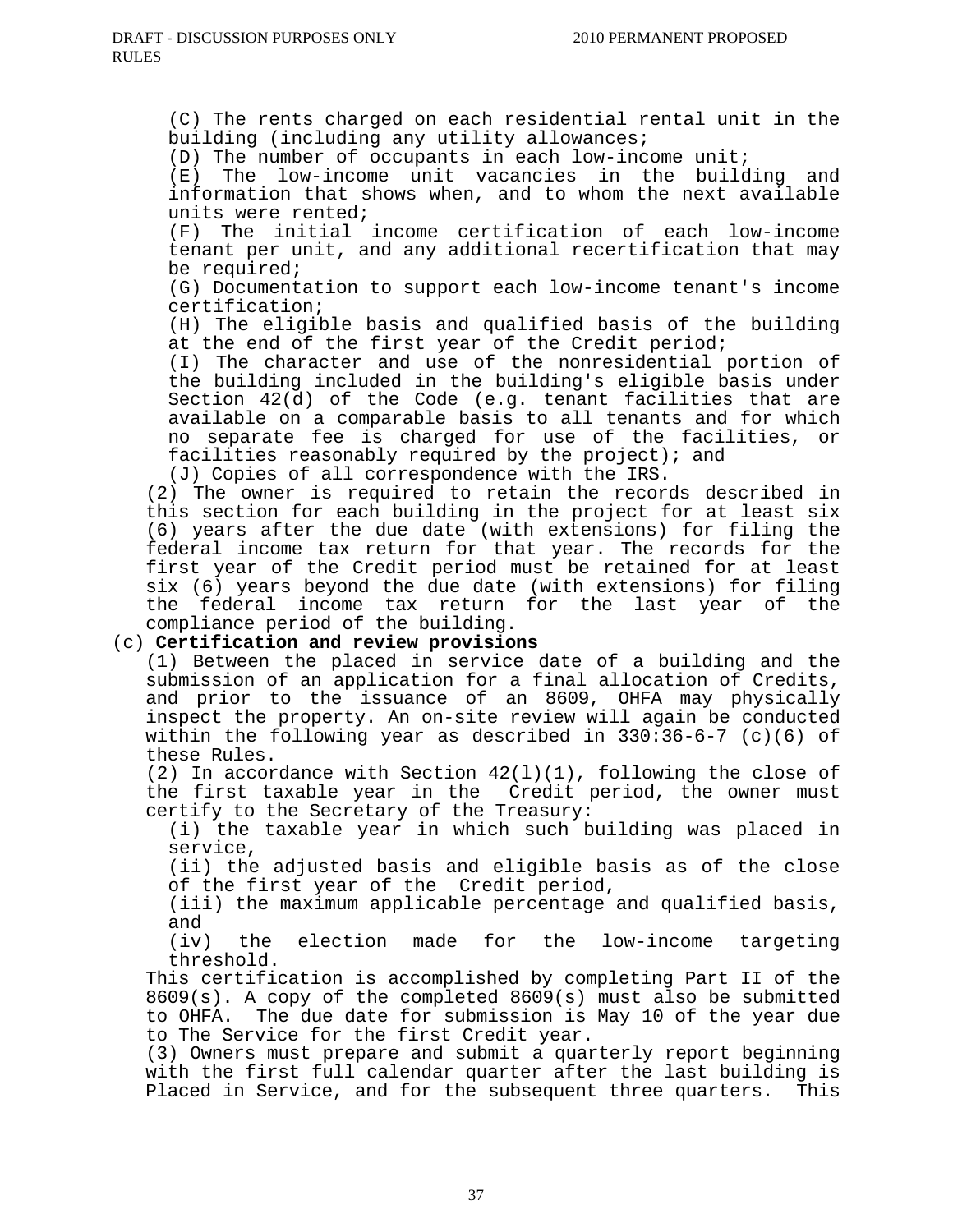(C) The rents charged on each residential rental unit in the building (including any utility allowances;

(D) The number of occupants in each low-income unit;

(E) The low-income unit vacancies in the building and information that shows when, and to whom the next available units were rented;

(F) The initial income certification of each low-income tenant per unit, and any additional recertification that may be required;

(G) Documentation to support each low-income tenant's income certification;

(H) The eligible basis and qualified basis of the building at the end of the first year of the Credit period;

(I) The character and use of the nonresidential portion of the building included in the building's eligible basis under Section 42(d) of the Code (e.g. tenant facilities that are available on a comparable basis to all tenants and for which no separate fee is charged for use of the facilities, or facilities reasonably required by the project); and

(J) Copies of all correspondence with the IRS.

(2) The owner is required to retain the records described in this section for each building in the project for at least six (6) years after the due date (with extensions) for filing the federal income tax return for that year. The records for the first year of the Credit period must be retained for at least six (6) years beyond the due date (with extensions) for filing the federal income tax return for the last year of the compliance period of the building.

(c) **Certification and review provisions**

(1) Between the placed in service date of a building and the submission of an application for a final allocation of Credits, and prior to the issuance of an 8609, OHFA may physically inspect the property. An on-site review will again be conducted within the following year as described in 330:36-6-7 (c)(6) of these Rules.

(2) In accordance with Section 42(l)(1), following the close of the first taxable year in the Credit period, the owner must certify to the Secretary of the Treasury:

(i) the taxable year in which such building was placed in service,

(ii) the adjusted basis and eligible basis as of the close of the first year of the Credit period,

(iii) the maximum applicable percentage and qualified basis, and

(iv) the election made for the low-income targeting threshold.

This certification is accomplished by completing Part II of the 8609(s). A copy of the completed 8609(s) must also be submitted to OHFA. The due date for submission is May 10 of the year due to The Service for the first Credit year.

(3) Owners must prepare and submit a quarterly report beginning with the first full calendar quarter after the last building is Placed in Service, and for the subsequent three quarters. This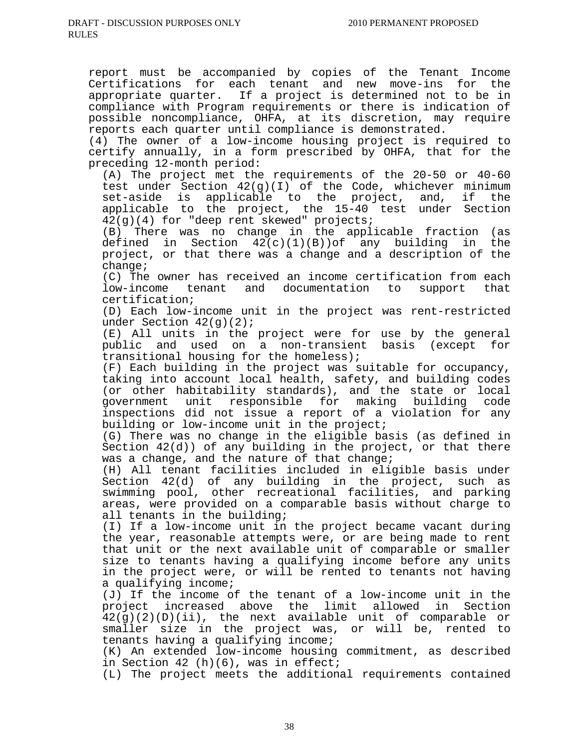report must be accompanied by copies of the Tenant Income Certifications for each tenant and new move-ins for the appropriate quarter. If a project is determined not to be in compliance with Program requirements or there is indication of possible noncompliance, OHFA, at its discretion, may require reports each quarter until compliance is demonstrated.

(4) The owner of a low-income housing project is required to certify annually, in a form prescribed by OHFA, that for the preceding 12-month period:

(A) The project met the requirements of the 20-50 or 40-60 test under Section 42(g)(I) of the Code, whichever minimum set-aside is applicable to the project, and, if the applicable to the project, the 15-40 test under Section 42(g)(4) for "deep rent skewed" projects;

(B) There was no change in the applicable fraction (as defined in Section 42(c)(1)(B))of any building in the project, or that there was a change and a description of the change;

(C) The owner has received an income certification from each low-income tenant and documentation to support that certification;

(D) Each low-income unit in the project was rent-restricted under Section 42(g)(2);

(E) All units in the project were for use by the general public and used on a non-transient basis (except for transitional housing for the homeless);

(F) Each building in the project was suitable for occupancy, taking into account local health, safety, and building codes (or other habitability standards), and the state or local government unit responsible for making building code inspections did not issue a report of a violation for any building or low-income unit in the project;

(G) There was no change in the eligible basis (as defined in Section 42(d)) of any building in the project, or that there was a change, and the nature of that change;

(H) All tenant facilities included in eligible basis under Section 42(d) of any building in the project, such as swimming pool, other recreational facilities, and parking areas, were provided on a comparable basis without charge to all tenants in the building;

(I) If a low-income unit in the project became vacant during the year, reasonable attempts were, or are being made to rent that unit or the next available unit of comparable or smaller size to tenants having a qualifying income before any units in the project were, or will be rented to tenants not having a qualifying income;

(J) If the income of the tenant of a low-income unit in the project increased above the limit allowed in Section 42(g)(2)(D)(ii), the next available unit of comparable or smaller size in the project was, or will be, rented to tenants having a qualifying income;

(K) An extended low-income housing commitment, as described in Section 42 (h)(6), was in effect;

(L) The project meets the additional requirements contained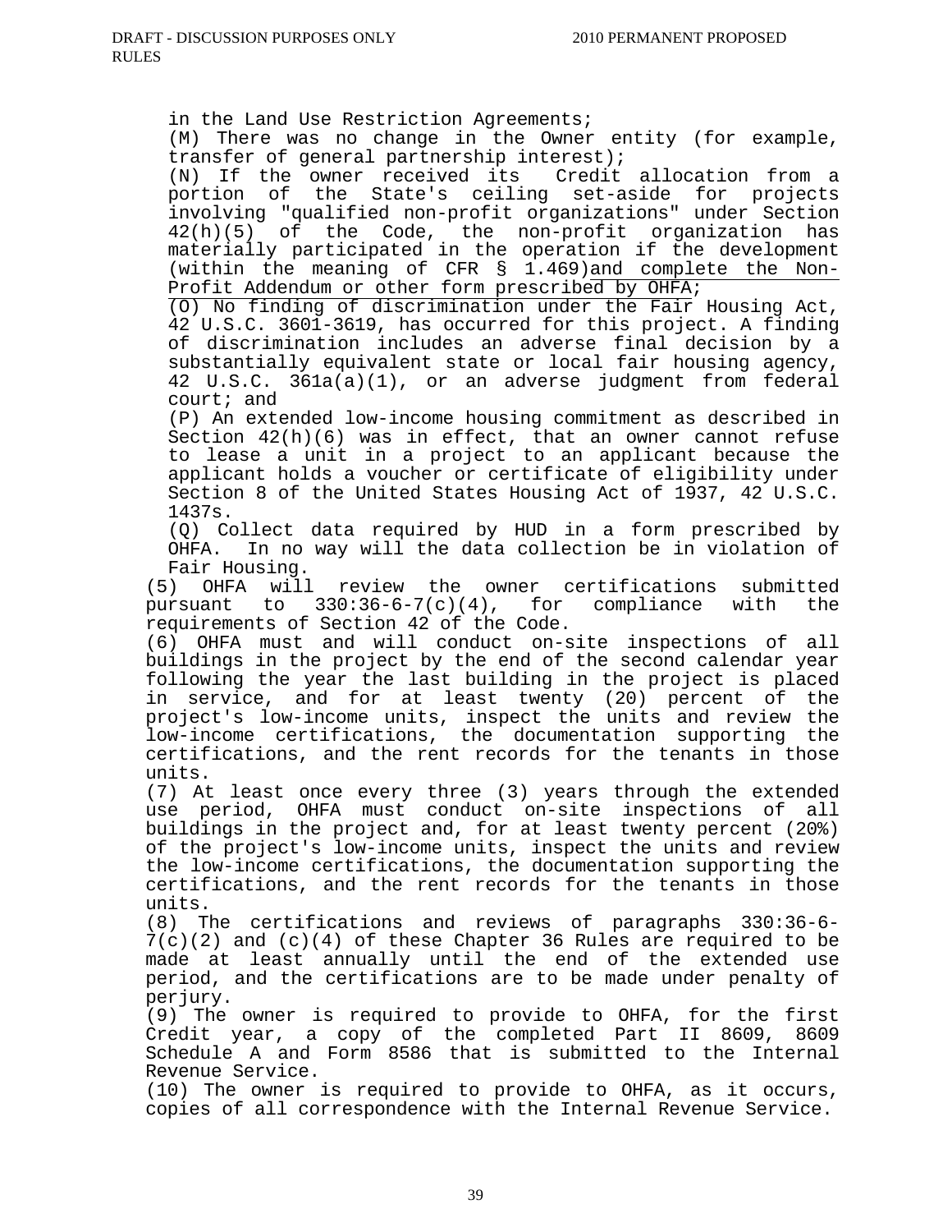in the Land Use Restriction Agreements;

(M) There was no change in the Owner entity (for example, transfer of general partnership interest);

(N) If the owner received its Credit allocation from a portion of the State's ceiling set-aside for projects involving "qualified non-profit organizations" under Section 42(h)(5) of the Code, the non-profit organization has materially participated in the operation if the development (within the meaning of CFR § 1.469)and complete the Non-Profit Addendum or other form prescribed by OHFA;

(O) No finding of discrimination under the Fair Housing Act, 42 U.S.C. 3601-3619, has occurred for this project. A finding of discrimination includes an adverse final decision by a substantially equivalent state or local fair housing agency, 42 U.S.C. 361a(a)(1), or an adverse judgment from federal court; and

(P) An extended low-income housing commitment as described in Section 42(h)(6) was in effect, that an owner cannot refuse to lease a unit in a project to an applicant because the applicant holds a voucher or certificate of eligibility under Section 8 of the United States Housing Act of 1937, 42 U.S.C. 1437s.

(Q) Collect data required by HUD in a form prescribed by OHFA. In no way will the data collection be in violation of Fair Housing.

(5) OHFA will review the owner certifications submitted pursuant to 330:36-6-7(c)(4), for compliance with the requirements of Section 42 of the Code.

(6) OHFA must and will conduct on-site inspections of all buildings in the project by the end of the second calendar year following the year the last building in the project is placed in service, and for at least twenty (20) percent of the project's low-income units, inspect the units and review the low-income certifications, the documentation supporting the certifications, and the rent records for the tenants in those units.

(7) At least once every three (3) years through the extended use period, OHFA must conduct on-site inspections of all buildings in the project and, for at least twenty percent (20%) of the project's low-income units, inspect the units and review the low-income certifications, the documentation supporting the certifications, and the rent records for the tenants in those units.

(8) The certifications and reviews of paragraphs 330:36-6-7(c)(2) and (c)(4) of these Chapter 36 Rules are required to be made at least annually until the end of the extended use period, and the certifications are to be made under penalty of perjury.

(9) The owner is required to provide to OHFA, for the first Credit year, a copy of the completed Part II 8609, 8609 Schedule A and Form 8586 that is submitted to the Internal Revenue Service.

(10) The owner is required to provide to OHFA, as it occurs, copies of all correspondence with the Internal Revenue Service.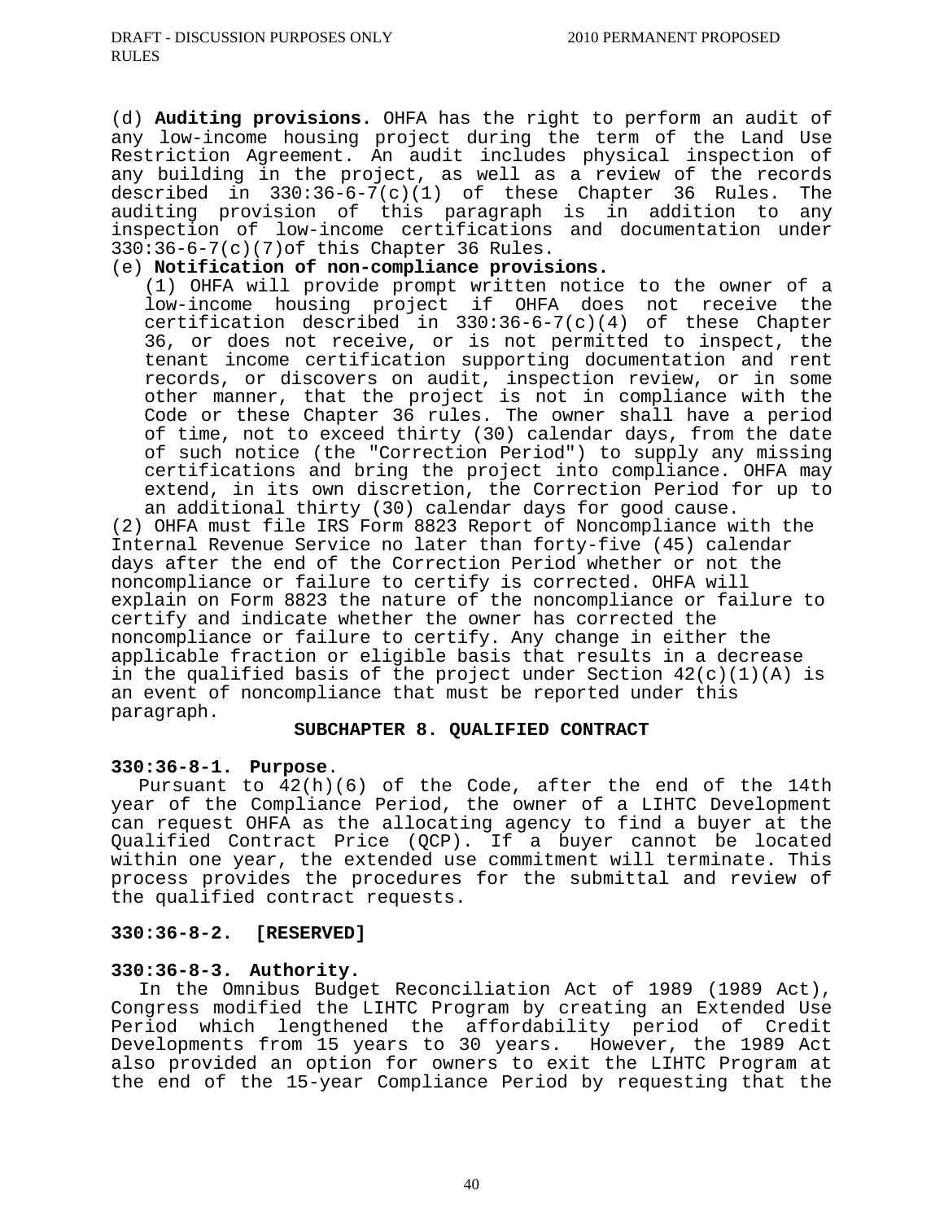(d) **Auditing provisions.** OHFA has the right to perform an audit of any low-income housing project during the term of the Land Use Restriction Agreement. An audit includes physical inspection of any building in the project, as well as a review of the records described in 330:36-6-7(c)(1) of these Chapter 36 Rules. The auditing provision of this paragraph is in addition to any inspection of low-income certifications and documentation under 330:36-6-7(c)(7)of this Chapter 36 Rules.

(e) **Notification of non-compliance provisions.**

(1) OHFA will provide prompt written notice to the owner of a low-income housing project if OHFA does not receive the certification described in 330:36-6-7(c)(4) of these Chapter 36, or does not receive, or is not permitted to inspect, the tenant income certification supporting documentation and rent records, or discovers on audit, inspection review, or in some other manner, that the project is not in compliance with the Code or these Chapter 36 rules. The owner shall have a period of time, not to exceed thirty (30) calendar days, from the date of such notice (the "Correction Period") to supply any missing certifications and bring the project into compliance. OHFA may extend, in its own discretion, the Correction Period for up to an additional thirty (30) calendar days for good cause.

(2) OHFA must file IRS Form 8823 Report of Noncompliance with the Internal Revenue Service no later than forty-five (45) calendar days after the end of the Correction Period whether or not the noncompliance or failure to certify is corrected. OHFA will explain on Form 8823 the nature of the noncompliance or failure to certify and indicate whether the owner has corrected the noncompliance or failure to certify. Any change in either the applicable fraction or eligible basis that results in a decrease in the qualified basis of the project under Section 42(c)(1)(A) is an event of noncompliance that must be reported under this paragraph.

## SUBCHAPTER 8. QUALIFIED CONTRACT

**330:36-8-1. Purpose.**

Pursuant to 42(h)(6) of the Code, after the end of the 14th year of the Compliance Period, the owner of a LIHTC Development can request OHFA as the allocating agency to find a buyer at the Qualified Contract Price (QCP). If a buyer cannot be located within one year, the extended use commitment will terminate. This process provides the procedures for the submittal and review of the qualified contract requests.

**330:36-8-2. [RESERVED]**

**330:36-8-3. Authority.**

In the Omnibus Budget Reconciliation Act of 1989 (1989 Act), Congress modified the LIHTC Program by creating an Extended Use Period which lengthened the affordability period of Credit Developments from 15 years to 30 years. However, the 1989 Act also provided an option for owners to exit the LIHTC Program at the end of the 15-year Compliance Period by requesting that the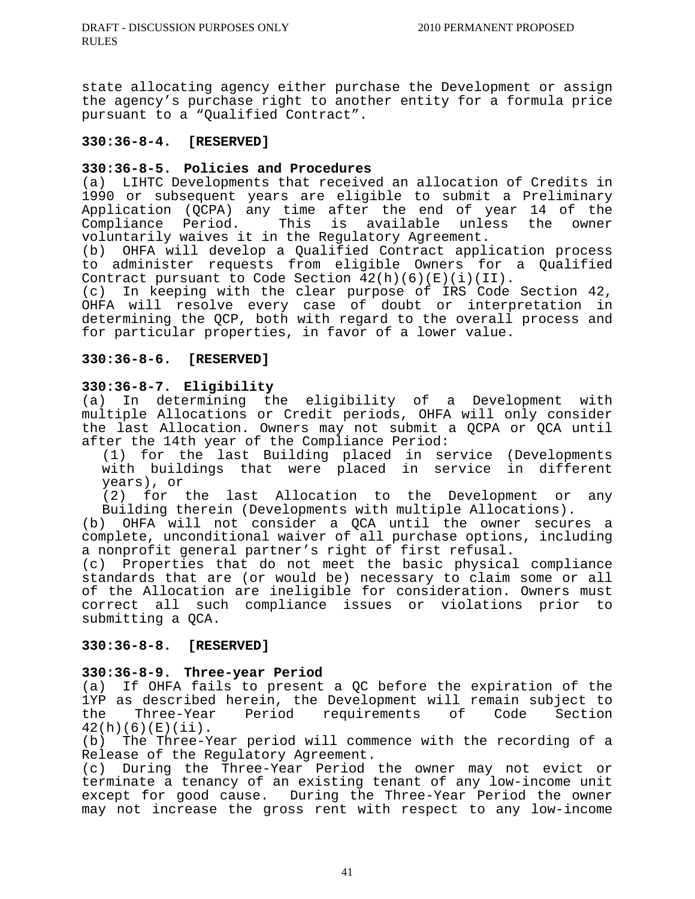state allocating agency either purchase the Development or assign the agency's purchase right to another entity for a formula price pursuant to a "Qualified Contract".

**330:36-8-4. [RESERVED]**

**330:36-8-5. Policies and Procedures**

(a) LIHTC Developments that received an allocation of Credits in 1990 or subsequent years are eligible to submit a Preliminary Application (QCPA) any time after the end of year 14 of the Compliance Period. This is available unless the owner voluntarily waives it in the Regulatory Agreement.

(b) OHFA will develop a Qualified Contract application process to administer requests from eligible Owners for a Qualified Contract pursuant to Code Section 42(h)(6)(E)(i)(II).

(c) In keeping with the clear purpose of IRS Code Section 42, OHFA will resolve every case of doubt or interpretation in determining the QCP, both with regard to the overall process and for particular properties, in favor of a lower value.

**330:36-8-6. [RESERVED]**

**330:36-8-7. Eligibility**

(a) In determining the eligibility of a Development with multiple Allocations or Credit periods, OHFA will only consider the last Allocation. Owners may not submit a QCPA or QCA until after the 14th year of the Compliance Period:

(1) for the last Building placed in service (Developments with buildings that were placed in service in different years), or

(2) for the last Allocation to the Development or any Building therein (Developments with multiple Allocations).

(b) OHFA will not consider a QCA until the owner secures a complete, unconditional waiver of all purchase options, including a nonprofit general partner's right of first refusal.

(c) Properties that do not meet the basic physical compliance standards that are (or would be) necessary to claim some or all of the Allocation are ineligible for consideration. Owners must correct all such compliance issues or violations prior to submitting a QCA.

**330:36-8-8. [RESERVED]**

**330:36-8-9. Three-year Period**

(a) If OHFA fails to present a QC before the expiration of the 1YP as described herein, the Development will remain subject to the Three-Year Period requirements of Code Section 42(h)(6)(E)(ii).

(b) The Three-Year period will commence with the recording of a Release of the Regulatory Agreement.

(c) During the Three-Year Period the owner may not evict or terminate a tenancy of an existing tenant of any low-income unit except for good cause. During the Three-Year Period the owner may not increase the gross rent with respect to any low-income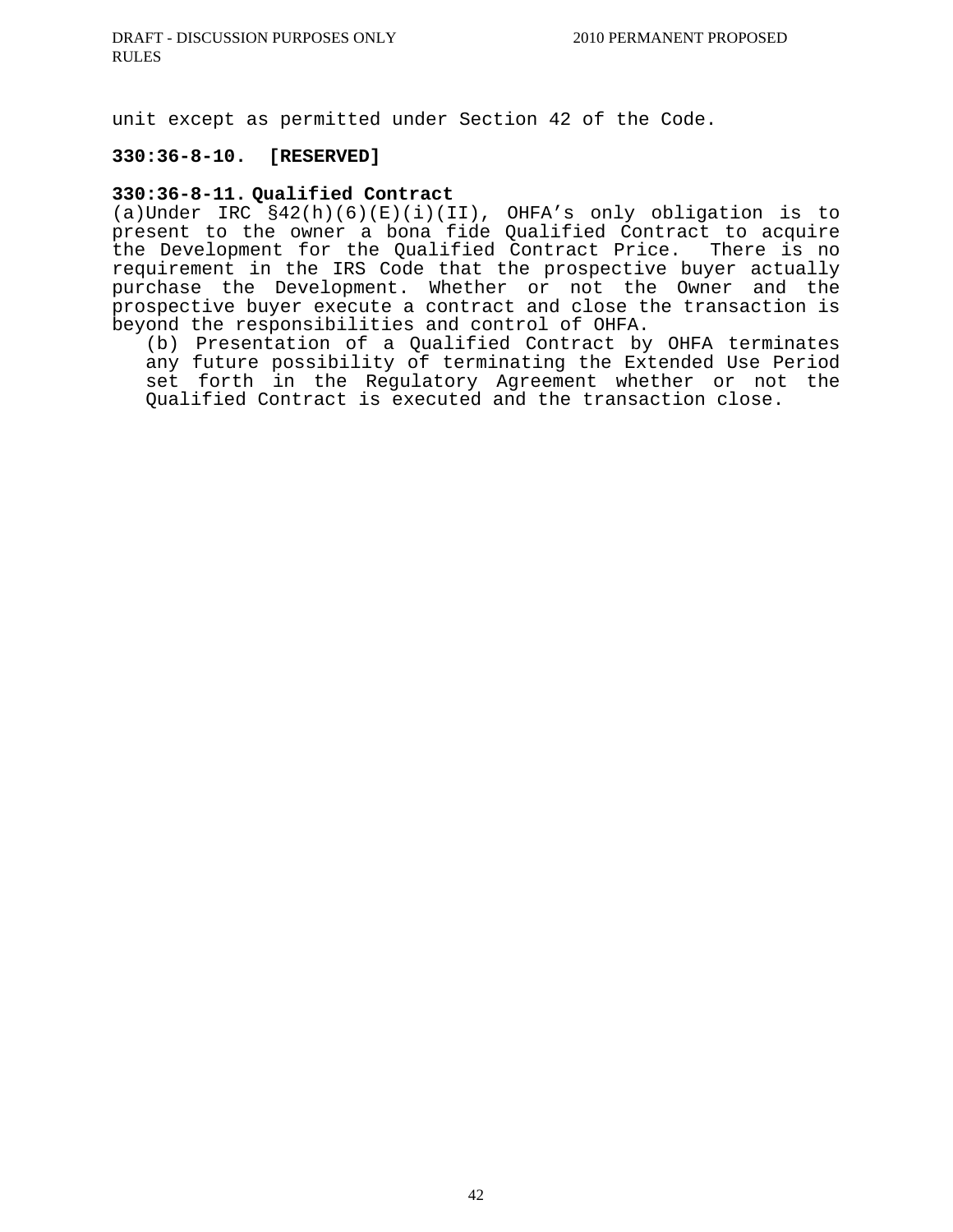unit except as permitted under Section 42 of the Code.

**330:36-8-10. [RESERVED]**

**330:36-8-11. Qualified Contract**

(a)Under IRC §42(h)(6)(E)(i)(II), OHFA's only obligation is to present to the owner a bona fide Qualified Contract to acquire the Development for the Qualified Contract Price. There is no requirement in the IRS Code that the prospective buyer actually purchase the Development. Whether or not the Owner and the prospective buyer execute a contract and close the transaction is beyond the responsibilities and control of OHFA.

(b) Presentation of a Qualified Contract by OHFA terminates any future possibility of terminating the Extended Use Period set forth in the Regulatory Agreement whether or not the Qualified Contract is executed and the transaction close.